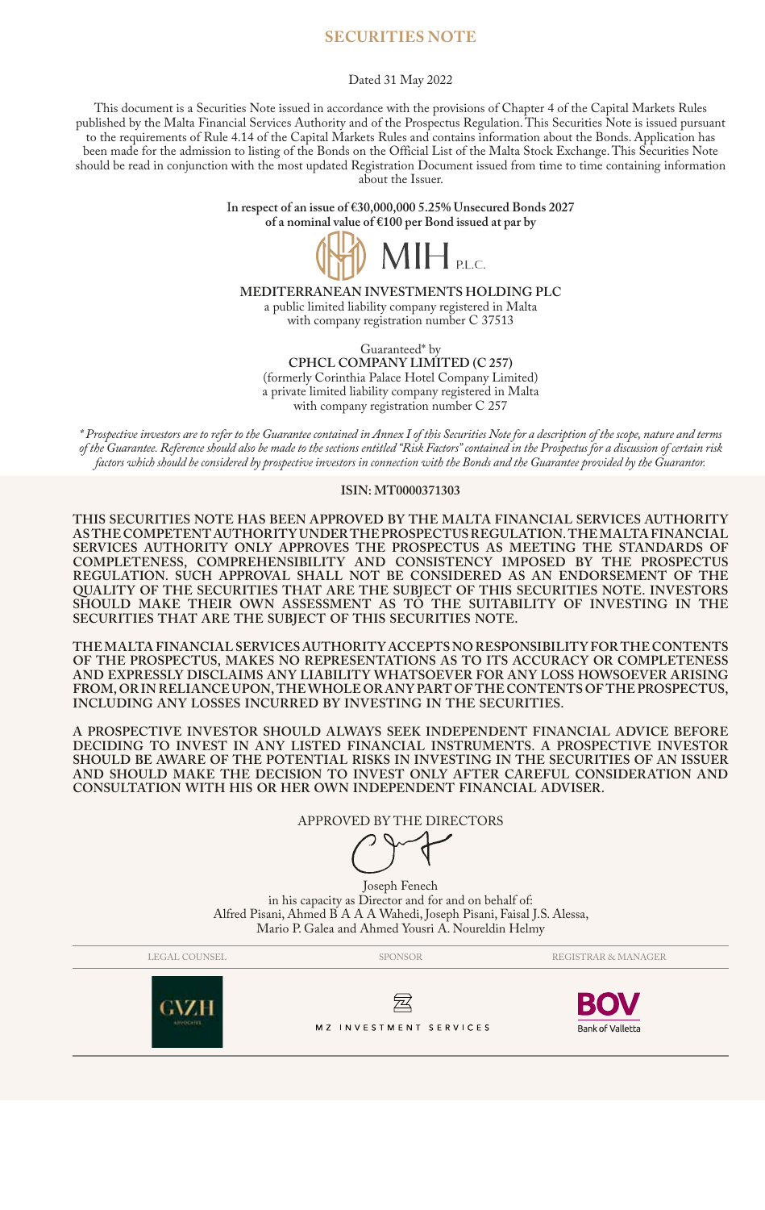# SECURITIES NOTE

Dated 31 May 2022

This document is a Securities Note issued in accordance with the provisions of Chapter 4 of the Capital Markets Rules published by the Malta Financial Services Authority and of the Prospectus Regulation. This Securities Note is issued pursuant to the requirements of Rule 4.14 of the Capital Markets Rules and contains information about the Bonds. Application has been made for the admission to listing of the Bonds on the Official List of the Malta Stock Exchange. This Securities Note should be read in conjunction with the most updated Registration Document issued from time to time containing information about the Issuer.

**In respect of an issue of €30,000,000 5.25% Unsecured Bonds 2027**
**of a nominal value of €100 per Bond issued at par by**

MIH P.L.C.

**MEDITERRANEAN INVESTMENTS HOLDING PLC**
a public limited liability company registered in Malta
with company registration number C 37513

Guaranteed* by
**CPHCL COMPANY LIMITED (C 257)**
(formerly Corinthia Palace Hotel Company Limited)
a private limited liability company registered in Malta
with company registration number C 257

*\* Prospective investors are to refer to the Guarantee contained in Annex I of this Securities Note for a description of the scope, nature and terms of the Guarantee. Reference should also be made to the sections entitled "Risk Factors" contained in the Prospectus for a discussion of certain risk factors which should be considered by prospective investors in connection with the Bonds and the Guarantee provided by the Guarantor.*

**ISIN: MT0000371303**

**THIS SECURITIES NOTE HAS BEEN APPROVED BY THE MALTA FINANCIAL SERVICES AUTHORITY AS THE COMPETENT AUTHORITY UNDER THE PROSPECTUS REGULATION. THE MALTA FINANCIAL SERVICES AUTHORITY ONLY APPROVES THE PROSPECTUS AS MEETING THE STANDARDS OF COMPLETENESS, COMPREHENSIBILITY AND CONSISTENCY IMPOSED BY THE PROSPECTUS REGULATION. SUCH APPROVAL SHALL NOT BE CONSIDERED AS AN ENDORSEMENT OF THE QUALITY OF THE SECURITIES THAT ARE THE SUBJECT OF THIS SECURITIES NOTE. INVESTORS SHOULD MAKE THEIR OWN ASSESSMENT AS TO THE SUITABILITY OF INVESTING IN THE SECURITIES THAT ARE THE SUBJECT OF THIS SECURITIES NOTE.**

**THE MALTA FINANCIAL SERVICES AUTHORITY ACCEPTS NO RESPONSIBILITY FOR THE CONTENTS OF THE PROSPECTUS, MAKES NO REPRESENTATIONS AS TO ITS ACCURACY OR COMPLETENESS AND EXPRESSLY DISCLAIMS ANY LIABILITY WHATSOEVER FOR ANY LOSS HOWSOEVER ARISING FROM, OR IN RELIANCE UPON, THE WHOLE OR ANY PART OF THE CONTENTS OF THE PROSPECTUS, INCLUDING ANY LOSSES INCURRED BY INVESTING IN THE SECURITIES.**

**A PROSPECTIVE INVESTOR SHOULD ALWAYS SEEK INDEPENDENT FINANCIAL ADVICE BEFORE DECIDING TO INVEST IN ANY LISTED FINANCIAL INSTRUMENTS. A PROSPECTIVE INVESTOR SHOULD BE AWARE OF THE POTENTIAL RISKS IN INVESTING IN THE SECURITIES OF AN ISSUER AND SHOULD MAKE THE DECISION TO INVEST ONLY AFTER CAREFUL CONSIDERATION AND CONSULTATION WITH HIS OR HER OWN INDEPENDENT FINANCIAL ADVISER.**

APPROVED BY THE DIRECTORS

Joseph Fenech
in his capacity as Director and for and on behalf of:
Alfred Pisani, Ahmed B A A A Wahedi, Joseph Pisani, Faisal J.S. Alessa,
Mario P. Galea and Ahmed Yousri A. Noureldin Helmy

| LEGAL COUNSEL | SPONSOR | REGISTRAR & MANAGER |
|---|---|---|
| GVZH ADVOCATES | MZ INVESTMENT SERVICES | BOV Bank of Valletta |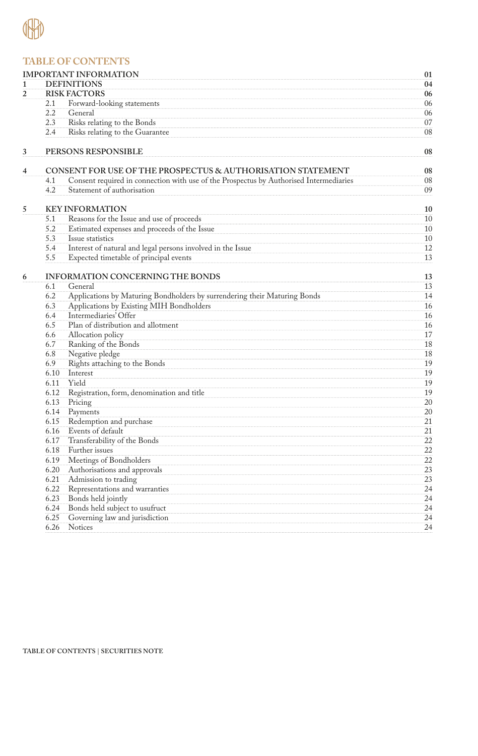# TABLE OF CONTENTS

| | | | |
|---|---|---|---|
| | IMPORTANT INFORMATION | | 01 |
| 1 | DEFINITIONS | | 04 |
| 2 | RISK FACTORS | | 06 |
| | 2.1 | Forward-looking statements | 06 |
| | 2.2 | General | 06 |
| | 2.3 | Risks relating to the Bonds | 07 |
| | 2.4 | Risks relating to the Guarantee | 08 |
| 3 | PERSONS RESPONSIBLE | | 08 |
| 4 | CONSENT FOR USE OF THE PROSPECTUS & AUTHORISATION STATEMENT | | 08 |
| | 4.1 | Consent required in connection with use of the Prospectus by Authorised Intermediaries | 08 |
| | 4.2 | Statement of authorisation | 09 |
| 5 | KEY INFORMATION | | 10 |
| | 5.1 | Reasons for the Issue and use of proceeds | 10 |
| | 5.2 | Estimated expenses and proceeds of the Issue | 10 |
| | 5.3 | Issue statistics | 10 |
| | 5.4 | Interest of natural and legal persons involved in the Issue | 12 |
| | 5.5 | Expected timetable of principal events | 13 |
| 6 | INFORMATION CONCERNING THE BONDS | | 13 |
| | 6.1 | General | 13 |
| | 6.2 | Applications by Maturing Bondholders by surrendering their Maturing Bonds | 14 |
| | 6.3 | Applications by Existing MIH Bondholders | 16 |
| | 6.4 | Intermediaries' Offer | 16 |
| | 6.5 | Plan of distribution and allotment | 16 |
| | 6.6 | Allocation policy | 17 |
| | 6.7 | Ranking of the Bonds | 18 |
| | 6.8 | Negative pledge | 18 |
| | 6.9 | Rights attaching to the Bonds | 19 |
| | 6.10 | Interest | 19 |
| | 6.11 | Yield | 19 |
| | 6.12 | Registration, form, denomination and title | 19 |
| | 6.13 | Pricing | 20 |
| | 6.14 | Payments | 20 |
| | 6.15 | Redemption and purchase | 21 |
| | 6.16 | Events of default | 21 |
| | 6.17 | Transferability of the Bonds | 22 |
| | 6.18 | Further issues | 22 |
| | 6.19 | Meetings of Bondholders | 22 |
| | 6.20 | Authorisations and approvals | 23 |
| | 6.21 | Admission to trading | 23 |
| | 6.22 | Representations and warranties | 24 |
| | 6.23 | Bonds held jointly | 24 |
| | 6.24 | Bonds held subject to usufruct | 24 |
| | 6.25 | Governing law and jurisdiction | 24 |
| | 6.26 | Notices | 24 |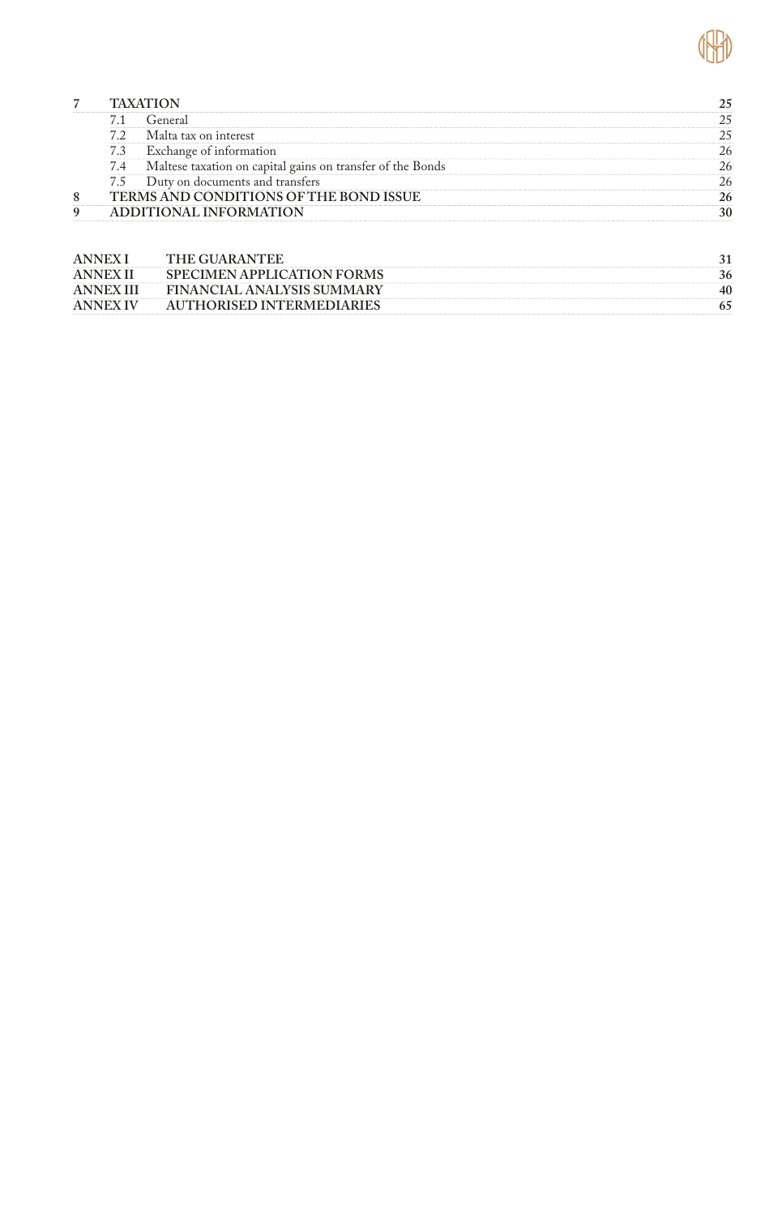| | | |
|---|---|---|
| **7** | **TAXATION** | **25** |
| 7.1 | General | 25 |
| 7.2 | Malta tax on interest | 25 |
| 7.3 | Exchange of information | 26 |
| 7.4 | Maltese taxation on capital gains on transfer of the Bonds | 26 |
| 7.5 | Duty on documents and transfers | 26 |
| **8** | **TERMS AND CONDITIONS OF THE BOND ISSUE** | **26** |
| **9** | **ADDITIONAL INFORMATION** | **30** |

| | | |
|---|---|---|
| **ANNEX I** | **THE GUARANTEE** | **31** |
| **ANNEX II** | **SPECIMEN APPLICATION FORMS** | **36** |
| **ANNEX III** | **FINANCIAL ANALYSIS SUMMARY** | **40** |
| **ANNEX IV** | **AUTHORISED INTERMEDIARIES** | **65** |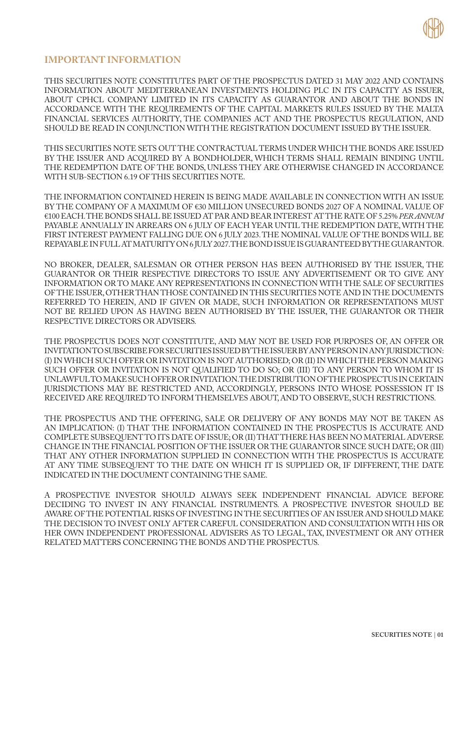## IMPORTANT INFORMATION

THIS SECURITIES NOTE CONSTITUTES PART OF THE PROSPECTUS DATED 31 MAY 2022 AND CONTAINS INFORMATION ABOUT MEDITERRANEAN INVESTMENTS HOLDING PLC IN ITS CAPACITY AS ISSUER, ABOUT CPHCL COMPANY LIMITED IN ITS CAPACITY AS GUARANTOR AND ABOUT THE BONDS IN ACCORDANCE WITH THE REQUIREMENTS OF THE CAPITAL MARKETS RULES ISSUED BY THE MALTA FINANCIAL SERVICES AUTHORITY, THE COMPANIES ACT AND THE PROSPECTUS REGULATION, AND SHOULD BE READ IN CONJUNCTION WITH THE REGISTRATION DOCUMENT ISSUED BY THE ISSUER.

THIS SECURITIES NOTE SETS OUT THE CONTRACTUAL TERMS UNDER WHICH THE BONDS ARE ISSUED BY THE ISSUER AND ACQUIRED BY A BONDHOLDER, WHICH TERMS SHALL REMAIN BINDING UNTIL THE REDEMPTION DATE OF THE BONDS, UNLESS THEY ARE OTHERWISE CHANGED IN ACCORDANCE WITH SUB-SECTION 6.19 OF THIS SECURITIES NOTE.

THE INFORMATION CONTAINED HEREIN IS BEING MADE AVAILABLE IN CONNECTION WITH AN ISSUE BY THE COMPANY OF A MAXIMUM OF €30 MILLION UNSECURED BONDS 2027 OF A NOMINAL VALUE OF €100 EACH. THE BONDS SHALL BE ISSUED AT PAR AND BEAR INTEREST AT THE RATE OF 5.25% *PER ANNUM* PAYABLE ANNUALLY IN ARREARS ON 6 JULY OF EACH YEAR UNTIL THE REDEMPTION DATE, WITH THE FIRST INTEREST PAYMENT FALLING DUE ON 6 JULY 2023. THE NOMINAL VALUE OF THE BONDS WILL BE REPAYABLE IN FULL AT MATURITY ON 6 JULY 2027. THE BOND ISSUE IS GUARANTEED BY THE GUARANTOR.

NO BROKER, DEALER, SALESMAN OR OTHER PERSON HAS BEEN AUTHORISED BY THE ISSUER, THE GUARANTOR OR THEIR RESPECTIVE DIRECTORS TO ISSUE ANY ADVERTISEMENT OR TO GIVE ANY INFORMATION OR TO MAKE ANY REPRESENTATIONS IN CONNECTION WITH THE SALE OF SECURITIES OF THE ISSUER, OTHER THAN THOSE CONTAINED IN THIS SECURITIES NOTE AND IN THE DOCUMENTS REFERRED TO HEREIN, AND IF GIVEN OR MADE, SUCH INFORMATION OR REPRESENTATIONS MUST NOT BE RELIED UPON AS HAVING BEEN AUTHORISED BY THE ISSUER, THE GUARANTOR OR THEIR RESPECTIVE DIRECTORS OR ADVISERS.

THE PROSPECTUS DOES NOT CONSTITUTE, AND MAY NOT BE USED FOR PURPOSES OF, AN OFFER OR INVITATION TO SUBSCRIBE FOR SECURITIES ISSUED BY THE ISSUER BY ANY PERSON IN ANY JURISDICTION: (I) IN WHICH SUCH OFFER OR INVITATION IS NOT AUTHORISED; OR (II) IN WHICH THE PERSON MAKING SUCH OFFER OR INVITATION IS NOT QUALIFIED TO DO SO; OR (III) TO ANY PERSON TO WHOM IT IS UNLAWFUL TO MAKE SUCH OFFER OR INVITATION. THE DISTRIBUTION OF THE PROSPECTUS IN CERTAIN JURISDICTIONS MAY BE RESTRICTED AND, ACCORDINGLY, PERSONS INTO WHOSE POSSESSION IT IS RECEIVED ARE REQUIRED TO INFORM THEMSELVES ABOUT, AND TO OBSERVE, SUCH RESTRICTIONS.

THE PROSPECTUS AND THE OFFERING, SALE OR DELIVERY OF ANY BONDS MAY NOT BE TAKEN AS AN IMPLICATION: (I) THAT THE INFORMATION CONTAINED IN THE PROSPECTUS IS ACCURATE AND COMPLETE SUBSEQUENT TO ITS DATE OF ISSUE; OR (II) THAT THERE HAS BEEN NO MATERIAL ADVERSE CHANGE IN THE FINANCIAL POSITION OF THE ISSUER OR THE GUARANTOR SINCE SUCH DATE; OR (III) THAT ANY OTHER INFORMATION SUPPLIED IN CONNECTION WITH THE PROSPECTUS IS ACCURATE AT ANY TIME SUBSEQUENT TO THE DATE ON WHICH IT IS SUPPLIED OR, IF DIFFERENT, THE DATE INDICATED IN THE DOCUMENT CONTAINING THE SAME.

A PROSPECTIVE INVESTOR SHOULD ALWAYS SEEK INDEPENDENT FINANCIAL ADVICE BEFORE DECIDING TO INVEST IN ANY FINANCIAL INSTRUMENTS. A PROSPECTIVE INVESTOR SHOULD BE AWARE OF THE POTENTIAL RISKS OF INVESTING IN THE SECURITIES OF AN ISSUER AND SHOULD MAKE THE DECISION TO INVEST ONLY AFTER CAREFUL CONSIDERATION AND CONSULTATION WITH HIS OR HER OWN INDEPENDENT PROFESSIONAL ADVISERS AS TO LEGAL, TAX, INVESTMENT OR ANY OTHER RELATED MATTERS CONCERNING THE BONDS AND THE PROSPECTUS.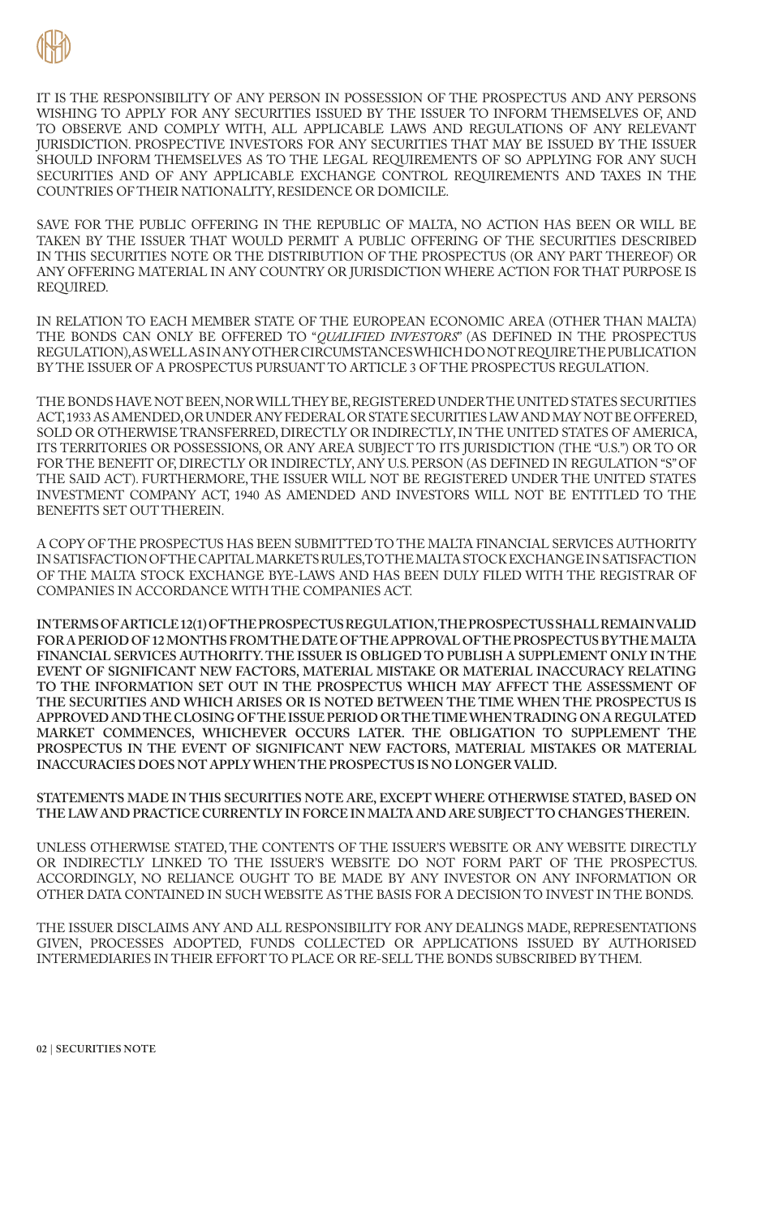IT IS THE RESPONSIBILITY OF ANY PERSON IN POSSESSION OF THE PROSPECTUS AND ANY PERSONS WISHING TO APPLY FOR ANY SECURITIES ISSUED BY THE ISSUER TO INFORM THEMSELVES OF, AND TO OBSERVE AND COMPLY WITH, ALL APPLICABLE LAWS AND REGULATIONS OF ANY RELEVANT JURISDICTION. PROSPECTIVE INVESTORS FOR ANY SECURITIES THAT MAY BE ISSUED BY THE ISSUER SHOULD INFORM THEMSELVES AS TO THE LEGAL REQUIREMENTS OF SO APPLYING FOR ANY SUCH SECURITIES AND OF ANY APPLICABLE EXCHANGE CONTROL REQUIREMENTS AND TAXES IN THE COUNTRIES OF THEIR NATIONALITY, RESIDENCE OR DOMICILE.

SAVE FOR THE PUBLIC OFFERING IN THE REPUBLIC OF MALTA, NO ACTION HAS BEEN OR WILL BE TAKEN BY THE ISSUER THAT WOULD PERMIT A PUBLIC OFFERING OF THE SECURITIES DESCRIBED IN THIS SECURITIES NOTE OR THE DISTRIBUTION OF THE PROSPECTUS (OR ANY PART THEREOF) OR ANY OFFERING MATERIAL IN ANY COUNTRY OR JURISDICTION WHERE ACTION FOR THAT PURPOSE IS REQUIRED.

IN RELATION TO EACH MEMBER STATE OF THE EUROPEAN ECONOMIC AREA (OTHER THAN MALTA) THE BONDS CAN ONLY BE OFFERED TO "*QUALIFIED INVESTORS*" (AS DEFINED IN THE PROSPECTUS REGULATION), AS WELL AS IN ANY OTHER CIRCUMSTANCES WHICH DO NOT REQUIRE THE PUBLICATION BY THE ISSUER OF A PROSPECTUS PURSUANT TO ARTICLE 3 OF THE PROSPECTUS REGULATION.

THE BONDS HAVE NOT BEEN, NOR WILL THEY BE, REGISTERED UNDER THE UNITED STATES SECURITIES ACT, 1933 AS AMENDED, OR UNDER ANY FEDERAL OR STATE SECURITIES LAW AND MAY NOT BE OFFERED, SOLD OR OTHERWISE TRANSFERRED, DIRECTLY OR INDIRECTLY, IN THE UNITED STATES OF AMERICA, ITS TERRITORIES OR POSSESSIONS, OR ANY AREA SUBJECT TO ITS JURISDICTION (THE "U.S.") OR TO OR FOR THE BENEFIT OF, DIRECTLY OR INDIRECTLY, ANY U.S. PERSON (AS DEFINED IN REGULATION "S" OF THE SAID ACT). FURTHERMORE, THE ISSUER WILL NOT BE REGISTERED UNDER THE UNITED STATES INVESTMENT COMPANY ACT, 1940 AS AMENDED AND INVESTORS WILL NOT BE ENTITLED TO THE BENEFITS SET OUT THEREIN.

A COPY OF THE PROSPECTUS HAS BEEN SUBMITTED TO THE MALTA FINANCIAL SERVICES AUTHORITY IN SATISFACTION OF THE CAPITAL MARKETS RULES, TO THE MALTA STOCK EXCHANGE IN SATISFACTION OF THE MALTA STOCK EXCHANGE BYE-LAWS AND HAS BEEN DULY FILED WITH THE REGISTRAR OF COMPANIES IN ACCORDANCE WITH THE COMPANIES ACT.

**IN TERMS OF ARTICLE 12(1) OF THE PROSPECTUS REGULATION, THE PROSPECTUS SHALL REMAIN VALID FOR A PERIOD OF 12 MONTHS FROM THE DATE OF THE APPROVAL OF THE PROSPECTUS BY THE MALTA FINANCIAL SERVICES AUTHORITY. THE ISSUER IS OBLIGED TO PUBLISH A SUPPLEMENT ONLY IN THE EVENT OF SIGNIFICANT NEW FACTORS, MATERIAL MISTAKE OR MATERIAL INACCURACY RELATING TO THE INFORMATION SET OUT IN THE PROSPECTUS WHICH MAY AFFECT THE ASSESSMENT OF THE SECURITIES AND WHICH ARISES OR IS NOTED BETWEEN THE TIME WHEN THE PROSPECTUS IS APPROVED AND THE CLOSING OF THE ISSUE PERIOD OR THE TIME WHEN TRADING ON A REGULATED MARKET COMMENCES, WHICHEVER OCCURS LATER. THE OBLIGATION TO SUPPLEMENT THE PROSPECTUS IN THE EVENT OF SIGNIFICANT NEW FACTORS, MATERIAL MISTAKES OR MATERIAL INACCURACIES DOES NOT APPLY WHEN THE PROSPECTUS IS NO LONGER VALID.**

**STATEMENTS MADE IN THIS SECURITIES NOTE ARE, EXCEPT WHERE OTHERWISE STATED, BASED ON THE LAW AND PRACTICE CURRENTLY IN FORCE IN MALTA AND ARE SUBJECT TO CHANGES THEREIN.**

UNLESS OTHERWISE STATED, THE CONTENTS OF THE ISSUER'S WEBSITE OR ANY WEBSITE DIRECTLY OR INDIRECTLY LINKED TO THE ISSUER'S WEBSITE DO NOT FORM PART OF THE PROSPECTUS. ACCORDINGLY, NO RELIANCE OUGHT TO BE MADE BY ANY INVESTOR ON ANY INFORMATION OR OTHER DATA CONTAINED IN SUCH WEBSITE AS THE BASIS FOR A DECISION TO INVEST IN THE BONDS.

THE ISSUER DISCLAIMS ANY AND ALL RESPONSIBILITY FOR ANY DEALINGS MADE, REPRESENTATIONS GIVEN, PROCESSES ADOPTED, FUNDS COLLECTED OR APPLICATIONS ISSUED BY AUTHORISED INTERMEDIARIES IN THEIR EFFORT TO PLACE OR RE-SELL THE BONDS SUBSCRIBED BY THEM.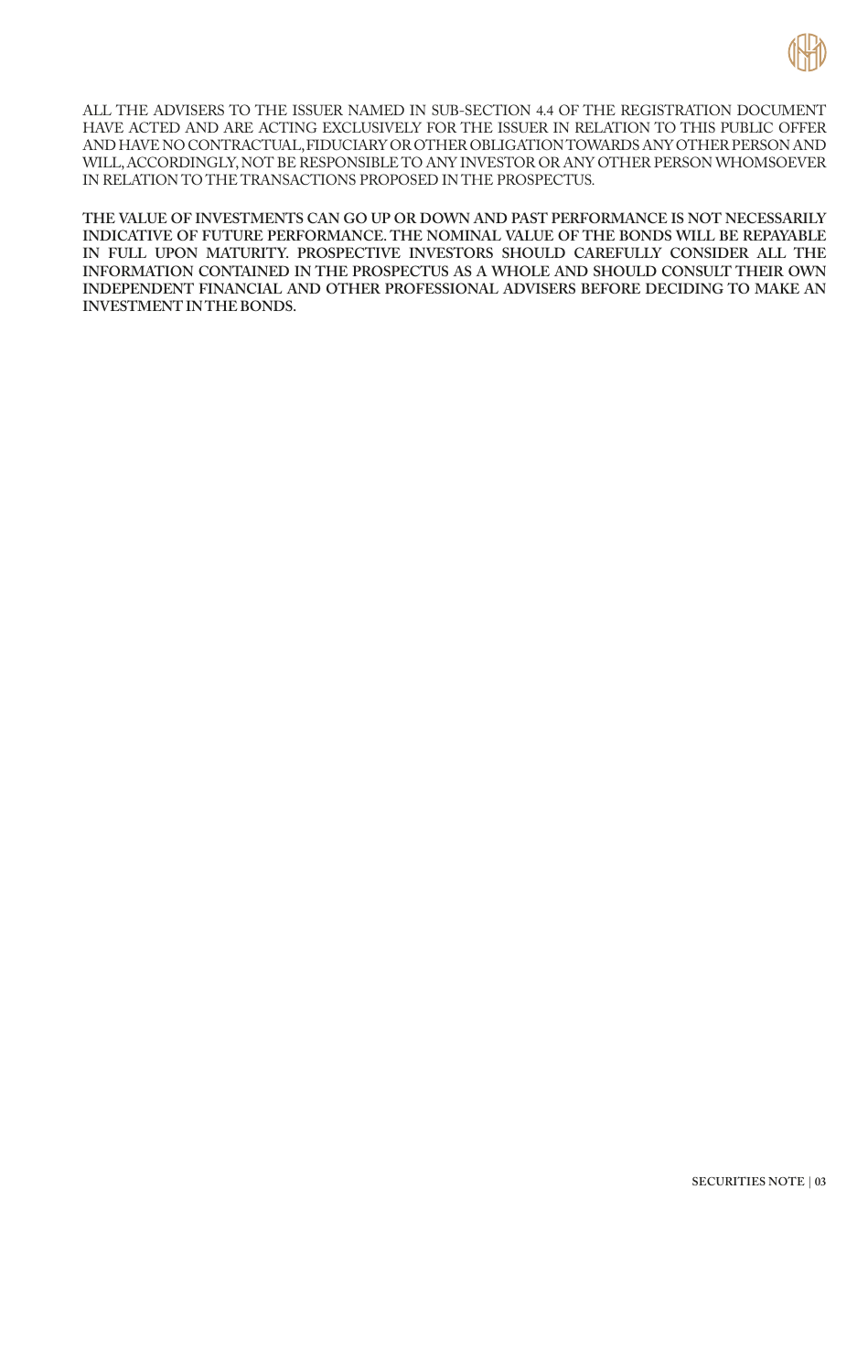ALL THE ADVISERS TO THE ISSUER NAMED IN SUB-SECTION 4.4 OF THE REGISTRATION DOCUMENT HAVE ACTED AND ARE ACTING EXCLUSIVELY FOR THE ISSUER IN RELATION TO THIS PUBLIC OFFER AND HAVE NO CONTRACTUAL, FIDUCIARY OR OTHER OBLIGATION TOWARDS ANY OTHER PERSON AND WILL, ACCORDINGLY, NOT BE RESPONSIBLE TO ANY INVESTOR OR ANY OTHER PERSON WHOMSOEVER IN RELATION TO THE TRANSACTIONS PROPOSED IN THE PROSPECTUS.

**THE VALUE OF INVESTMENTS CAN GO UP OR DOWN AND PAST PERFORMANCE IS NOT NECESSARILY INDICATIVE OF FUTURE PERFORMANCE. THE NOMINAL VALUE OF THE BONDS WILL BE REPAYABLE IN FULL UPON MATURITY. PROSPECTIVE INVESTORS SHOULD CAREFULLY CONSIDER ALL THE INFORMATION CONTAINED IN THE PROSPECTUS AS A WHOLE AND SHOULD CONSULT THEIR OWN INDEPENDENT FINANCIAL AND OTHER PROFESSIONAL ADVISERS BEFORE DECIDING TO MAKE AN INVESTMENT IN THE BONDS.**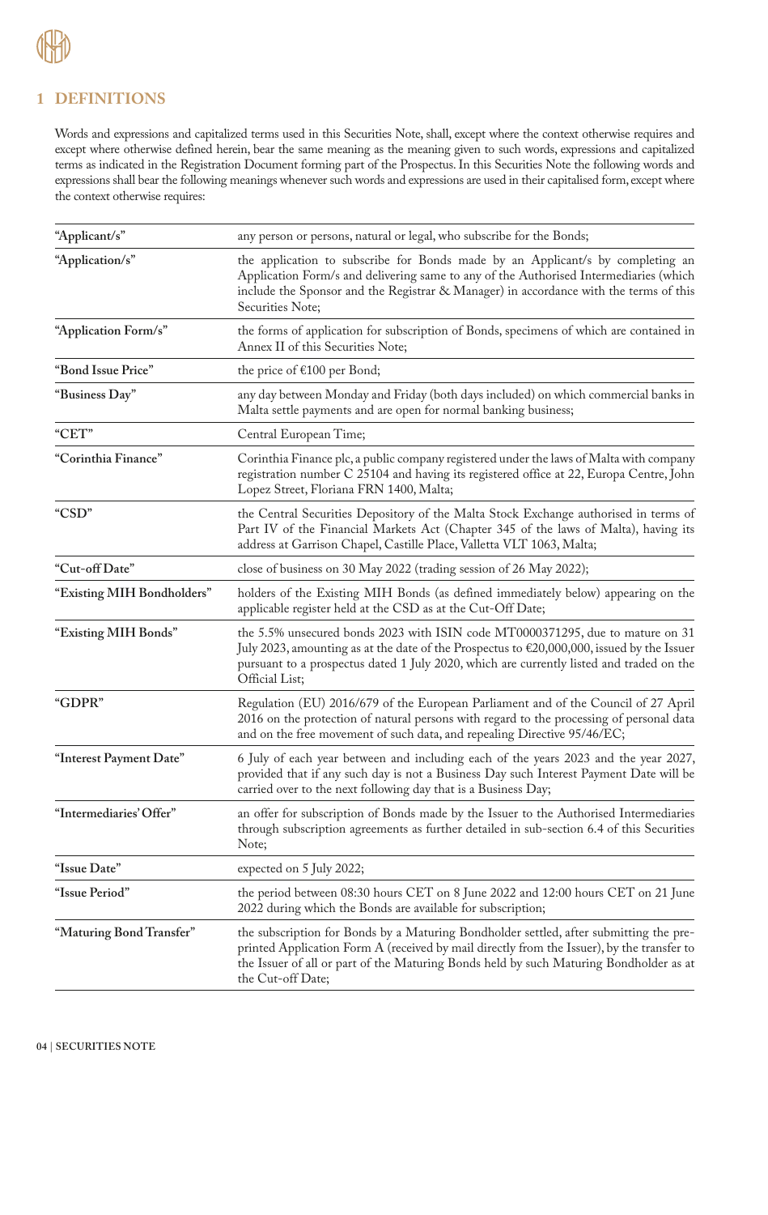# 1 DEFINITIONS

Words and expressions and capitalized terms used in this Securities Note, shall, except where the context otherwise requires and except where otherwise defined herein, bear the same meaning as the meaning given to such words, expressions and capitalized terms as indicated in the Registration Document forming part of the Prospectus. In this Securities Note the following words and expressions shall bear the following meanings whenever such words and expressions are used in their capitalised form, except where the context otherwise requires:

| | |
|---|---|
| "Applicant/s" | any person or persons, natural or legal, who subscribe for the Bonds; |
| "Application/s" | the application to subscribe for Bonds made by an Applicant/s by completing an Application Form/s and delivering same to any of the Authorised Intermediaries (which include the Sponsor and the Registrar & Manager) in accordance with the terms of this Securities Note; |
| "Application Form/s" | the forms of application for subscription of Bonds, specimens of which are contained in Annex II of this Securities Note; |
| "Bond Issue Price" | the price of €100 per Bond; |
| "Business Day" | any day between Monday and Friday (both days included) on which commercial banks in Malta settle payments and are open for normal banking business; |
| "CET" | Central European Time; |
| "Corinthia Finance" | Corinthia Finance plc, a public company registered under the laws of Malta with company registration number C 25104 and having its registered office at 22, Europa Centre, John Lopez Street, Floriana FRN 1400, Malta; |
| "CSD" | the Central Securities Depository of the Malta Stock Exchange authorised in terms of Part IV of the Financial Markets Act (Chapter 345 of the laws of Malta), having its address at Garrison Chapel, Castille Place, Valletta VLT 1063, Malta; |
| "Cut-off Date" | close of business on 30 May 2022 (trading session of 26 May 2022); |
| "Existing MIH Bondholders" | holders of the Existing MIH Bonds (as defined immediately below) appearing on the applicable register held at the CSD as at the Cut-Off Date; |
| "Existing MIH Bonds" | the 5.5% unsecured bonds 2023 with ISIN code MT0000371295, due to mature on 31 July 2023, amounting as at the date of the Prospectus to €20,000,000, issued by the Issuer pursuant to a prospectus dated 1 July 2020, which are currently listed and traded on the Official List; |
| "GDPR" | Regulation (EU) 2016/679 of the European Parliament and of the Council of 27 April 2016 on the protection of natural persons with regard to the processing of personal data and on the free movement of such data, and repealing Directive 95/46/EC; |
| "Interest Payment Date" | 6 July of each year between and including each of the years 2023 and the year 2027, provided that if any such day is not a Business Day such Interest Payment Date will be carried over to the next following day that is a Business Day; |
| "Intermediaries' Offer" | an offer for subscription of Bonds made by the Issuer to the Authorised Intermediaries through subscription agreements as further detailed in sub-section 6.4 of this Securities Note; |
| "Issue Date" | expected on 5 July 2022; |
| "Issue Period" | the period between 08:30 hours CET on 8 June 2022 and 12:00 hours CET on 21 June 2022 during which the Bonds are available for subscription; |
| "Maturing Bond Transfer" | the subscription for Bonds by a Maturing Bondholder settled, after submitting the pre-printed Application Form A (received by mail directly from the Issuer), by the transfer to the Issuer of all or part of the Maturing Bonds held by such Maturing Bondholder as at the Cut-off Date; |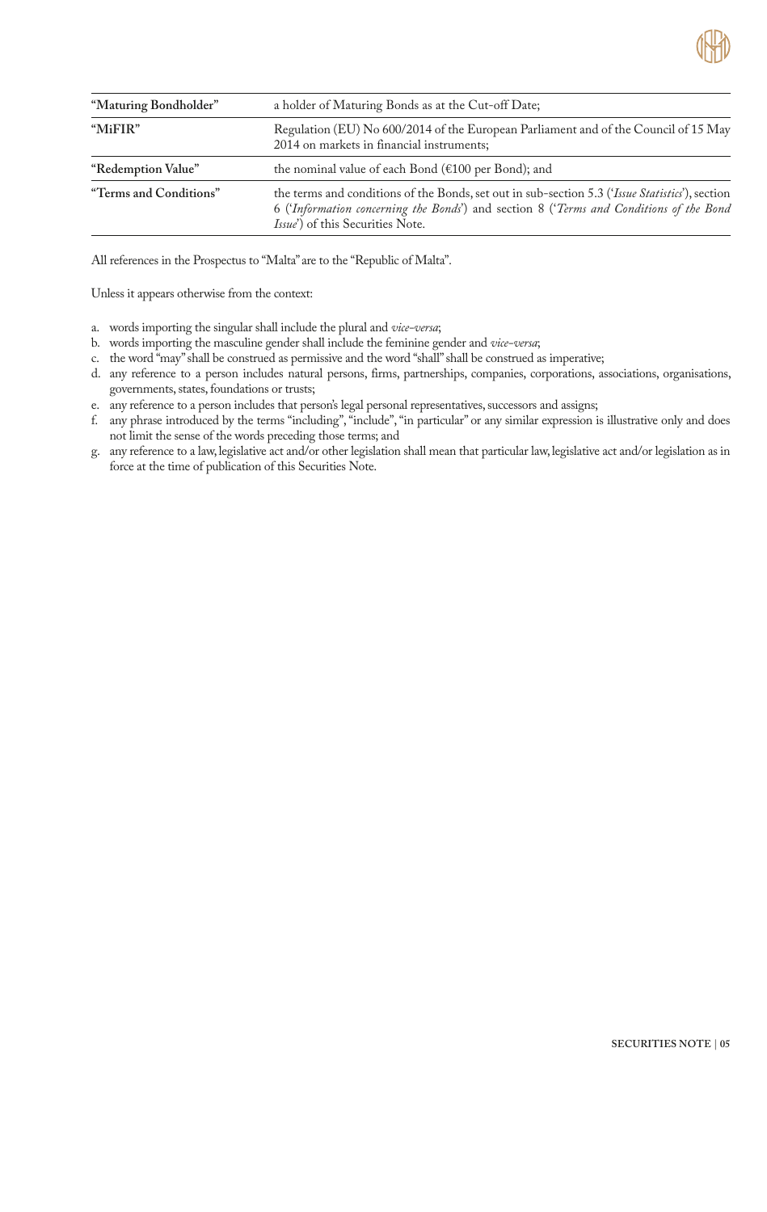| | |
|---|---|
| **"Maturing Bondholder"** | a holder of Maturing Bonds as at the Cut-off Date; |
| **"MiFIR"** | Regulation (EU) No 600/2014 of the European Parliament and of the Council of 15 May 2014 on markets in financial instruments; |
| **"Redemption Value"** | the nominal value of each Bond (€100 per Bond); and |
| **"Terms and Conditions"** | the terms and conditions of the Bonds, set out in sub-section 5.3 ('*Issue Statistics*'), section 6 ('*Information concerning the Bonds*') and section 8 ('*Terms and Conditions of the Bond Issue*') of this Securities Note. |

All references in the Prospectus to "Malta" are to the "Republic of Malta".

Unless it appears otherwise from the context:

a. words importing the singular shall include the plural and *vice-versa*;
b. words importing the masculine gender shall include the feminine gender and *vice-versa*;
c. the word "may" shall be construed as permissive and the word "shall" shall be construed as imperative;
d. any reference to a person includes natural persons, firms, partnerships, companies, corporations, associations, organisations, governments, states, foundations or trusts;
e. any reference to a person includes that person's legal personal representatives, successors and assigns;
f. any phrase introduced by the terms "including", "include", "in particular" or any similar expression is illustrative only and does not limit the sense of the words preceding those terms; and
g. any reference to a law, legislative act and/or other legislation shall mean that particular law, legislative act and/or legislation as in force at the time of publication of this Securities Note.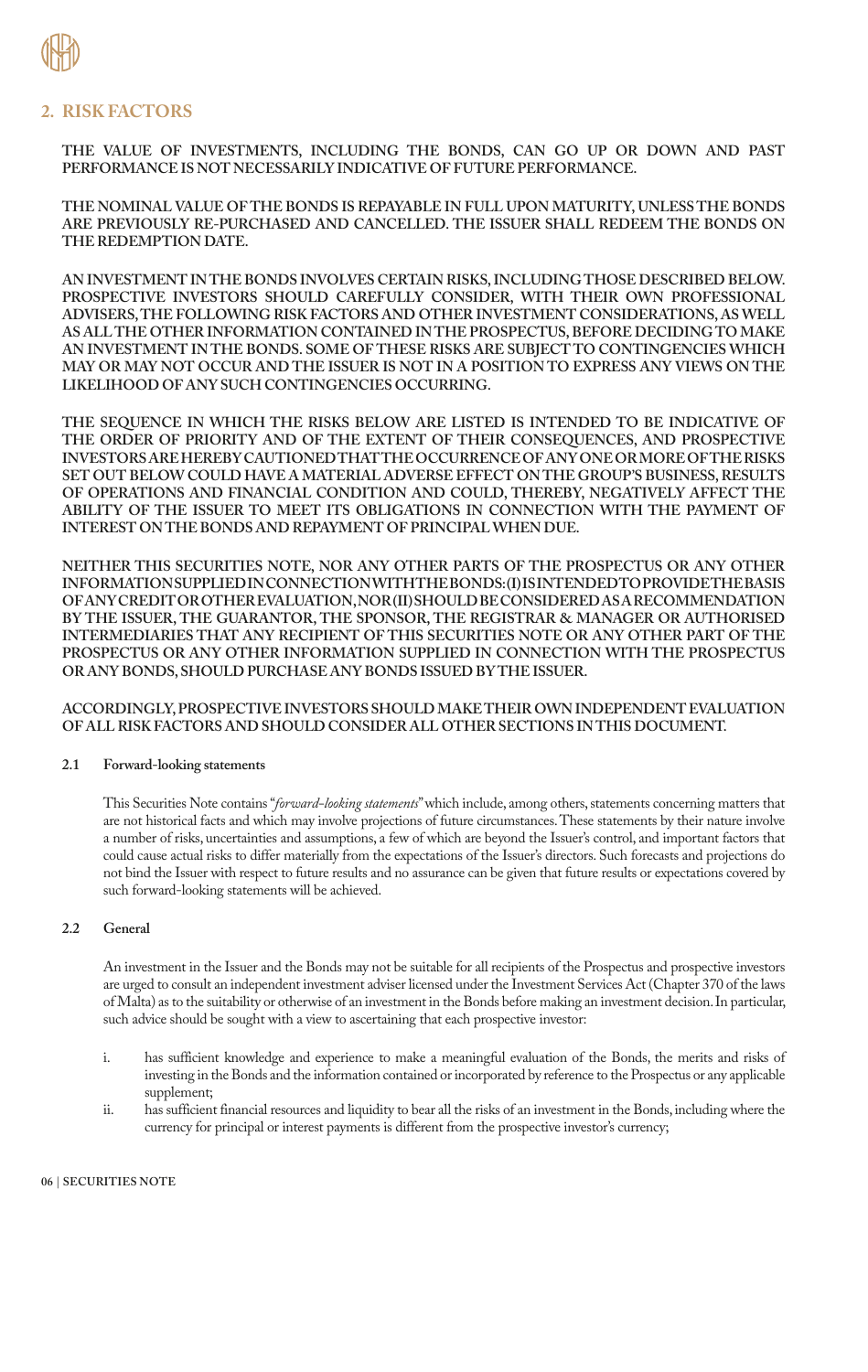## 2. RISK FACTORS

**THE VALUE OF INVESTMENTS, INCLUDING THE BONDS, CAN GO UP OR DOWN AND PAST PERFORMANCE IS NOT NECESSARILY INDICATIVE OF FUTURE PERFORMANCE.**

**THE NOMINAL VALUE OF THE BONDS IS REPAYABLE IN FULL UPON MATURITY, UNLESS THE BONDS ARE PREVIOUSLY RE-PURCHASED AND CANCELLED. THE ISSUER SHALL REDEEM THE BONDS ON THE REDEMPTION DATE.**

**AN INVESTMENT IN THE BONDS INVOLVES CERTAIN RISKS, INCLUDING THOSE DESCRIBED BELOW. PROSPECTIVE INVESTORS SHOULD CAREFULLY CONSIDER, WITH THEIR OWN PROFESSIONAL ADVISERS, THE FOLLOWING RISK FACTORS AND OTHER INVESTMENT CONSIDERATIONS, AS WELL AS ALL THE OTHER INFORMATION CONTAINED IN THE PROSPECTUS, BEFORE DECIDING TO MAKE AN INVESTMENT IN THE BONDS. SOME OF THESE RISKS ARE SUBJECT TO CONTINGENCIES WHICH MAY OR MAY NOT OCCUR AND THE ISSUER IS NOT IN A POSITION TO EXPRESS ANY VIEWS ON THE LIKELIHOOD OF ANY SUCH CONTINGENCIES OCCURRING.**

**THE SEQUENCE IN WHICH THE RISKS BELOW ARE LISTED IS INTENDED TO BE INDICATIVE OF THE ORDER OF PRIORITY AND OF THE EXTENT OF THEIR CONSEQUENCES, AND PROSPECTIVE INVESTORS ARE HEREBY CAUTIONED THAT THE OCCURRENCE OF ANY ONE OR MORE OF THE RISKS SET OUT BELOW COULD HAVE A MATERIAL ADVERSE EFFECT ON THE GROUP'S BUSINESS, RESULTS OF OPERATIONS AND FINANCIAL CONDITION AND COULD, THEREBY, NEGATIVELY AFFECT THE ABILITY OF THE ISSUER TO MEET ITS OBLIGATIONS IN CONNECTION WITH THE PAYMENT OF INTEREST ON THE BONDS AND REPAYMENT OF PRINCIPAL WHEN DUE.**

**NEITHER THIS SECURITIES NOTE, NOR ANY OTHER PARTS OF THE PROSPECTUS OR ANY OTHER INFORMATION SUPPLIED IN CONNECTION WITH THE BONDS: (I) IS INTENDED TO PROVIDE THE BASIS OF ANY CREDIT OR OTHER EVALUATION, NOR (II) SHOULD BE CONSIDERED AS A RECOMMENDATION BY THE ISSUER, THE GUARANTOR, THE SPONSOR, THE REGISTRAR & MANAGER OR AUTHORISED INTERMEDIARIES THAT ANY RECIPIENT OF THIS SECURITIES NOTE OR ANY OTHER PART OF THE PROSPECTUS OR ANY OTHER INFORMATION SUPPLIED IN CONNECTION WITH THE PROSPECTUS OR ANY BONDS, SHOULD PURCHASE ANY BONDS ISSUED BY THE ISSUER.**

**ACCORDINGLY, PROSPECTIVE INVESTORS SHOULD MAKE THEIR OWN INDEPENDENT EVALUATION OF ALL RISK FACTORS AND SHOULD CONSIDER ALL OTHER SECTIONS IN THIS DOCUMENT.**

### 2.1 Forward-looking statements

This Securities Note contains "*forward-looking statements*" which include, among others, statements concerning matters that are not historical facts and which may involve projections of future circumstances. These statements by their nature involve a number of risks, uncertainties and assumptions, a few of which are beyond the Issuer's control, and important factors that could cause actual risks to differ materially from the expectations of the Issuer's directors. Such forecasts and projections do not bind the Issuer with respect to future results and no assurance can be given that future results or expectations covered by such forward-looking statements will be achieved.

### 2.2 General

An investment in the Issuer and the Bonds may not be suitable for all recipients of the Prospectus and prospective investors are urged to consult an independent investment adviser licensed under the Investment Services Act (Chapter 370 of the laws of Malta) as to the suitability or otherwise of an investment in the Bonds before making an investment decision. In particular, such advice should be sought with a view to ascertaining that each prospective investor:

i. has sufficient knowledge and experience to make a meaningful evaluation of the Bonds, the merits and risks of investing in the Bonds and the information contained or incorporated by reference to the Prospectus or any applicable supplement;

ii. has sufficient financial resources and liquidity to bear all the risks of an investment in the Bonds, including where the currency for principal or interest payments is different from the prospective investor's currency;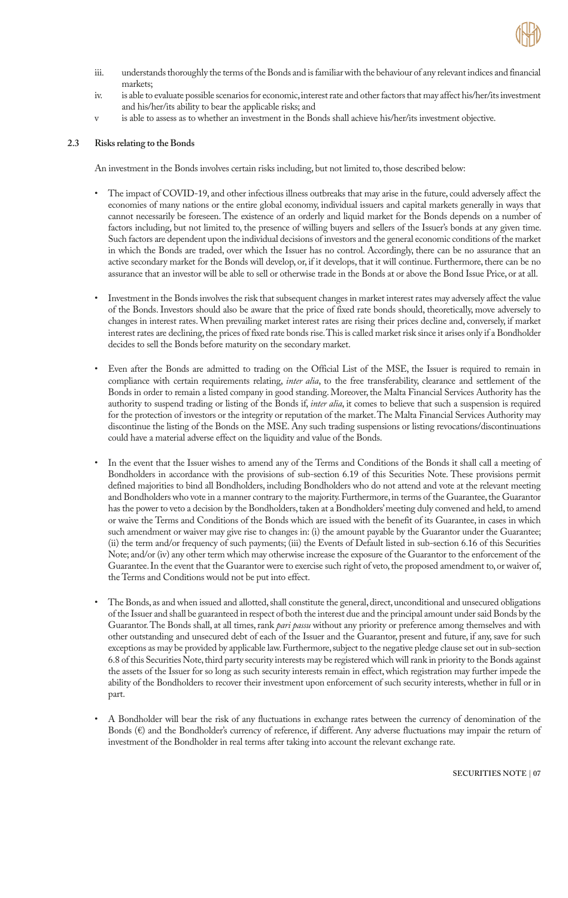iii. understands thoroughly the terms of the Bonds and is familiar with the behaviour of any relevant indices and financial markets;

iv. is able to evaluate possible scenarios for economic, interest rate and other factors that may affect his/her/its investment and his/her/its ability to bear the applicable risks; and

v is able to assess as to whether an investment in the Bonds shall achieve his/her/its investment objective.

### 2.3 Risks relating to the Bonds

An investment in the Bonds involves certain risks including, but not limited to, those described below:

- The impact of COVID-19, and other infectious illness outbreaks that may arise in the future, could adversely affect the economies of many nations or the entire global economy, individual issuers and capital markets generally in ways that cannot necessarily be foreseen. The existence of an orderly and liquid market for the Bonds depends on a number of factors including, but not limited to, the presence of willing buyers and sellers of the Issuer's bonds at any given time. Such factors are dependent upon the individual decisions of investors and the general economic conditions of the market in which the Bonds are traded, over which the Issuer has no control. Accordingly, there can be no assurance that an active secondary market for the Bonds will develop, or, if it develops, that it will continue. Furthermore, there can be no assurance that an investor will be able to sell or otherwise trade in the Bonds at or above the Bond Issue Price, or at all.

- Investment in the Bonds involves the risk that subsequent changes in market interest rates may adversely affect the value of the Bonds. Investors should also be aware that the price of fixed rate bonds should, theoretically, move adversely to changes in interest rates. When prevailing market interest rates are rising their prices decline and, conversely, if market interest rates are declining, the prices of fixed rate bonds rise. This is called market risk since it arises only if a Bondholder decides to sell the Bonds before maturity on the secondary market.

- Even after the Bonds are admitted to trading on the Official List of the MSE, the Issuer is required to remain in compliance with certain requirements relating, *inter alia*, to the free transferability, clearance and settlement of the Bonds in order to remain a listed company in good standing. Moreover, the Malta Financial Services Authority has the authority to suspend trading or listing of the Bonds if, *inter alia*, it comes to believe that such a suspension is required for the protection of investors or the integrity or reputation of the market. The Malta Financial Services Authority may discontinue the listing of the Bonds on the MSE. Any such trading suspensions or listing revocations/discontinuations could have a material adverse effect on the liquidity and value of the Bonds.

- In the event that the Issuer wishes to amend any of the Terms and Conditions of the Bonds it shall call a meeting of Bondholders in accordance with the provisions of sub-section 6.19 of this Securities Note. These provisions permit defined majorities to bind all Bondholders, including Bondholders who do not attend and vote at the relevant meeting and Bondholders who vote in a manner contrary to the majority. Furthermore, in terms of the Guarantee, the Guarantor has the power to veto a decision by the Bondholders, taken at a Bondholders' meeting duly convened and held, to amend or waive the Terms and Conditions of the Bonds which are issued with the benefit of its Guarantee, in cases in which such amendment or waiver may give rise to changes in: (i) the amount payable by the Guarantor under the Guarantee; (ii) the term and/or frequency of such payments; (iii) the Events of Default listed in sub-section 6.16 of this Securities Note; and/or (iv) any other term which may otherwise increase the exposure of the Guarantor to the enforcement of the Guarantee. In the event that the Guarantor were to exercise such right of veto, the proposed amendment to, or waiver of, the Terms and Conditions would not be put into effect.

- The Bonds, as and when issued and allotted, shall constitute the general, direct, unconditional and unsecured obligations of the Issuer and shall be guaranteed in respect of both the interest due and the principal amount under said Bonds by the Guarantor. The Bonds shall, at all times, rank *pari passu* without any priority or preference among themselves and with other outstanding and unsecured debt of each of the Issuer and the Guarantor, present and future, if any, save for such exceptions as may be provided by applicable law. Furthermore, subject to the negative pledge clause set out in sub-section 6.8 of this Securities Note, third party security interests may be registered which will rank in priority to the Bonds against the assets of the Issuer for so long as such security interests remain in effect, which registration may further impede the ability of the Bondholders to recover their investment upon enforcement of such security interests, whether in full or in part.

- A Bondholder will bear the risk of any fluctuations in exchange rates between the currency of denomination of the Bonds (€) and the Bondholder's currency of reference, if different. Any adverse fluctuations may impair the return of investment of the Bondholder in real terms after taking into account the relevant exchange rate.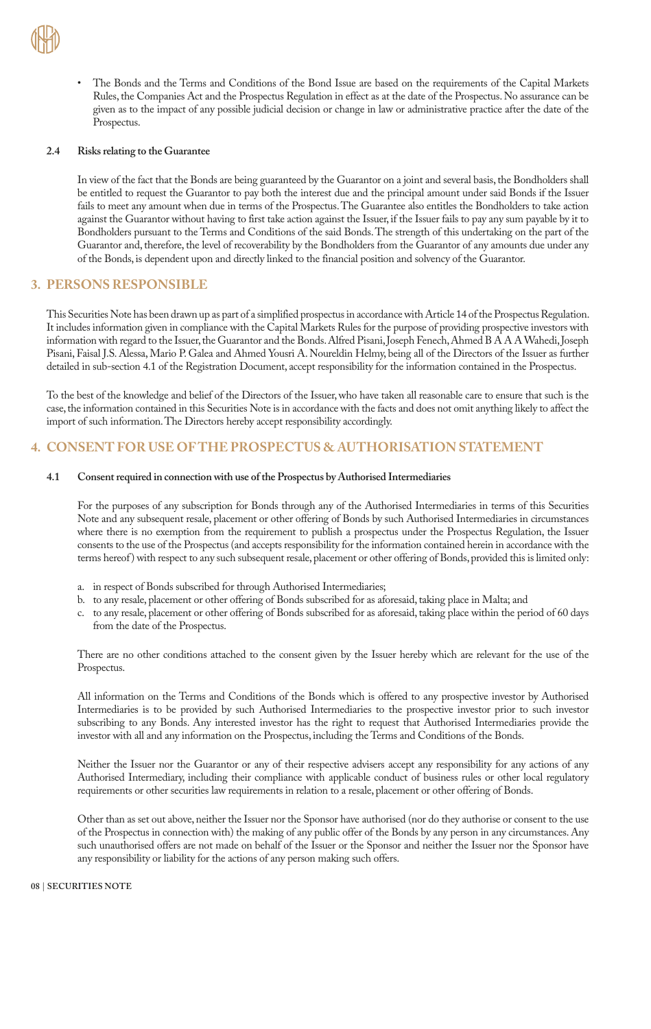- The Bonds and the Terms and Conditions of the Bond Issue are based on the requirements of the Capital Markets Rules, the Companies Act and the Prospectus Regulation in effect as at the date of the Prospectus. No assurance can be given as to the impact of any possible judicial decision or change in law or administrative practice after the date of the Prospectus.

### 2.4 Risks relating to the Guarantee

In view of the fact that the Bonds are being guaranteed by the Guarantor on a joint and several basis, the Bondholders shall be entitled to request the Guarantor to pay both the interest due and the principal amount under said Bonds if the Issuer fails to meet any amount when due in terms of the Prospectus. The Guarantee also entitles the Bondholders to take action against the Guarantor without having to first take action against the Issuer, if the Issuer fails to pay any sum payable by it to Bondholders pursuant to the Terms and Conditions of the said Bonds. The strength of this undertaking on the part of the Guarantor and, therefore, the level of recoverability by the Bondholders from the Guarantor of any amounts due under any of the Bonds, is dependent upon and directly linked to the financial position and solvency of the Guarantor.

## 3. PERSONS RESPONSIBLE

This Securities Note has been drawn up as part of a simplified prospectus in accordance with Article 14 of the Prospectus Regulation. It includes information given in compliance with the Capital Markets Rules for the purpose of providing prospective investors with information with regard to the Issuer, the Guarantor and the Bonds. Alfred Pisani, Joseph Fenech, Ahmed B A A A Wahedi, Joseph Pisani, Faisal J.S. Alessa, Mario P. Galea and Ahmed Yousri A. Noureldin Helmy, being all of the Directors of the Issuer as further detailed in sub-section 4.1 of the Registration Document, accept responsibility for the information contained in the Prospectus.

To the best of the knowledge and belief of the Directors of the Issuer, who have taken all reasonable care to ensure that such is the case, the information contained in this Securities Note is in accordance with the facts and does not omit anything likely to affect the import of such information. The Directors hereby accept responsibility accordingly.

## 4. CONSENT FOR USE OF THE PROSPECTUS & AUTHORISATION STATEMENT

### 4.1 Consent required in connection with use of the Prospectus by Authorised Intermediaries

For the purposes of any subscription for Bonds through any of the Authorised Intermediaries in terms of this Securities Note and any subsequent resale, placement or other offering of Bonds by such Authorised Intermediaries in circumstances where there is no exemption from the requirement to publish a prospectus under the Prospectus Regulation, the Issuer consents to the use of the Prospectus (and accepts responsibility for the information contained herein in accordance with the terms hereof) with respect to any such subsequent resale, placement or other offering of Bonds, provided this is limited only:

a. in respect of Bonds subscribed for through Authorised Intermediaries;
b. to any resale, placement or other offering of Bonds subscribed for as aforesaid, taking place in Malta; and
c. to any resale, placement or other offering of Bonds subscribed for as aforesaid, taking place within the period of 60 days from the date of the Prospectus.

There are no other conditions attached to the consent given by the Issuer hereby which are relevant for the use of the Prospectus.

All information on the Terms and Conditions of the Bonds which is offered to any prospective investor by Authorised Intermediaries is to be provided by such Authorised Intermediaries to the prospective investor prior to such investor subscribing to any Bonds. Any interested investor has the right to request that Authorised Intermediaries provide the investor with all and any information on the Prospectus, including the Terms and Conditions of the Bonds.

Neither the Issuer nor the Guarantor or any of their respective advisers accept any responsibility for any actions of any Authorised Intermediary, including their compliance with applicable conduct of business rules or other local regulatory requirements or other securities law requirements in relation to a resale, placement or other offering of Bonds.

Other than as set out above, neither the Issuer nor the Sponsor have authorised (nor do they authorise or consent to the use of the Prospectus in connection with) the making of any public offer of the Bonds by any person in any circumstances. Any such unauthorised offers are not made on behalf of the Issuer or the Sponsor and neither the Issuer nor the Sponsor have any responsibility or liability for the actions of any person making such offers.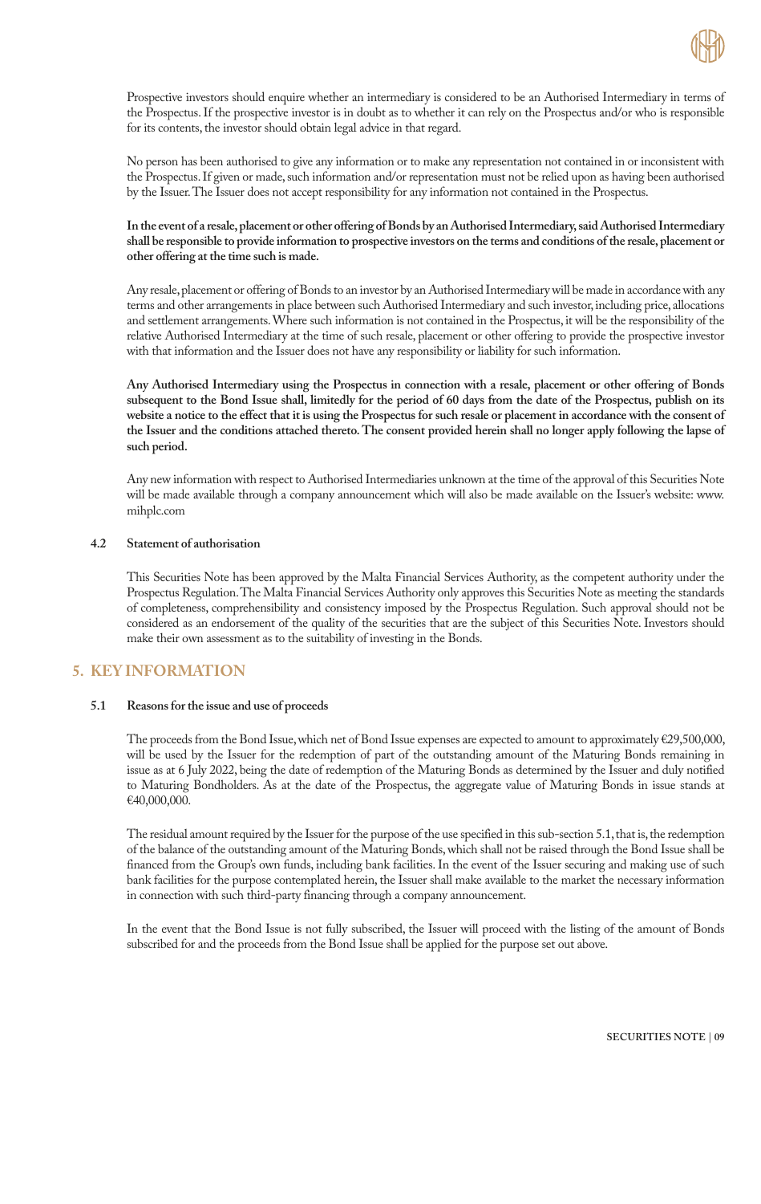Prospective investors should enquire whether an intermediary is considered to be an Authorised Intermediary in terms of the Prospectus. If the prospective investor is in doubt as to whether it can rely on the Prospectus and/or who is responsible for its contents, the investor should obtain legal advice in that regard.

No person has been authorised to give any information or to make any representation not contained in or inconsistent with the Prospectus. If given or made, such information and/or representation must not be relied upon as having been authorised by the Issuer. The Issuer does not accept responsibility for any information not contained in the Prospectus.

**In the event of a resale, placement or other offering of Bonds by an Authorised Intermediary, said Authorised Intermediary shall be responsible to provide information to prospective investors on the terms and conditions of the resale, placement or other offering at the time such is made.**

Any resale, placement or offering of Bonds to an investor by an Authorised Intermediary will be made in accordance with any terms and other arrangements in place between such Authorised Intermediary and such investor, including price, allocations and settlement arrangements. Where such information is not contained in the Prospectus, it will be the responsibility of the relative Authorised Intermediary at the time of such resale, placement or other offering to provide the prospective investor with that information and the Issuer does not have any responsibility or liability for such information.

**Any Authorised Intermediary using the Prospectus in connection with a resale, placement or other offering of Bonds subsequent to the Bond Issue shall, limitedly for the period of 60 days from the date of the Prospectus, publish on its website a notice to the effect that it is using the Prospectus for such resale or placement in accordance with the consent of the Issuer and the conditions attached thereto. The consent provided herein shall no longer apply following the lapse of such period.**

Any new information with respect to Authorised Intermediaries unknown at the time of the approval of this Securities Note will be made available through a company announcement which will also be made available on the Issuer's website: www.mihplc.com

### 4.2 Statement of authorisation

This Securities Note has been approved by the Malta Financial Services Authority, as the competent authority under the Prospectus Regulation. The Malta Financial Services Authority only approves this Securities Note as meeting the standards of completeness, comprehensibility and consistency imposed by the Prospectus Regulation. Such approval should not be considered as an endorsement of the quality of the securities that are the subject of this Securities Note. Investors should make their own assessment as to the suitability of investing in the Bonds.

## 5. KEY INFORMATION

### 5.1 Reasons for the issue and use of proceeds

The proceeds from the Bond Issue, which net of Bond Issue expenses are expected to amount to approximately €29,500,000, will be used by the Issuer for the redemption of part of the outstanding amount of the Maturing Bonds remaining in issue as at 6 July 2022, being the date of redemption of the Maturing Bonds as determined by the Issuer and duly notified to Maturing Bondholders. As at the date of the Prospectus, the aggregate value of Maturing Bonds in issue stands at €40,000,000.

The residual amount required by the Issuer for the purpose of the use specified in this sub-section 5.1, that is, the redemption of the balance of the outstanding amount of the Maturing Bonds, which shall not be raised through the Bond Issue shall be financed from the Group's own funds, including bank facilities. In the event of the Issuer securing and making use of such bank facilities for the purpose contemplated herein, the Issuer shall make available to the market the necessary information in connection with such third-party financing through a company announcement.

In the event that the Bond Issue is not fully subscribed, the Issuer will proceed with the listing of the amount of Bonds subscribed for and the proceeds from the Bond Issue shall be applied for the purpose set out above.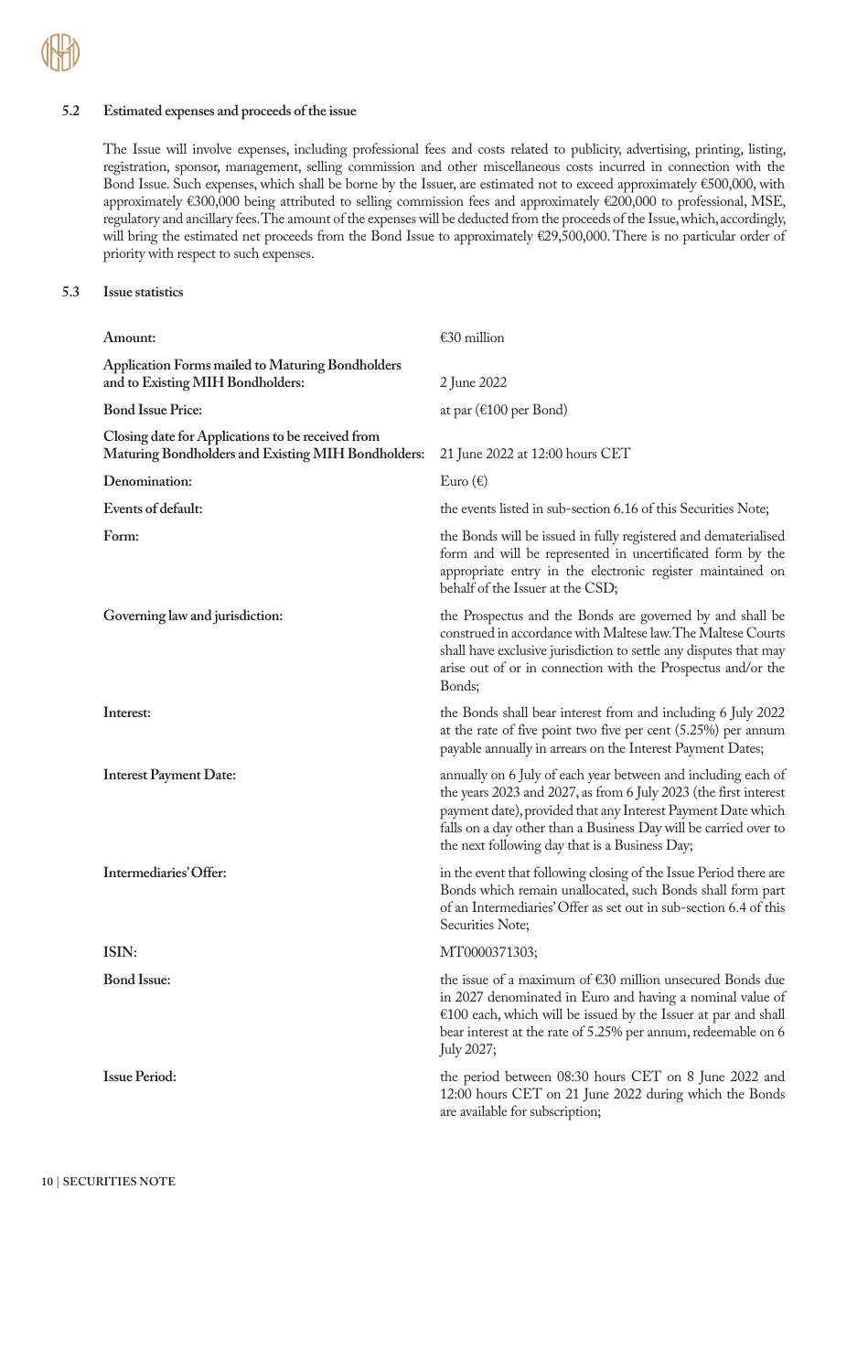### 5.2 Estimated expenses and proceeds of the issue

The Issue will involve expenses, including professional fees and costs related to publicity, advertising, printing, listing, registration, sponsor, management, selling commission and other miscellaneous costs incurred in connection with the Bond Issue. Such expenses, which shall be borne by the Issuer, are estimated not to exceed approximately €500,000, with approximately €300,000 being attributed to selling commission fees and approximately €200,000 to professional, MSE, regulatory and ancillary fees. The amount of the expenses will be deducted from the proceeds of the Issue, which, accordingly, will bring the estimated net proceeds from the Bond Issue to approximately €29,500,000. There is no particular order of priority with respect to such expenses.

### 5.3 Issue statistics

| | |
|---|---|
| **Amount:** | €30 million |
| **Application Forms mailed to Maturing Bondholders and to Existing MIH Bondholders:** | 2 June 2022 |
| **Bond Issue Price:** | at par (€100 per Bond) |
| **Closing date for Applications to be received from Maturing Bondholders and Existing MIH Bondholders:** | 21 June 2022 at 12:00 hours CET |
| **Denomination:** | Euro (€) |
| **Events of default:** | the events listed in sub-section 6.16 of this Securities Note; |
| **Form:** | the Bonds will be issued in fully registered and dematerialised form and will be represented in uncertificated form by the appropriate entry in the electronic register maintained on behalf of the Issuer at the CSD; |
| **Governing law and jurisdiction:** | the Prospectus and the Bonds are governed by and shall be construed in accordance with Maltese law. The Maltese Courts shall have exclusive jurisdiction to settle any disputes that may arise out of or in connection with the Prospectus and/or the Bonds; |
| **Interest:** | the Bonds shall bear interest from and including 6 July 2022 at the rate of five point two five per cent (5.25%) per annum payable annually in arrears on the Interest Payment Dates; |
| **Interest Payment Date:** | annually on 6 July of each year between and including each of the years 2023 and 2027, as from 6 July 2023 (the first interest payment date), provided that any Interest Payment Date which falls on a day other than a Business Day will be carried over to the next following day that is a Business Day; |
| **Intermediaries' Offer:** | in the event that following closing of the Issue Period there are Bonds which remain unallocated, such Bonds shall form part of an Intermediaries' Offer as set out in sub-section 6.4 of this Securities Note; |
| **ISIN:** | MT0000371303; |
| **Bond Issue:** | the issue of a maximum of €30 million unsecured Bonds due in 2027 denominated in Euro and having a nominal value of €100 each, which will be issued by the Issuer at par and shall bear interest at the rate of 5.25% per annum, redeemable on 6 July 2027; |
| **Issue Period:** | the period between 08:30 hours CET on 8 June 2022 and 12:00 hours CET on 21 June 2022 during which the Bonds are available for subscription; |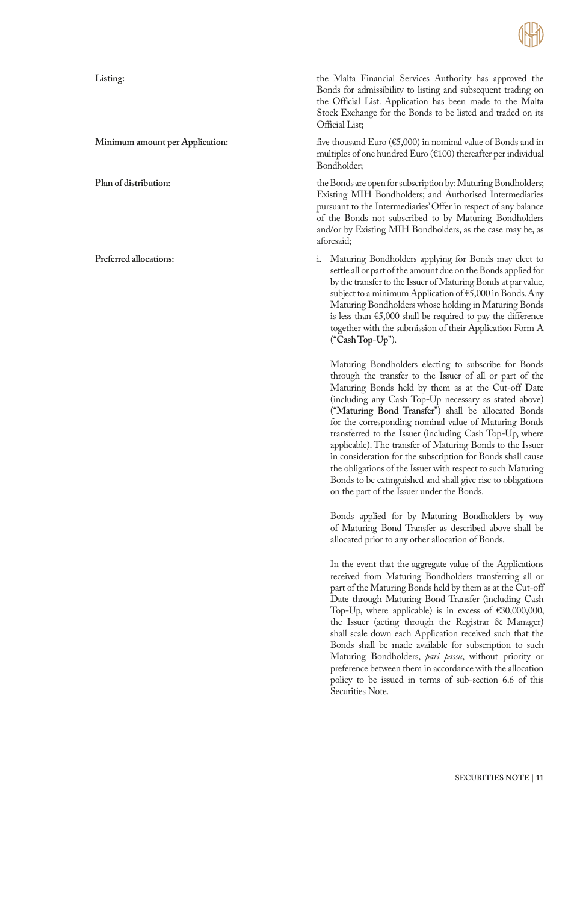**Listing:** the Malta Financial Services Authority has approved the Bonds for admissibility to listing and subsequent trading on the Official List. Application has been made to the Malta Stock Exchange for the Bonds to be listed and traded on its Official List;

**Minimum amount per Application:** five thousand Euro (€5,000) in nominal value of Bonds and in multiples of one hundred Euro (€100) thereafter per individual Bondholder;

**Plan of distribution:** the Bonds are open for subscription by: Maturing Bondholders; Existing MIH Bondholders; and Authorised Intermediaries pursuant to the Intermediaries' Offer in respect of any balance of the Bonds not subscribed to by Maturing Bondholders and/or by Existing MIH Bondholders, as the case may be, as aforesaid;

**Preferred allocations:**

i. Maturing Bondholders applying for Bonds may elect to settle all or part of the amount due on the Bonds applied for by the transfer to the Issuer of Maturing Bonds at par value, subject to a minimum Application of €5,000 in Bonds. Any Maturing Bondholders whose holding in Maturing Bonds is less than €5,000 shall be required to pay the difference together with the submission of their Application Form A ("**Cash Top-Up**").

   Maturing Bondholders electing to subscribe for Bonds through the transfer to the Issuer of all or part of the Maturing Bonds held by them as at the Cut-off Date (including any Cash Top-Up necessary as stated above) ("**Maturing Bond Transfer**") shall be allocated Bonds for the corresponding nominal value of Maturing Bonds transferred to the Issuer (including Cash Top-Up, where applicable). The transfer of Maturing Bonds to the Issuer in consideration for the subscription for Bonds shall cause the obligations of the Issuer with respect to such Maturing Bonds to be extinguished and shall give rise to obligations on the part of the Issuer under the Bonds.

   Bonds applied for by Maturing Bondholders by way of Maturing Bond Transfer as described above shall be allocated prior to any other allocation of Bonds.

   In the event that the aggregate value of the Applications received from Maturing Bondholders transferring all or part of the Maturing Bonds held by them as at the Cut-off Date through Maturing Bond Transfer (including Cash Top-Up, where applicable) is in excess of €30,000,000, the Issuer (acting through the Registrar & Manager) shall scale down each Application received such that the Bonds shall be made available for subscription to such Maturing Bondholders, *pari passu*, without priority or preference between them in accordance with the allocation policy to be issued in terms of sub-section 6.6 of this Securities Note.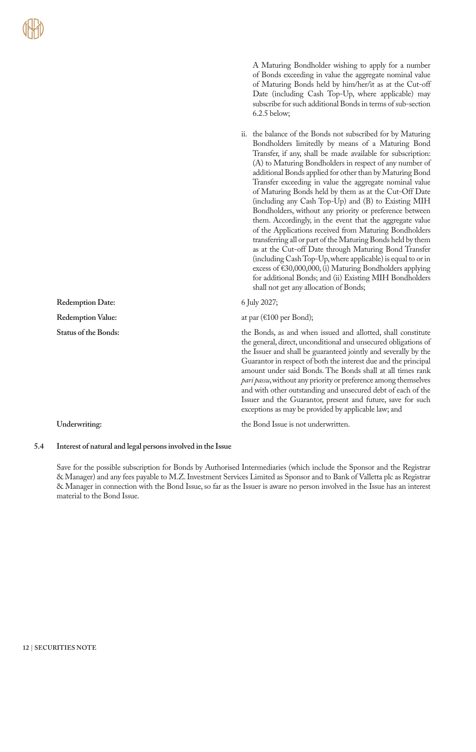A Maturing Bondholder wishing to apply for a number of Bonds exceeding in value the aggregate nominal value of Maturing Bonds held by him/her/it as at the Cut-off Date (including Cash Top-Up, where applicable) may subscribe for such additional Bonds in terms of sub-section 6.2.5 below;

ii. the balance of the Bonds not subscribed for by Maturing Bondholders limitedly by means of a Maturing Bond Transfer, if any, shall be made available for subscription: (A) to Maturing Bondholders in respect of any number of additional Bonds applied for other than by Maturing Bond Transfer exceeding in value the aggregate nominal value of Maturing Bonds held by them as at the Cut-Off Date (including any Cash Top-Up) and (B) to Existing MIH Bondholders, without any priority or preference between them. Accordingly, in the event that the aggregate value of the Applications received from Maturing Bondholders transferring all or part of the Maturing Bonds held by them as at the Cut-off Date through Maturing Bond Transfer (including Cash Top-Up, where applicable) is equal to or in excess of €30,000,000, (i) Maturing Bondholders applying for additional Bonds; and (ii) Existing MIH Bondholders shall not get any allocation of Bonds;

**Redemption Date:** 6 July 2027;

**Redemption Value:** at par (€100 per Bond);

**Status of the Bonds:** the Bonds, as and when issued and allotted, shall constitute the general, direct, unconditional and unsecured obligations of the Issuer and shall be guaranteed jointly and severally by the Guarantor in respect of both the interest due and the principal amount under said Bonds. The Bonds shall at all times rank *pari passu*, without any priority or preference among themselves and with other outstanding and unsecured debt of each of the Issuer and the Guarantor, present and future, save for such exceptions as may be provided by applicable law; and

**Underwriting:** the Bond Issue is not underwritten.

## 5.4 Interest of natural and legal persons involved in the Issue

Save for the possible subscription for Bonds by Authorised Intermediaries (which include the Sponsor and the Registrar & Manager) and any fees payable to M.Z. Investment Services Limited as Sponsor and to Bank of Valletta plc as Registrar & Manager in connection with the Bond Issue, so far as the Issuer is aware no person involved in the Issue has an interest material to the Bond Issue.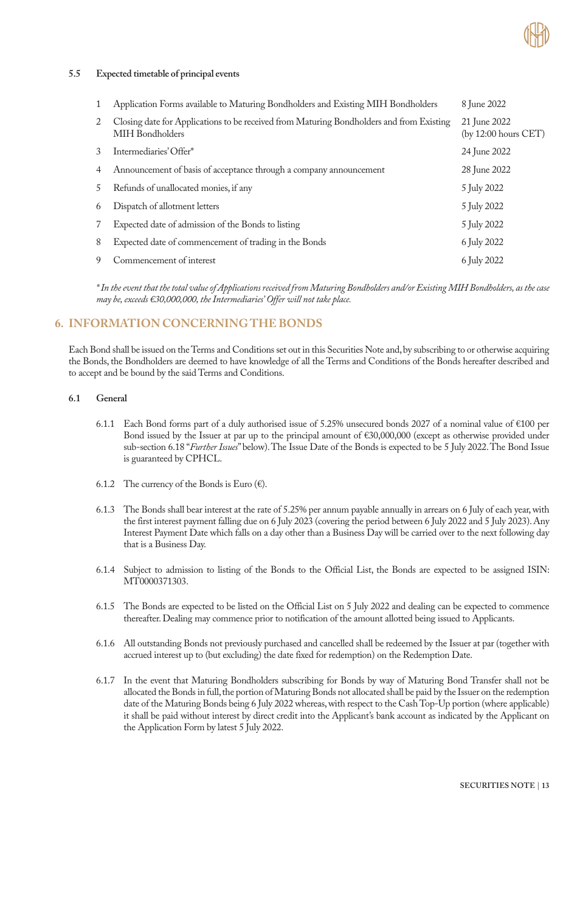### 5.5 Expected timetable of principal events

| | | |
|---|---|---|
| 1 | Application Forms available to Maturing Bondholders and Existing MIH Bondholders | 8 June 2022 |
| 2 | Closing date for Applications to be received from Maturing Bondholders and from Existing MIH Bondholders | 21 June 2022 (by 12:00 hours CET) |
| 3 | Intermediaries' Offer* | 24 June 2022 |
| 4 | Announcement of basis of acceptance through a company announcement | 28 June 2022 |
| 5 | Refunds of unallocated monies, if any | 5 July 2022 |
| 6 | Dispatch of allotment letters | 5 July 2022 |
| 7 | Expected date of admission of the Bonds to listing | 5 July 2022 |
| 8 | Expected date of commencement of trading in the Bonds | 6 July 2022 |
| 9 | Commencement of interest | 6 July 2022 |

*\* In the event that the total value of Applications received from Maturing Bondholders and/or Existing MIH Bondholders, as the case may be, exceeds €30,000,000, the Intermediaries' Offer will not take place.*

## 6. INFORMATION CONCERNING THE BONDS

Each Bond shall be issued on the Terms and Conditions set out in this Securities Note and, by subscribing to or otherwise acquiring the Bonds, the Bondholders are deemed to have knowledge of all the Terms and Conditions of the Bonds hereafter described and to accept and be bound by the said Terms and Conditions.

### 6.1 General

6.1.1 Each Bond forms part of a duly authorised issue of 5.25% unsecured bonds 2027 of a nominal value of €100 per Bond issued by the Issuer at par up to the principal amount of €30,000,000 (except as otherwise provided under sub-section 6.18 "*Further Issues*" below). The Issue Date of the Bonds is expected to be 5 July 2022. The Bond Issue is guaranteed by CPHCL.

6.1.2 The currency of the Bonds is Euro (€).

6.1.3 The Bonds shall bear interest at the rate of 5.25% per annum payable annually in arrears on 6 July of each year, with the first interest payment falling due on 6 July 2023 (covering the period between 6 July 2022 and 5 July 2023). Any Interest Payment Date which falls on a day other than a Business Day will be carried over to the next following day that is a Business Day.

6.1.4 Subject to admission to listing of the Bonds to the Official List, the Bonds are expected to be assigned ISIN: MT0000371303.

6.1.5 The Bonds are expected to be listed on the Official List on 5 July 2022 and dealing can be expected to commence thereafter. Dealing may commence prior to notification of the amount allotted being issued to Applicants.

6.1.6 All outstanding Bonds not previously purchased and cancelled shall be redeemed by the Issuer at par (together with accrued interest up to (but excluding) the date fixed for redemption) on the Redemption Date.

6.1.7 In the event that Maturing Bondholders subscribing for Bonds by way of Maturing Bond Transfer shall not be allocated the Bonds in full, the portion of Maturing Bonds not allocated shall be paid by the Issuer on the redemption date of the Maturing Bonds being 6 July 2022 whereas, with respect to the Cash Top-Up portion (where applicable) it shall be paid without interest by direct credit into the Applicant's bank account as indicated by the Applicant on the Application Form by latest 5 July 2022.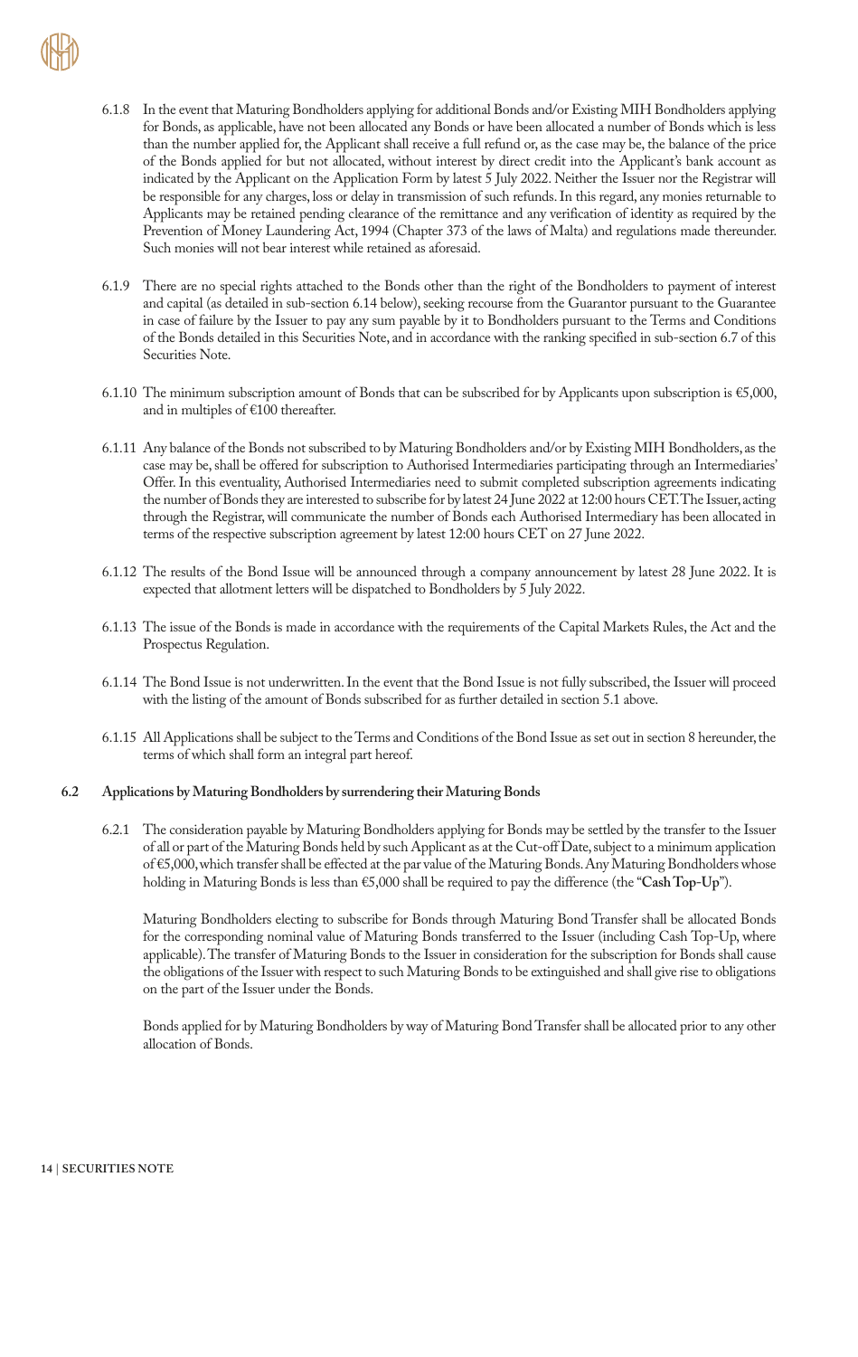6.1.8 In the event that Maturing Bondholders applying for additional Bonds and/or Existing MIH Bondholders applying for Bonds, as applicable, have not been allocated any Bonds or have been allocated a number of Bonds which is less than the number applied for, the Applicant shall receive a full refund or, as the case may be, the balance of the price of the Bonds applied for but not allocated, without interest by direct credit into the Applicant's bank account as indicated by the Applicant on the Application Form by latest 5 July 2022. Neither the Issuer nor the Registrar will be responsible for any charges, loss or delay in transmission of such refunds. In this regard, any monies returnable to Applicants may be retained pending clearance of the remittance and any verification of identity as required by the Prevention of Money Laundering Act, 1994 (Chapter 373 of the laws of Malta) and regulations made thereunder. Such monies will not bear interest while retained as aforesaid.

6.1.9 There are no special rights attached to the Bonds other than the right of the Bondholders to payment of interest and capital (as detailed in sub-section 6.14 below), seeking recourse from the Guarantor pursuant to the Guarantee in case of failure by the Issuer to pay any sum payable by it to Bondholders pursuant to the Terms and Conditions of the Bonds detailed in this Securities Note, and in accordance with the ranking specified in sub-section 6.7 of this Securities Note.

6.1.10 The minimum subscription amount of Bonds that can be subscribed for by Applicants upon subscription is €5,000, and in multiples of €100 thereafter.

6.1.11 Any balance of the Bonds not subscribed to by Maturing Bondholders and/or by Existing MIH Bondholders, as the case may be, shall be offered for subscription to Authorised Intermediaries participating through an Intermediaries' Offer. In this eventuality, Authorised Intermediaries need to submit completed subscription agreements indicating the number of Bonds they are interested to subscribe for by latest 24 June 2022 at 12:00 hours CET. The Issuer, acting through the Registrar, will communicate the number of Bonds each Authorised Intermediary has been allocated in terms of the respective subscription agreement by latest 12:00 hours CET on 27 June 2022.

6.1.12 The results of the Bond Issue will be announced through a company announcement by latest 28 June 2022. It is expected that allotment letters will be dispatched to Bondholders by 5 July 2022.

6.1.13 The issue of the Bonds is made in accordance with the requirements of the Capital Markets Rules, the Act and the Prospectus Regulation.

6.1.14 The Bond Issue is not underwritten. In the event that the Bond Issue is not fully subscribed, the Issuer will proceed with the listing of the amount of Bonds subscribed for as further detailed in section 5.1 above.

6.1.15 All Applications shall be subject to the Terms and Conditions of the Bond Issue as set out in section 8 hereunder, the terms of which shall form an integral part hereof.

### 6.2 Applications by Maturing Bondholders by surrendering their Maturing Bonds

6.2.1 The consideration payable by Maturing Bondholders applying for Bonds may be settled by the transfer to the Issuer of all or part of the Maturing Bonds held by such Applicant as at the Cut-off Date, subject to a minimum application of €5,000, which transfer shall be effected at the par value of the Maturing Bonds. Any Maturing Bondholders whose holding in Maturing Bonds is less than €5,000 shall be required to pay the difference (the "**Cash Top-Up**").

Maturing Bondholders electing to subscribe for Bonds through Maturing Bond Transfer shall be allocated Bonds for the corresponding nominal value of Maturing Bonds transferred to the Issuer (including Cash Top-Up, where applicable). The transfer of Maturing Bonds to the Issuer in consideration for the subscription for Bonds shall cause the obligations of the Issuer with respect to such Maturing Bonds to be extinguished and shall give rise to obligations on the part of the Issuer under the Bonds.

Bonds applied for by Maturing Bondholders by way of Maturing Bond Transfer shall be allocated prior to any other allocation of Bonds.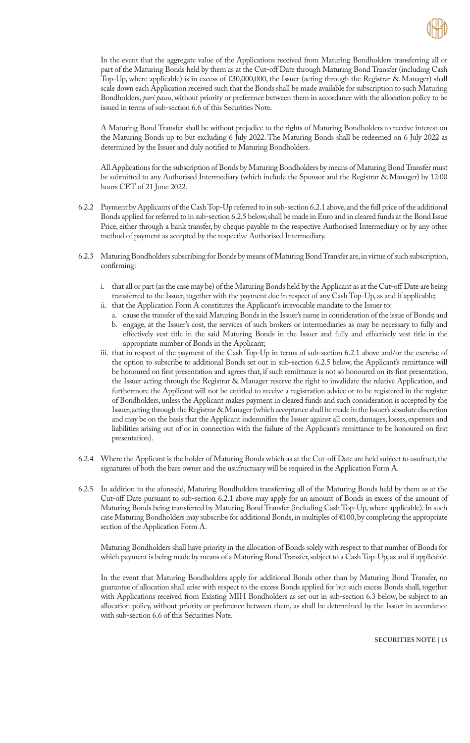In the event that the aggregate value of the Applications received from Maturing Bondholders transferring all or part of the Maturing Bonds held by them as at the Cut-off Date through Maturing Bond Transfer (including Cash Top-Up, where applicable) is in excess of €30,000,000, the Issuer (acting through the Registrar & Manager) shall scale down each Application received such that the Bonds shall be made available for subscription to such Maturing Bondholders, *pari passu*, without priority or preference between them in accordance with the allocation policy to be issued in terms of sub-section 6.6 of this Securities Note.

A Maturing Bond Transfer shall be without prejudice to the rights of Maturing Bondholders to receive interest on the Maturing Bonds up to but excluding 6 July 2022. The Maturing Bonds shall be redeemed on 6 July 2022 as determined by the Issuer and duly notified to Maturing Bondholders.

All Applications for the subscription of Bonds by Maturing Bondholders by means of Maturing Bond Transfer must be submitted to any Authorised Intermediary (which include the Sponsor and the Registrar & Manager) by 12:00 hours CET of 21 June 2022.

6.2.2 Payment by Applicants of the Cash Top-Up referred to in sub-section 6.2.1 above, and the full price of the additional Bonds applied for referred to in sub-section 6.2.5 below, shall be made in Euro and in cleared funds at the Bond Issue Price, either through a bank transfer, by cheque payable to the respective Authorised Intermediary or by any other method of payment as accepted by the respective Authorised Intermediary.

6.2.3 Maturing Bondholders subscribing for Bonds by means of Maturing Bond Transfer are, in virtue of such subscription, confirming:

i. that all or part (as the case may be) of the Maturing Bonds held by the Applicant as at the Cut-off Date are being transferred to the Issuer, together with the payment due in respect of any Cash Top-Up, as and if applicable;
ii. that the Application Form A constitutes the Applicant's irrevocable mandate to the Issuer to:
   a. cause the transfer of the said Maturing Bonds in the Issuer's name in consideration of the issue of Bonds; and
   b. engage, at the Issuer's cost, the services of such brokers or intermediaries as may be necessary to fully and effectively vest title in the said Maturing Bonds in the Issuer and fully and effectively vest title in the appropriate number of Bonds in the Applicant;
iii. that in respect of the payment of the Cash Top-Up in terms of sub-section 6.2.1 above and/or the exercise of the option to subscribe to additional Bonds set out in sub-section 6.2.5 below, the Applicant's remittance will be honoured on first presentation and agrees that, if such remittance is not so honoured on its first presentation, the Issuer acting through the Registrar & Manager reserve the right to invalidate the relative Application, and furthermore the Applicant will not be entitled to receive a registration advice or to be registered in the register of Bondholders, unless the Applicant makes payment in cleared funds and such consideration is accepted by the Issuer, acting through the Registrar & Manager (which acceptance shall be made in the Issuer's absolute discretion and may be on the basis that the Applicant indemnifies the Issuer against all costs, damages, losses, expenses and liabilities arising out of or in connection with the failure of the Applicant's remittance to be honoured on first presentation).

6.2.4 Where the Applicant is the holder of Maturing Bonds which as at the Cut-off Date are held subject to usufruct, the signatures of both the bare owner and the usufructuary will be required in the Application Form A.

6.2.5 In addition to the aforesaid, Maturing Bondholders transferring all of the Maturing Bonds held by them as at the Cut-off Date pursuant to sub-section 6.2.1 above may apply for an amount of Bonds in excess of the amount of Maturing Bonds being transferred by Maturing Bond Transfer (including Cash Top-Up, where applicable). In such case Maturing Bondholders may subscribe for additional Bonds, in multiples of €100, by completing the appropriate section of the Application Form A.

Maturing Bondholders shall have priority in the allocation of Bonds solely with respect to that number of Bonds for which payment is being made by means of a Maturing Bond Transfer, subject to a Cash Top-Up, as and if applicable.

In the event that Maturing Bondholders apply for additional Bonds other than by Maturing Bond Transfer, no guarantee of allocation shall arise with respect to the excess Bonds applied for but such excess Bonds shall, together with Applications received from Existing MIH Bondholders as set out in sub-section 6.3 below, be subject to an allocation policy, without priority or preference between them, as shall be determined by the Issuer in accordance with sub-section 6.6 of this Securities Note.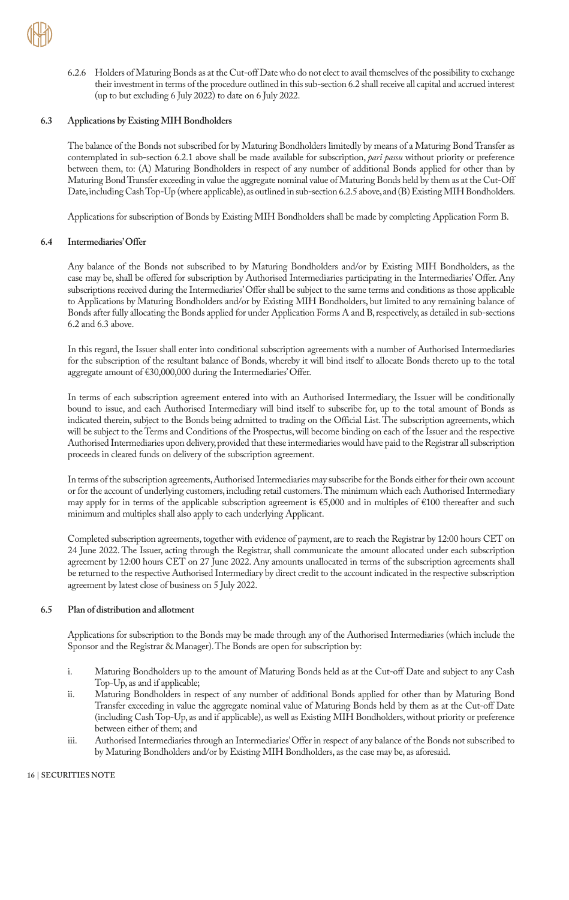6.2.6 Holders of Maturing Bonds as at the Cut-off Date who do not elect to avail themselves of the possibility to exchange their investment in terms of the procedure outlined in this sub-section 6.2 shall receive all capital and accrued interest (up to but excluding 6 July 2022) to date on 6 July 2022.

### 6.3 Applications by Existing MIH Bondholders

The balance of the Bonds not subscribed for by Maturing Bondholders limitedly by means of a Maturing Bond Transfer as contemplated in sub-section 6.2.1 above shall be made available for subscription, *pari passu* without priority or preference between them, to: (A) Maturing Bondholders in respect of any number of additional Bonds applied for other than by Maturing Bond Transfer exceeding in value the aggregate nominal value of Maturing Bonds held by them as at the Cut-Off Date, including Cash Top-Up (where applicable), as outlined in sub-section 6.2.5 above, and (B) Existing MIH Bondholders.

Applications for subscription of Bonds by Existing MIH Bondholders shall be made by completing Application Form B.

### 6.4 Intermediaries' Offer

Any balance of the Bonds not subscribed to by Maturing Bondholders and/or by Existing MIH Bondholders, as the case may be, shall be offered for subscription by Authorised Intermediaries participating in the Intermediaries' Offer. Any subscriptions received during the Intermediaries' Offer shall be subject to the same terms and conditions as those applicable to Applications by Maturing Bondholders and/or by Existing MIH Bondholders, but limited to any remaining balance of Bonds after fully allocating the Bonds applied for under Application Forms A and B, respectively, as detailed in sub-sections 6.2 and 6.3 above.

In this regard, the Issuer shall enter into conditional subscription agreements with a number of Authorised Intermediaries for the subscription of the resultant balance of Bonds, whereby it will bind itself to allocate Bonds thereto up to the total aggregate amount of €30,000,000 during the Intermediaries' Offer.

In terms of each subscription agreement entered into with an Authorised Intermediary, the Issuer will be conditionally bound to issue, and each Authorised Intermediary will bind itself to subscribe for, up to the total amount of Bonds as indicated therein, subject to the Bonds being admitted to trading on the Official List. The subscription agreements, which will be subject to the Terms and Conditions of the Prospectus, will become binding on each of the Issuer and the respective Authorised Intermediaries upon delivery, provided that these intermediaries would have paid to the Registrar all subscription proceeds in cleared funds on delivery of the subscription agreement.

In terms of the subscription agreements, Authorised Intermediaries may subscribe for the Bonds either for their own account or for the account of underlying customers, including retail customers. The minimum which each Authorised Intermediary may apply for in terms of the applicable subscription agreement is €5,000 and in multiples of €100 thereafter and such minimum and multiples shall also apply to each underlying Applicant.

Completed subscription agreements, together with evidence of payment, are to reach the Registrar by 12:00 hours CET on 24 June 2022. The Issuer, acting through the Registrar, shall communicate the amount allocated under each subscription agreement by 12:00 hours CET on 27 June 2022. Any amounts unallocated in terms of the subscription agreements shall be returned to the respective Authorised Intermediary by direct credit to the account indicated in the respective subscription agreement by latest close of business on 5 July 2022.

### 6.5 Plan of distribution and allotment

Applications for subscription to the Bonds may be made through any of the Authorised Intermediaries (which include the Sponsor and the Registrar & Manager). The Bonds are open for subscription by:

i. Maturing Bondholders up to the amount of Maturing Bonds held as at the Cut-off Date and subject to any Cash Top-Up, as and if applicable;

ii. Maturing Bondholders in respect of any number of additional Bonds applied for other than by Maturing Bond Transfer exceeding in value the aggregate nominal value of Maturing Bonds held by them as at the Cut-off Date (including Cash Top-Up, as and if applicable), as well as Existing MIH Bondholders, without priority or preference between either of them; and

iii. Authorised Intermediaries through an Intermediaries' Offer in respect of any balance of the Bonds not subscribed to by Maturing Bondholders and/or by Existing MIH Bondholders, as the case may be, as aforesaid.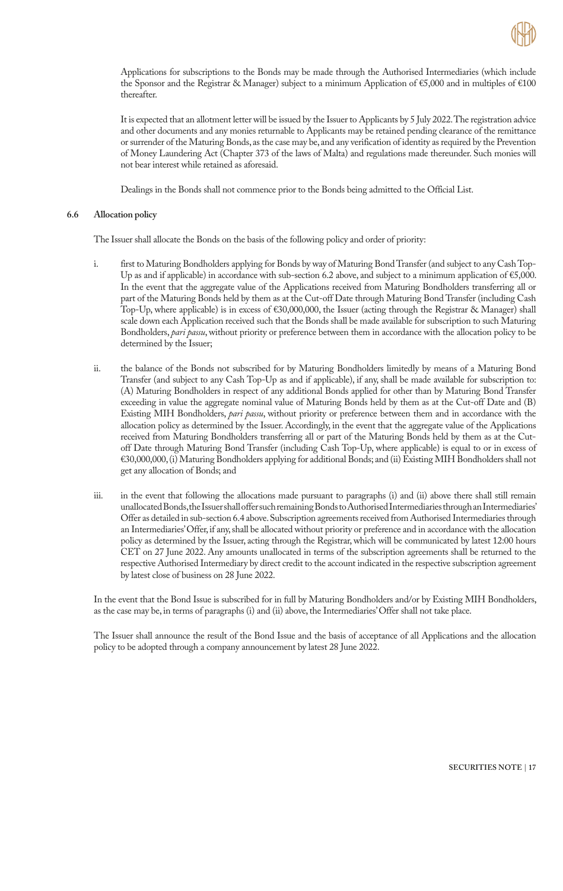Applications for subscriptions to the Bonds may be made through the Authorised Intermediaries (which include the Sponsor and the Registrar & Manager) subject to a minimum Application of €5,000 and in multiples of €100 thereafter.

It is expected that an allotment letter will be issued by the Issuer to Applicants by 5 July 2022. The registration advice and other documents and any monies returnable to Applicants may be retained pending clearance of the remittance or surrender of the Maturing Bonds, as the case may be, and any verification of identity as required by the Prevention of Money Laundering Act (Chapter 373 of the laws of Malta) and regulations made thereunder. Such monies will not bear interest while retained as aforesaid.

Dealings in the Bonds shall not commence prior to the Bonds being admitted to the Official List.

### 6.6 Allocation policy

The Issuer shall allocate the Bonds on the basis of the following policy and order of priority:

i. first to Maturing Bondholders applying for Bonds by way of Maturing Bond Transfer (and subject to any Cash Top-Up as and if applicable) in accordance with sub-section 6.2 above, and subject to a minimum application of €5,000. In the event that the aggregate value of the Applications received from Maturing Bondholders transferring all or part of the Maturing Bonds held by them as at the Cut-off Date through Maturing Bond Transfer (including Cash Top-Up, where applicable) is in excess of €30,000,000, the Issuer (acting through the Registrar & Manager) shall scale down each Application received such that the Bonds shall be made available for subscription to such Maturing Bondholders, *pari passu*, without priority or preference between them in accordance with the allocation policy to be determined by the Issuer;

ii. the balance of the Bonds not subscribed for by Maturing Bondholders limitedly by means of a Maturing Bond Transfer (and subject to any Cash Top-Up as and if applicable), if any, shall be made available for subscription to: (A) Maturing Bondholders in respect of any additional Bonds applied for other than by Maturing Bond Transfer exceeding in value the aggregate nominal value of Maturing Bonds held by them as at the Cut-off Date and (B) Existing MIH Bondholders, *pari passu*, without priority or preference between them and in accordance with the allocation policy as determined by the Issuer. Accordingly, in the event that the aggregate value of the Applications received from Maturing Bondholders transferring all or part of the Maturing Bonds held by them as at the Cut-off Date through Maturing Bond Transfer (including Cash Top-Up, where applicable) is equal to or in excess of €30,000,000, (i) Maturing Bondholders applying for additional Bonds; and (ii) Existing MIH Bondholders shall not get any allocation of Bonds; and

iii. in the event that following the allocations made pursuant to paragraphs (i) and (ii) above there shall still remain unallocated Bonds, the Issuer shall offer such remaining Bonds to Authorised Intermediaries through an Intermediaries' Offer as detailed in sub-section 6.4 above. Subscription agreements received from Authorised Intermediaries through an Intermediaries' Offer, if any, shall be allocated without priority or preference and in accordance with the allocation policy as determined by the Issuer, acting through the Registrar, which will be communicated by latest 12:00 hours CET on 27 June 2022. Any amounts unallocated in terms of the subscription agreements shall be returned to the respective Authorised Intermediary by direct credit to the account indicated in the respective subscription agreement by latest close of business on 28 June 2022.

In the event that the Bond Issue is subscribed for in full by Maturing Bondholders and/or by Existing MIH Bondholders, as the case may be, in terms of paragraphs (i) and (ii) above, the Intermediaries' Offer shall not take place.

The Issuer shall announce the result of the Bond Issue and the basis of acceptance of all Applications and the allocation policy to be adopted through a company announcement by latest 28 June 2022.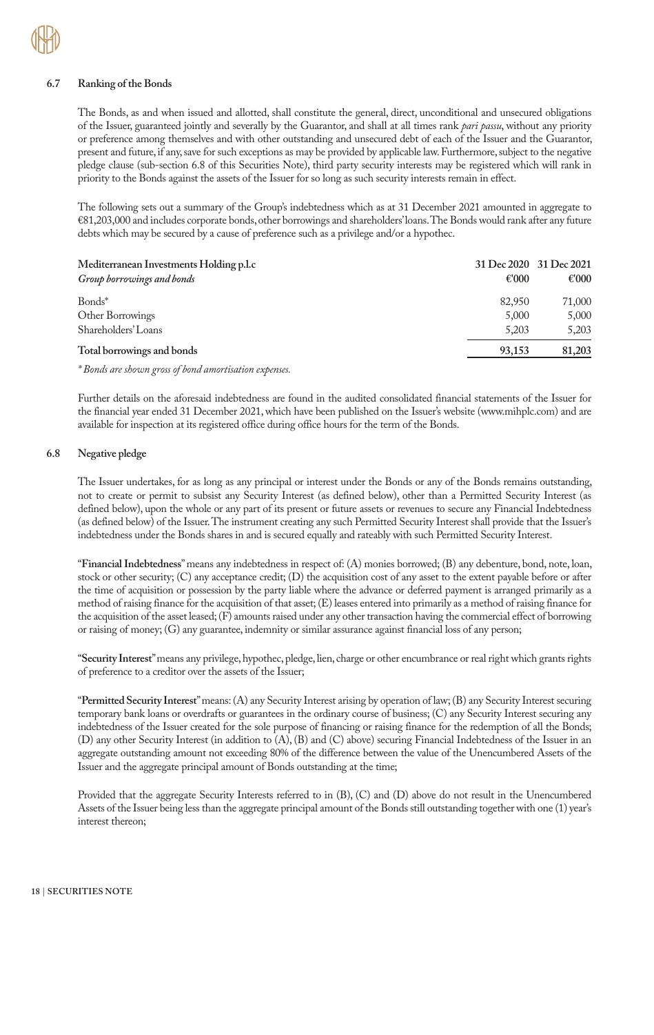### 6.7 Ranking of the Bonds

The Bonds, as and when issued and allotted, shall constitute the general, direct, unconditional and unsecured obligations of the Issuer, guaranteed jointly and severally by the Guarantor, and shall at all times rank *pari passu*, without any priority or preference among themselves and with other outstanding and unsecured debt of each of the Issuer and the Guarantor, present and future, if any, save for such exceptions as may be provided by applicable law. Furthermore, subject to the negative pledge clause (sub-section 6.8 of this Securities Note), third party security interests may be registered which will rank in priority to the Bonds against the assets of the Issuer for so long as such security interests remain in effect.

The following sets out a summary of the Group's indebtedness which as at 31 December 2021 amounted in aggregate to €81,203,000 and includes corporate bonds, other borrowings and shareholders' loans. The Bonds would rank after any future debts which may be secured by a cause of preference such as a privilege and/or a hypothec.

| **Mediterranean Investments Holding p.l.c** *Group borrowings and bonds* | **31 Dec 2020** €'000 | **31 Dec 2021** €'000 |
|---|---|---|
| Bonds* | 82,950 | 71,000 |
| Other Borrowings | 5,000 | 5,000 |
| Shareholders' Loans | 5,203 | 5,203 |
| **Total borrowings and bonds** | **93,153** | **81,203** |

*\* Bonds are shown gross of bond amortisation expenses.*

Further details on the aforesaid indebtedness are found in the audited consolidated financial statements of the Issuer for the financial year ended 31 December 2021, which have been published on the Issuer's website (www.mihplc.com) and are available for inspection at its registered office during office hours for the term of the Bonds.

### 6.8 Negative pledge

The Issuer undertakes, for as long as any principal or interest under the Bonds or any of the Bonds remains outstanding, not to create or permit to subsist any Security Interest (as defined below), other than a Permitted Security Interest (as defined below), upon the whole or any part of its present or future assets or revenues to secure any Financial Indebtedness (as defined below) of the Issuer. The instrument creating any such Permitted Security Interest shall provide that the Issuer's indebtedness under the Bonds shares in and is secured equally and rateably with such Permitted Security Interest.

"**Financial Indebtedness**" means any indebtedness in respect of: (A) monies borrowed; (B) any debenture, bond, note, loan, stock or other security; (C) any acceptance credit; (D) the acquisition cost of any asset to the extent payable before or after the time of acquisition or possession by the party liable where the advance or deferred payment is arranged primarily as a method of raising finance for the acquisition of that asset; (E) leases entered into primarily as a method of raising finance for the acquisition of the asset leased; (F) amounts raised under any other transaction having the commercial effect of borrowing or raising of money; (G) any guarantee, indemnity or similar assurance against financial loss of any person;

"**Security Interest**" means any privilege, hypothec, pledge, lien, charge or other encumbrance or real right which grants rights of preference to a creditor over the assets of the Issuer;

"**Permitted Security Interest**" means: (A) any Security Interest arising by operation of law; (B) any Security Interest securing temporary bank loans or overdrafts or guarantees in the ordinary course of business; (C) any Security Interest securing any indebtedness of the Issuer created for the sole purpose of financing or raising finance for the redemption of all the Bonds; (D) any other Security Interest (in addition to (A), (B) and (C) above) securing Financial Indebtedness of the Issuer in an aggregate outstanding amount not exceeding 80% of the difference between the value of the Unencumbered Assets of the Issuer and the aggregate principal amount of Bonds outstanding at the time;

Provided that the aggregate Security Interests referred to in (B), (C) and (D) above do not result in the Unencumbered Assets of the Issuer being less than the aggregate principal amount of the Bonds still outstanding together with one (1) year's interest thereon;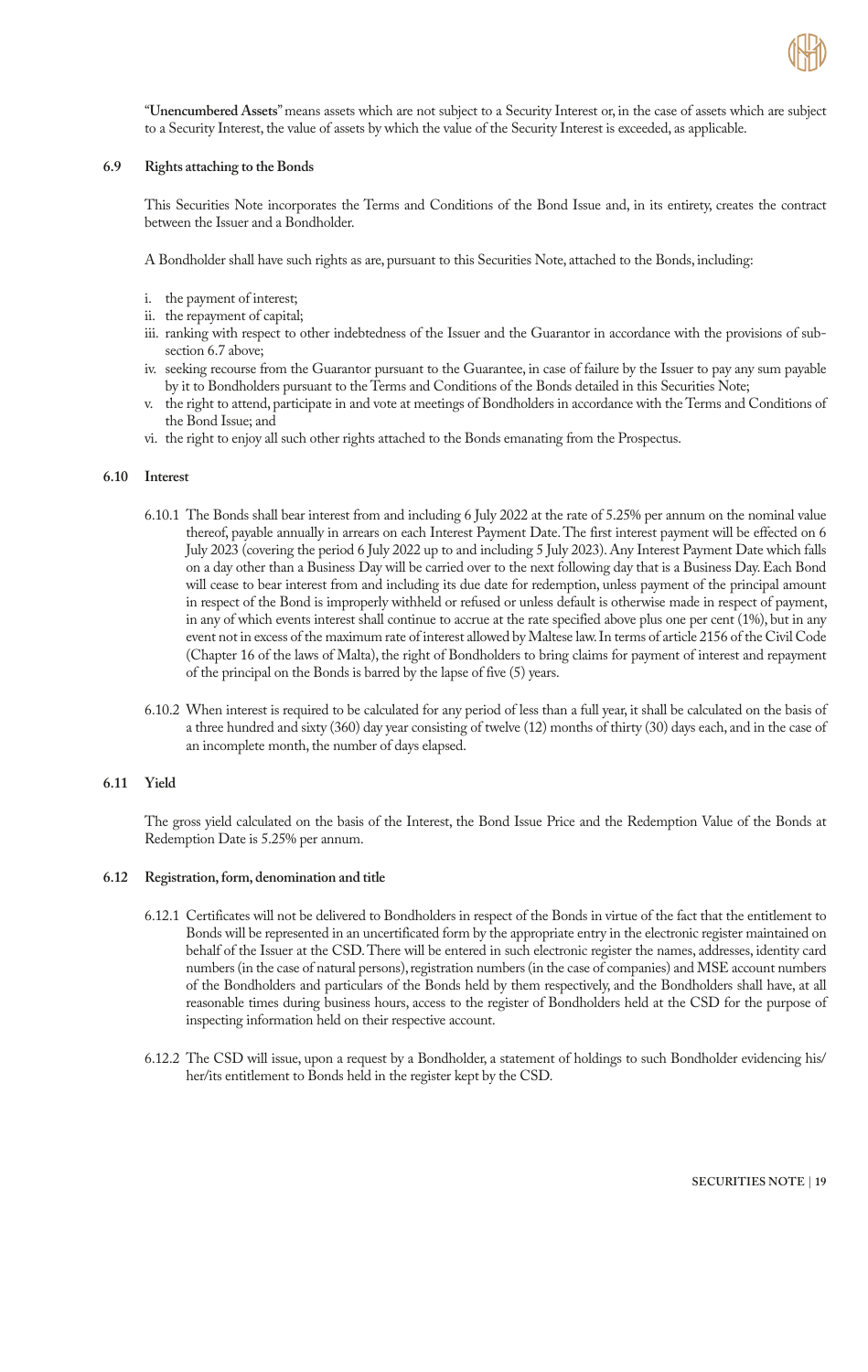"**Unencumbered Assets**" means assets which are not subject to a Security Interest or, in the case of assets which are subject to a Security Interest, the value of assets by which the value of the Security Interest is exceeded, as applicable.

### 6.9 Rights attaching to the Bonds

This Securities Note incorporates the Terms and Conditions of the Bond Issue and, in its entirety, creates the contract between the Issuer and a Bondholder.

A Bondholder shall have such rights as are, pursuant to this Securities Note, attached to the Bonds, including:

i. the payment of interest;
ii. the repayment of capital;
iii. ranking with respect to other indebtedness of the Issuer and the Guarantor in accordance with the provisions of sub-section 6.7 above;
iv. seeking recourse from the Guarantor pursuant to the Guarantee, in case of failure by the Issuer to pay any sum payable by it to Bondholders pursuant to the Terms and Conditions of the Bonds detailed in this Securities Note;
v. the right to attend, participate in and vote at meetings of Bondholders in accordance with the Terms and Conditions of the Bond Issue; and
vi. the right to enjoy all such other rights attached to the Bonds emanating from the Prospectus.

### 6.10 Interest

6.10.1 The Bonds shall bear interest from and including 6 July 2022 at the rate of 5.25% per annum on the nominal value thereof, payable annually in arrears on each Interest Payment Date. The first interest payment will be effected on 6 July 2023 (covering the period 6 July 2022 up to and including 5 July 2023). Any Interest Payment Date which falls on a day other than a Business Day will be carried over to the next following day that is a Business Day. Each Bond will cease to bear interest from and including its due date for redemption, unless payment of the principal amount in respect of the Bond is improperly withheld or refused or unless default is otherwise made in respect of payment, in any of which events interest shall continue to accrue at the rate specified above plus one per cent (1%), but in any event not in excess of the maximum rate of interest allowed by Maltese law. In terms of article 2156 of the Civil Code (Chapter 16 of the laws of Malta), the right of Bondholders to bring claims for payment of interest and repayment of the principal on the Bonds is barred by the lapse of five (5) years.

6.10.2 When interest is required to be calculated for any period of less than a full year, it shall be calculated on the basis of a three hundred and sixty (360) day year consisting of twelve (12) months of thirty (30) days each, and in the case of an incomplete month, the number of days elapsed.

### 6.11 Yield

The gross yield calculated on the basis of the Interest, the Bond Issue Price and the Redemption Value of the Bonds at Redemption Date is 5.25% per annum.

### 6.12 Registration, form, denomination and title

6.12.1 Certificates will not be delivered to Bondholders in respect of the Bonds in virtue of the fact that the entitlement to Bonds will be represented in an uncertificated form by the appropriate entry in the electronic register maintained on behalf of the Issuer at the CSD. There will be entered in such electronic register the names, addresses, identity card numbers (in the case of natural persons), registration numbers (in the case of companies) and MSE account numbers of the Bondholders and particulars of the Bonds held by them respectively, and the Bondholders shall have, at all reasonable times during business hours, access to the register of Bondholders held at the CSD for the purpose of inspecting information held on their respective account.

6.12.2 The CSD will issue, upon a request by a Bondholder, a statement of holdings to such Bondholder evidencing his/her/its entitlement to Bonds held in the register kept by the CSD.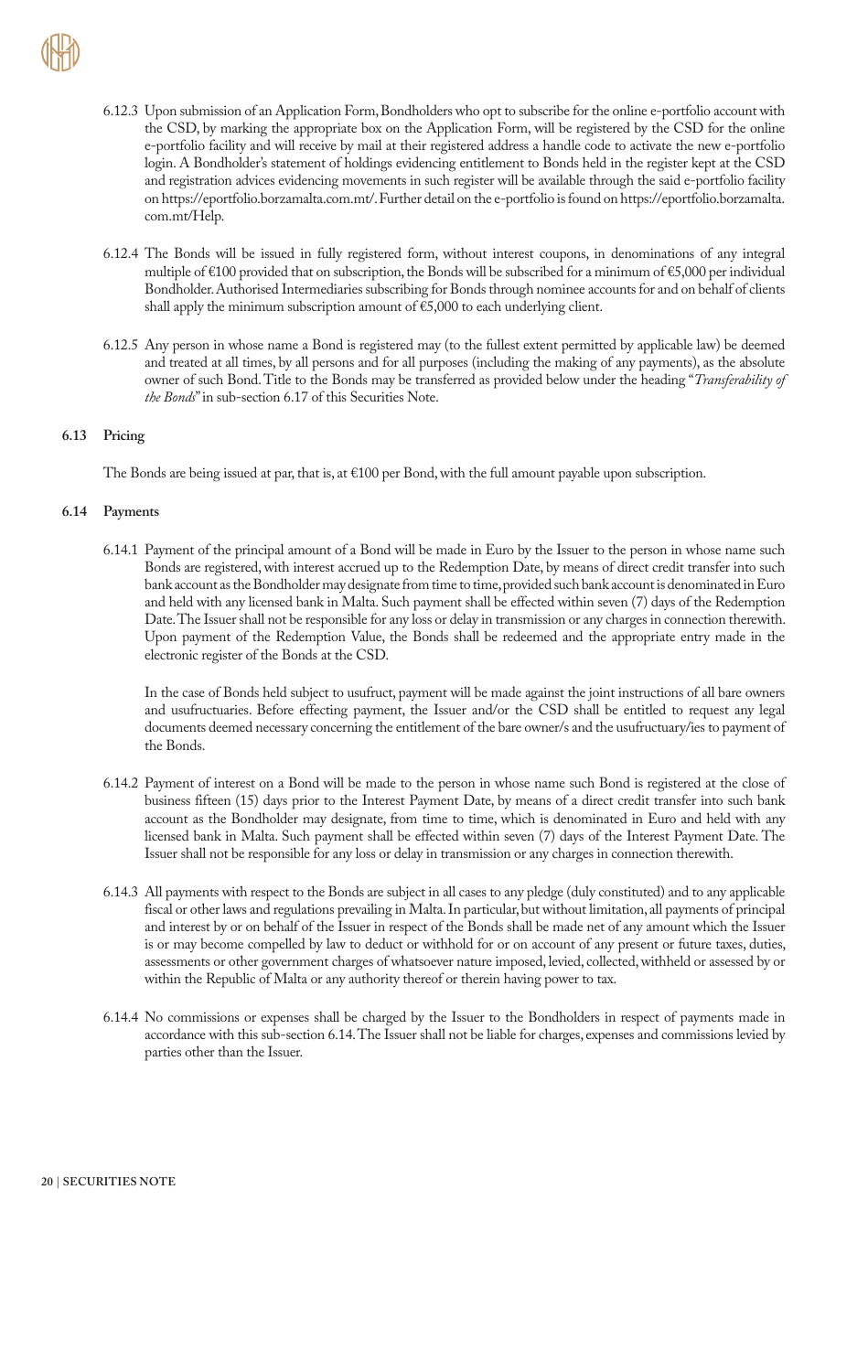6.12.3 Upon submission of an Application Form, Bondholders who opt to subscribe for the online e-portfolio account with the CSD, by marking the appropriate box on the Application Form, will be registered by the CSD for the online e-portfolio facility and will receive by mail at their registered address a handle code to activate the new e-portfolio login. A Bondholder's statement of holdings evidencing entitlement to Bonds held in the register kept at the CSD and registration advices evidencing movements in such register will be available through the said e-portfolio facility on https://eportfolio.borzamalta.com.mt/. Further detail on the e-portfolio is found on https://eportfolio.borzamalta.com.mt/Help.

6.12.4 The Bonds will be issued in fully registered form, without interest coupons, in denominations of any integral multiple of €100 provided that on subscription, the Bonds will be subscribed for a minimum of €5,000 per individual Bondholder. Authorised Intermediaries subscribing for Bonds through nominee accounts for and on behalf of clients shall apply the minimum subscription amount of €5,000 to each underlying client.

6.12.5 Any person in whose name a Bond is registered may (to the fullest extent permitted by applicable law) be deemed and treated at all times, by all persons and for all purposes (including the making of any payments), as the absolute owner of such Bond. Title to the Bonds may be transferred as provided below under the heading "*Transferability of the Bonds*" in sub-section 6.17 of this Securities Note.

### 6.13 Pricing

The Bonds are being issued at par, that is, at €100 per Bond, with the full amount payable upon subscription.

### 6.14 Payments

6.14.1 Payment of the principal amount of a Bond will be made in Euro by the Issuer to the person in whose name such Bonds are registered, with interest accrued up to the Redemption Date, by means of direct credit transfer into such bank account as the Bondholder may designate from time to time, provided such bank account is denominated in Euro and held with any licensed bank in Malta. Such payment shall be effected within seven (7) days of the Redemption Date. The Issuer shall not be responsible for any loss or delay in transmission or any charges in connection therewith. Upon payment of the Redemption Value, the Bonds shall be redeemed and the appropriate entry made in the electronic register of the Bonds at the CSD.

In the case of Bonds held subject to usufruct, payment will be made against the joint instructions of all bare owners and usufructuaries. Before effecting payment, the Issuer and/or the CSD shall be entitled to request any legal documents deemed necessary concerning the entitlement of the bare owner/s and the usufructuary/ies to payment of the Bonds.

6.14.2 Payment of interest on a Bond will be made to the person in whose name such Bond is registered at the close of business fifteen (15) days prior to the Interest Payment Date, by means of a direct credit transfer into such bank account as the Bondholder may designate, from time to time, which is denominated in Euro and held with any licensed bank in Malta. Such payment shall be effected within seven (7) days of the Interest Payment Date. The Issuer shall not be responsible for any loss or delay in transmission or any charges in connection therewith.

6.14.3 All payments with respect to the Bonds are subject in all cases to any pledge (duly constituted) and to any applicable fiscal or other laws and regulations prevailing in Malta. In particular, but without limitation, all payments of principal and interest by or on behalf of the Issuer in respect of the Bonds shall be made net of any amount which the Issuer is or may become compelled by law to deduct or withhold for or on account of any present or future taxes, duties, assessments or other government charges of whatsoever nature imposed, levied, collected, withheld or assessed by or within the Republic of Malta or any authority thereof or therein having power to tax.

6.14.4 No commissions or expenses shall be charged by the Issuer to the Bondholders in respect of payments made in accordance with this sub-section 6.14. The Issuer shall not be liable for charges, expenses and commissions levied by parties other than the Issuer.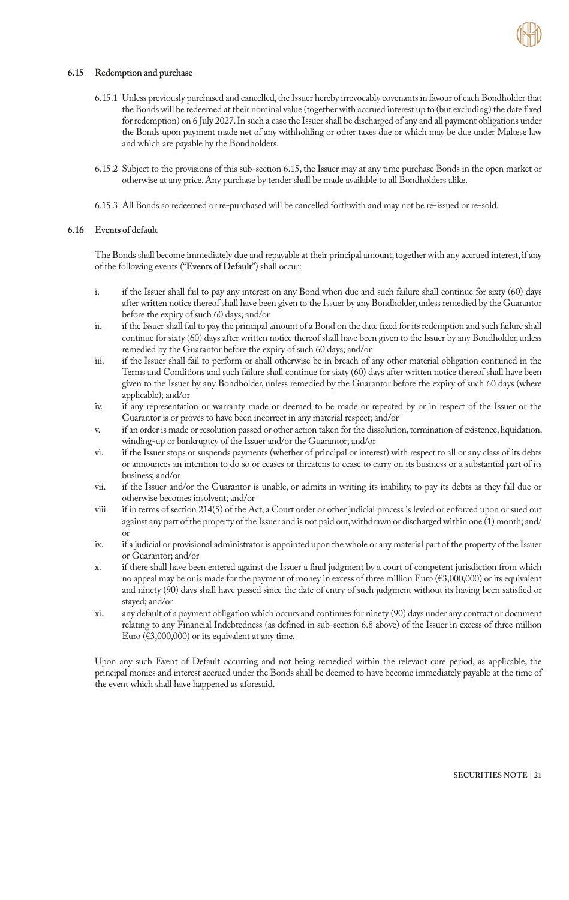### 6.15 Redemption and purchase

6.15.1 Unless previously purchased and cancelled, the Issuer hereby irrevocably covenants in favour of each Bondholder that the Bonds will be redeemed at their nominal value (together with accrued interest up to (but excluding) the date fixed for redemption) on 6 July 2027. In such a case the Issuer shall be discharged of any and all payment obligations under the Bonds upon payment made net of any withholding or other taxes due or which may be due under Maltese law and which are payable by the Bondholders.

6.15.2 Subject to the provisions of this sub-section 6.15, the Issuer may at any time purchase Bonds in the open market or otherwise at any price. Any purchase by tender shall be made available to all Bondholders alike.

6.15.3 All Bonds so redeemed or re-purchased will be cancelled forthwith and may not be re-issued or re-sold.

### 6.16 Events of default

The Bonds shall become immediately due and repayable at their principal amount, together with any accrued interest, if any of the following events ("**Events of Default**") shall occur:

i. if the Issuer shall fail to pay any interest on any Bond when due and such failure shall continue for sixty (60) days after written notice thereof shall have been given to the Issuer by any Bondholder, unless remedied by the Guarantor before the expiry of such 60 days; and/or

ii. if the Issuer shall fail to pay the principal amount of a Bond on the date fixed for its redemption and such failure shall continue for sixty (60) days after written notice thereof shall have been given to the Issuer by any Bondholder, unless remedied by the Guarantor before the expiry of such 60 days; and/or

iii. if the Issuer shall fail to perform or shall otherwise be in breach of any other material obligation contained in the Terms and Conditions and such failure shall continue for sixty (60) days after written notice thereof shall have been given to the Issuer by any Bondholder, unless remedied by the Guarantor before the expiry of such 60 days (where applicable); and/or

iv. if any representation or warranty made or deemed to be made or repeated by or in respect of the Issuer or the Guarantor is or proves to have been incorrect in any material respect; and/or

v. if an order is made or resolution passed or other action taken for the dissolution, termination of existence, liquidation, winding-up or bankruptcy of the Issuer and/or the Guarantor; and/or

vi. if the Issuer stops or suspends payments (whether of principal or interest) with respect to all or any class of its debts or announces an intention to do so or ceases or threatens to cease to carry on its business or a substantial part of its business; and/or

vii. if the Issuer and/or the Guarantor is unable, or admits in writing its inability, to pay its debts as they fall due or otherwise becomes insolvent; and/or

viii. if in terms of section 214(5) of the Act, a Court order or other judicial process is levied or enforced upon or sued out against any part of the property of the Issuer and is not paid out, withdrawn or discharged within one (1) month; and/or

ix. if a judicial or provisional administrator is appointed upon the whole or any material part of the property of the Issuer or Guarantor; and/or

x. if there shall have been entered against the Issuer a final judgment by a court of competent jurisdiction from which no appeal may be or is made for the payment of money in excess of three million Euro (€3,000,000) or its equivalent and ninety (90) days shall have passed since the date of entry of such judgment without its having been satisfied or stayed; and/or

xi. any default of a payment obligation which occurs and continues for ninety (90) days under any contract or document relating to any Financial Indebtedness (as defined in sub-section 6.8 above) of the Issuer in excess of three million Euro (€3,000,000) or its equivalent at any time.

Upon any such Event of Default occurring and not being remedied within the relevant cure period, as applicable, the principal monies and interest accrued under the Bonds shall be deemed to have become immediately payable at the time of the event which shall have happened as aforesaid.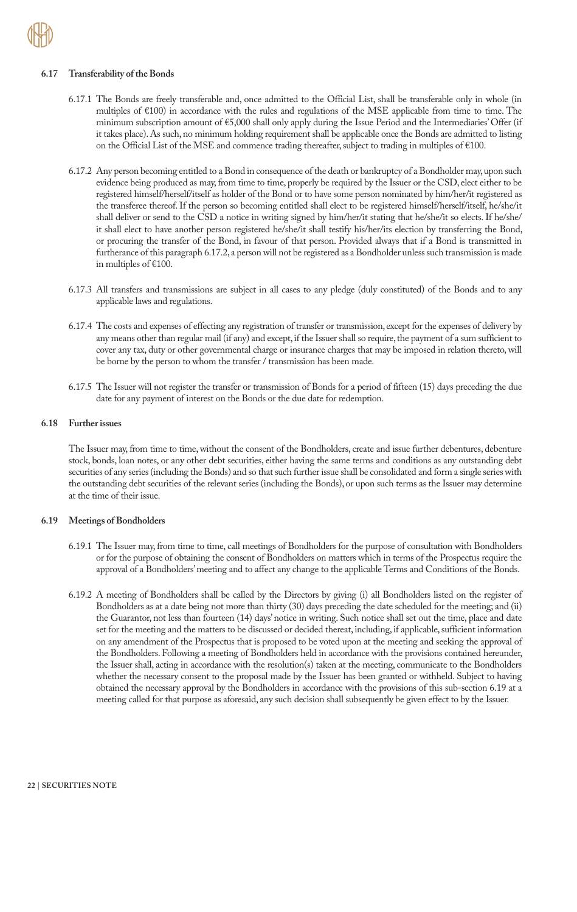### 6.17 Transferability of the Bonds

6.17.1 The Bonds are freely transferable and, once admitted to the Official List, shall be transferable only in whole (in multiples of €100) in accordance with the rules and regulations of the MSE applicable from time to time. The minimum subscription amount of €5,000 shall only apply during the Issue Period and the Intermediaries' Offer (if it takes place). As such, no minimum holding requirement shall be applicable once the Bonds are admitted to listing on the Official List of the MSE and commence trading thereafter, subject to trading in multiples of €100.

6.17.2 Any person becoming entitled to a Bond in consequence of the death or bankruptcy of a Bondholder may, upon such evidence being produced as may, from time to time, properly be required by the Issuer or the CSD, elect either to be registered himself/herself/itself as holder of the Bond or to have some person nominated by him/her/it registered as the transferee thereof. If the person so becoming entitled shall elect to be registered himself/herself/itself, he/she/it shall deliver or send to the CSD a notice in writing signed by him/her/it stating that he/she/it so elects. If he/she/it shall elect to have another person registered he/she/it shall testify his/her/its election by transferring the Bond, or procuring the transfer of the Bond, in favour of that person. Provided always that if a Bond is transmitted in furtherance of this paragraph 6.17.2, a person will not be registered as a Bondholder unless such transmission is made in multiples of €100.

6.17.3 All transfers and transmissions are subject in all cases to any pledge (duly constituted) of the Bonds and to any applicable laws and regulations.

6.17.4 The costs and expenses of effecting any registration of transfer or transmission, except for the expenses of delivery by any means other than regular mail (if any) and except, if the Issuer shall so require, the payment of a sum sufficient to cover any tax, duty or other governmental charge or insurance charges that may be imposed in relation thereto, will be borne by the person to whom the transfer / transmission has been made.

6.17.5 The Issuer will not register the transfer or transmission of Bonds for a period of fifteen (15) days preceding the due date for any payment of interest on the Bonds or the due date for redemption.

### 6.18 Further issues

The Issuer may, from time to time, without the consent of the Bondholders, create and issue further debentures, debenture stock, bonds, loan notes, or any other debt securities, either having the same terms and conditions as any outstanding debt securities of any series (including the Bonds) and so that such further issue shall be consolidated and form a single series with the outstanding debt securities of the relevant series (including the Bonds), or upon such terms as the Issuer may determine at the time of their issue.

### 6.19 Meetings of Bondholders

6.19.1 The Issuer may, from time to time, call meetings of Bondholders for the purpose of consultation with Bondholders or for the purpose of obtaining the consent of Bondholders on matters which in terms of the Prospectus require the approval of a Bondholders' meeting and to affect any change to the applicable Terms and Conditions of the Bonds.

6.19.2 A meeting of Bondholders shall be called by the Directors by giving (i) all Bondholders listed on the register of Bondholders as at a date being not more than thirty (30) days preceding the date scheduled for the meeting; and (ii) the Guarantor, not less than fourteen (14) days' notice in writing. Such notice shall set out the time, place and date set for the meeting and the matters to be discussed or decided thereat, including, if applicable, sufficient information on any amendment of the Prospectus that is proposed to be voted upon at the meeting and seeking the approval of the Bondholders. Following a meeting of Bondholders held in accordance with the provisions contained hereunder, the Issuer shall, acting in accordance with the resolution(s) taken at the meeting, communicate to the Bondholders whether the necessary consent to the proposal made by the Issuer has been granted or withheld. Subject to having obtained the necessary approval by the Bondholders in accordance with the provisions of this sub-section 6.19 at a meeting called for that purpose as aforesaid, any such decision shall subsequently be given effect to by the Issuer.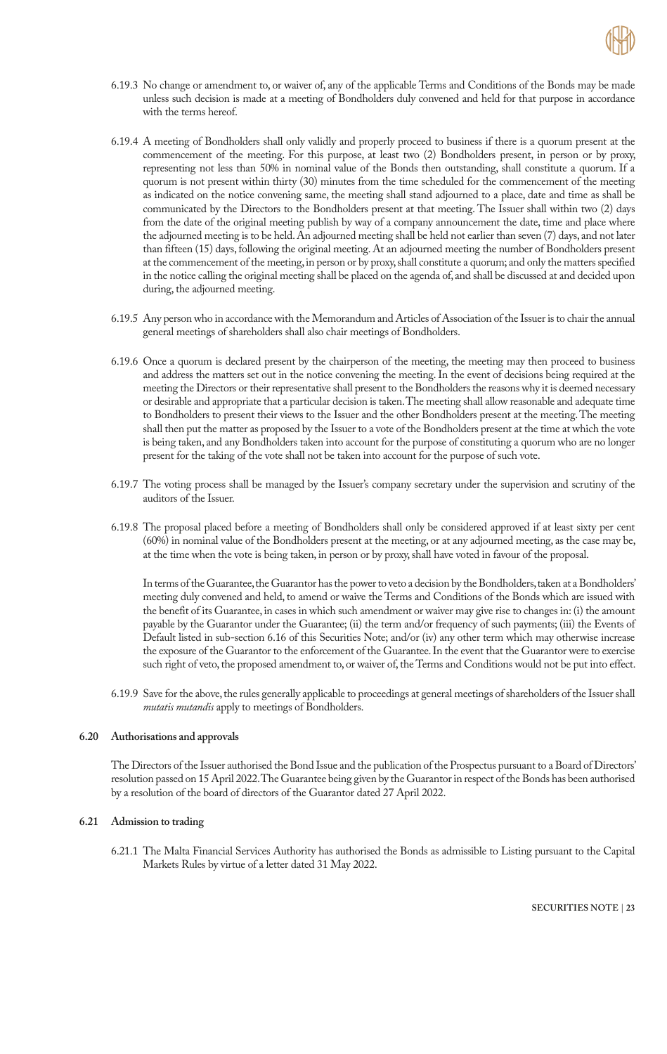6.19.3 No change or amendment to, or waiver of, any of the applicable Terms and Conditions of the Bonds may be made unless such decision is made at a meeting of Bondholders duly convened and held for that purpose in accordance with the terms hereof.

6.19.4 A meeting of Bondholders shall only validly and properly proceed to business if there is a quorum present at the commencement of the meeting. For this purpose, at least two (2) Bondholders present, in person or by proxy, representing not less than 50% in nominal value of the Bonds then outstanding, shall constitute a quorum. If a quorum is not present within thirty (30) minutes from the time scheduled for the commencement of the meeting as indicated on the notice convening same, the meeting shall stand adjourned to a place, date and time as shall be communicated by the Directors to the Bondholders present at that meeting. The Issuer shall within two (2) days from the date of the original meeting publish by way of a company announcement the date, time and place where the adjourned meeting is to be held. An adjourned meeting shall be held not earlier than seven (7) days, and not later than fifteen (15) days, following the original meeting. At an adjourned meeting the number of Bondholders present at the commencement of the meeting, in person or by proxy, shall constitute a quorum; and only the matters specified in the notice calling the original meeting shall be placed on the agenda of, and shall be discussed at and decided upon during, the adjourned meeting.

6.19.5 Any person who in accordance with the Memorandum and Articles of Association of the Issuer is to chair the annual general meetings of shareholders shall also chair meetings of Bondholders.

6.19.6 Once a quorum is declared present by the chairperson of the meeting, the meeting may then proceed to business and address the matters set out in the notice convening the meeting. In the event of decisions being required at the meeting the Directors or their representative shall present to the Bondholders the reasons why it is deemed necessary or desirable and appropriate that a particular decision is taken. The meeting shall allow reasonable and adequate time to Bondholders to present their views to the Issuer and the other Bondholders present at the meeting. The meeting shall then put the matter as proposed by the Issuer to a vote of the Bondholders present at the time at which the vote is being taken, and any Bondholders taken into account for the purpose of constituting a quorum who are no longer present for the taking of the vote shall not be taken into account for the purpose of such vote.

6.19.7 The voting process shall be managed by the Issuer's company secretary under the supervision and scrutiny of the auditors of the Issuer.

6.19.8 The proposal placed before a meeting of Bondholders shall only be considered approved if at least sixty per cent (60%) in nominal value of the Bondholders present at the meeting, or at any adjourned meeting, as the case may be, at the time when the vote is being taken, in person or by proxy, shall have voted in favour of the proposal.

In terms of the Guarantee, the Guarantor has the power to veto a decision by the Bondholders, taken at a Bondholders' meeting duly convened and held, to amend or waive the Terms and Conditions of the Bonds which are issued with the benefit of its Guarantee, in cases in which such amendment or waiver may give rise to changes in: (i) the amount payable by the Guarantor under the Guarantee; (ii) the term and/or frequency of such payments; (iii) the Events of Default listed in sub-section 6.16 of this Securities Note; and/or (iv) any other term which may otherwise increase the exposure of the Guarantor to the enforcement of the Guarantee. In the event that the Guarantor were to exercise such right of veto, the proposed amendment to, or waiver of, the Terms and Conditions would not be put into effect.

6.19.9 Save for the above, the rules generally applicable to proceedings at general meetings of shareholders of the Issuer shall *mutatis mutandis* apply to meetings of Bondholders.

**6.20 Authorisations and approvals**

The Directors of the Issuer authorised the Bond Issue and the publication of the Prospectus pursuant to a Board of Directors' resolution passed on 15 April 2022. The Guarantee being given by the Guarantor in respect of the Bonds has been authorised by a resolution of the board of directors of the Guarantor dated 27 April 2022.

**6.21 Admission to trading**

6.21.1 The Malta Financial Services Authority has authorised the Bonds as admissible to Listing pursuant to the Capital Markets Rules by virtue of a letter dated 31 May 2022.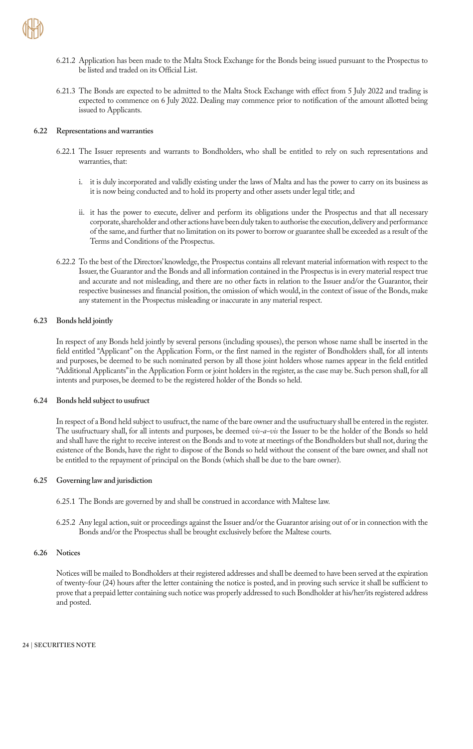6.21.2 Application has been made to the Malta Stock Exchange for the Bonds being issued pursuant to the Prospectus to be listed and traded on its Official List.

6.21.3 The Bonds are expected to be admitted to the Malta Stock Exchange with effect from 5 July 2022 and trading is expected to commence on 6 July 2022. Dealing may commence prior to notification of the amount allotted being issued to Applicants.

**6.22 Representations and warranties**

6.22.1 The Issuer represents and warrants to Bondholders, who shall be entitled to rely on such representations and warranties, that:

i. it is duly incorporated and validly existing under the laws of Malta and has the power to carry on its business as it is now being conducted and to hold its property and other assets under legal title; and

ii. it has the power to execute, deliver and perform its obligations under the Prospectus and that all necessary corporate, shareholder and other actions have been duly taken to authorise the execution, delivery and performance of the same, and further that no limitation on its power to borrow or guarantee shall be exceeded as a result of the Terms and Conditions of the Prospectus.

6.22.2 To the best of the Directors' knowledge, the Prospectus contains all relevant material information with respect to the Issuer, the Guarantor and the Bonds and all information contained in the Prospectus is in every material respect true and accurate and not misleading, and there are no other facts in relation to the Issuer and/or the Guarantor, their respective businesses and financial position, the omission of which would, in the context of issue of the Bonds, make any statement in the Prospectus misleading or inaccurate in any material respect.

**6.23 Bonds held jointly**

In respect of any Bonds held jointly by several persons (including spouses), the person whose name shall be inserted in the field entitled "Applicant" on the Application Form, or the first named in the register of Bondholders shall, for all intents and purposes, be deemed to be such nominated person by all those joint holders whose names appear in the field entitled "Additional Applicants" in the Application Form or joint holders in the register, as the case may be. Such person shall, for all intents and purposes, be deemed to be the registered holder of the Bonds so held.

**6.24 Bonds held subject to usufruct**

In respect of a Bond held subject to usufruct, the name of the bare owner and the usufructuary shall be entered in the register. The usufructuary shall, for all intents and purposes, be deemed *vis-a-vis* the Issuer to be the holder of the Bonds so held and shall have the right to receive interest on the Bonds and to vote at meetings of the Bondholders but shall not, during the existence of the Bonds, have the right to dispose of the Bonds so held without the consent of the bare owner, and shall not be entitled to the repayment of principal on the Bonds (which shall be due to the bare owner).

**6.25 Governing law and jurisdiction**

6.25.1 The Bonds are governed by and shall be construed in accordance with Maltese law.

6.25.2 Any legal action, suit or proceedings against the Issuer and/or the Guarantor arising out of or in connection with the Bonds and/or the Prospectus shall be brought exclusively before the Maltese courts.

**6.26 Notices**

Notices will be mailed to Bondholders at their registered addresses and shall be deemed to have been served at the expiration of twenty-four (24) hours after the letter containing the notice is posted, and in proving such service it shall be sufficient to prove that a prepaid letter containing such notice was properly addressed to such Bondholder at his/her/its registered address and posted.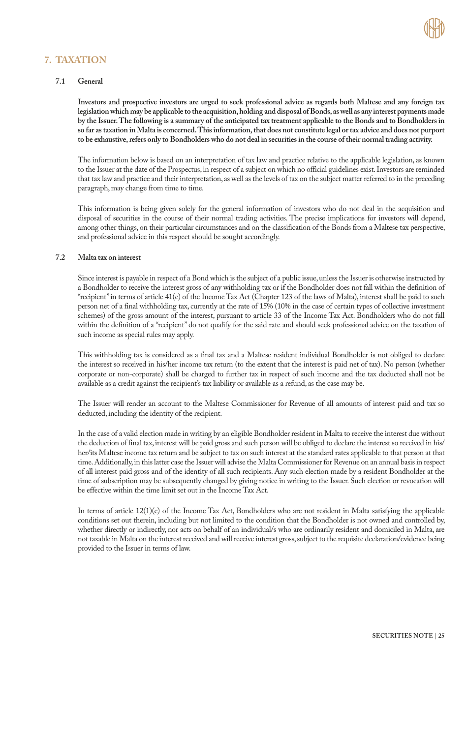# 7. TAXATION

## 7.1 General

**Investors and prospective investors are urged to seek professional advice as regards both Maltese and any foreign tax legislation which may be applicable to the acquisition, holding and disposal of Bonds, as well as any interest payments made by the Issuer. The following is a summary of the anticipated tax treatment applicable to the Bonds and to Bondholders in so far as taxation in Malta is concerned. This information, that does not constitute legal or tax advice and does not purport to be exhaustive, refers only to Bondholders who do not deal in securities in the course of their normal trading activity.**

The information below is based on an interpretation of tax law and practice relative to the applicable legislation, as known to the Issuer at the date of the Prospectus, in respect of a subject on which no official guidelines exist. Investors are reminded that tax law and practice and their interpretation, as well as the levels of tax on the subject matter referred to in the preceding paragraph, may change from time to time.

This information is being given solely for the general information of investors who do not deal in the acquisition and disposal of securities in the course of their normal trading activities. The precise implications for investors will depend, among other things, on their particular circumstances and on the classification of the Bonds from a Maltese tax perspective, and professional advice in this respect should be sought accordingly.

## 7.2 Malta tax on interest

Since interest is payable in respect of a Bond which is the subject of a public issue, unless the Issuer is otherwise instructed by a Bondholder to receive the interest gross of any withholding tax or if the Bondholder does not fall within the definition of "recipient" in terms of article 41(c) of the Income Tax Act (Chapter 123 of the laws of Malta), interest shall be paid to such person net of a final withholding tax, currently at the rate of 15% (10% in the case of certain types of collective investment schemes) of the gross amount of the interest, pursuant to article 33 of the Income Tax Act. Bondholders who do not fall within the definition of a "recipient" do not qualify for the said rate and should seek professional advice on the taxation of such income as special rules may apply.

This withholding tax is considered as a final tax and a Maltese resident individual Bondholder is not obliged to declare the interest so received in his/her income tax return (to the extent that the interest is paid net of tax). No person (whether corporate or non-corporate) shall be charged to further tax in respect of such income and the tax deducted shall not be available as a credit against the recipient's tax liability or available as a refund, as the case may be.

The Issuer will render an account to the Maltese Commissioner for Revenue of all amounts of interest paid and tax so deducted, including the identity of the recipient.

In the case of a valid election made in writing by an eligible Bondholder resident in Malta to receive the interest due without the deduction of final tax, interest will be paid gross and such person will be obliged to declare the interest so received in his/her/its Maltese income tax return and be subject to tax on such interest at the standard rates applicable to that person at that time. Additionally, in this latter case the Issuer will advise the Malta Commissioner for Revenue on an annual basis in respect of all interest paid gross and of the identity of all such recipients. Any such election made by a resident Bondholder at the time of subscription may be subsequently changed by giving notice in writing to the Issuer. Such election or revocation will be effective within the time limit set out in the Income Tax Act.

In terms of article 12(1)(c) of the Income Tax Act, Bondholders who are not resident in Malta satisfying the applicable conditions set out therein, including but not limited to the condition that the Bondholder is not owned and controlled by, whether directly or indirectly, nor acts on behalf of an individual/s who are ordinarily resident and domiciled in Malta, are not taxable in Malta on the interest received and will receive interest gross, subject to the requisite declaration/evidence being provided to the Issuer in terms of law.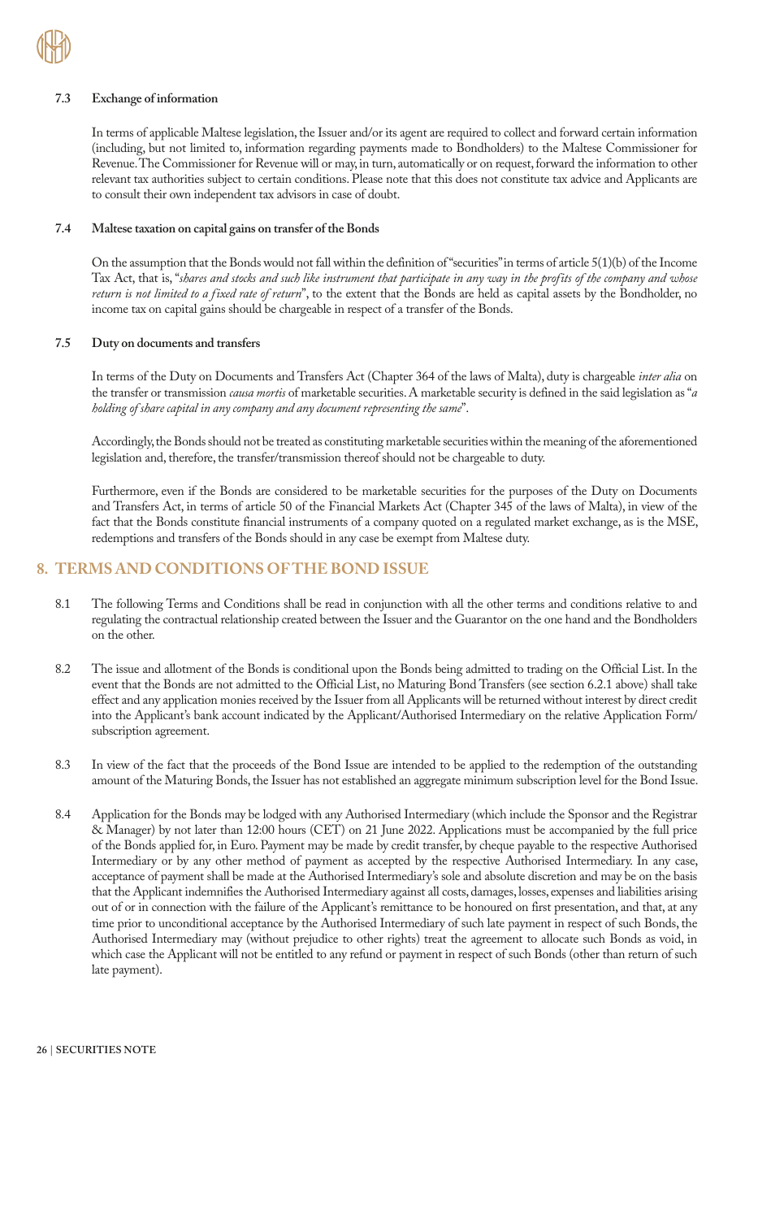### 7.3 Exchange of information

In terms of applicable Maltese legislation, the Issuer and/or its agent are required to collect and forward certain information (including, but not limited to, information regarding payments made to Bondholders) to the Maltese Commissioner for Revenue. The Commissioner for Revenue will or may, in turn, automatically or on request, forward the information to other relevant tax authorities subject to certain conditions. Please note that this does not constitute tax advice and Applicants are to consult their own independent tax advisors in case of doubt.

### 7.4 Maltese taxation on capital gains on transfer of the Bonds

On the assumption that the Bonds would not fall within the definition of "securities" in terms of article 5(1)(b) of the Income Tax Act, that is, "*shares and stocks and such like instrument that participate in any way in the profits of the company and whose return is not limited to a fixed rate of return*", to the extent that the Bonds are held as capital assets by the Bondholder, no income tax on capital gains should be chargeable in respect of a transfer of the Bonds.

### 7.5 Duty on documents and transfers

In terms of the Duty on Documents and Transfers Act (Chapter 364 of the laws of Malta), duty is chargeable *inter alia* on the transfer or transmission *causa mortis* of marketable securities. A marketable security is defined in the said legislation as "*a holding of share capital in any company and any document representing the same*".

Accordingly, the Bonds should not be treated as constituting marketable securities within the meaning of the aforementioned legislation and, therefore, the transfer/transmission thereof should not be chargeable to duty.

Furthermore, even if the Bonds are considered to be marketable securities for the purposes of the Duty on Documents and Transfers Act, in terms of article 50 of the Financial Markets Act (Chapter 345 of the laws of Malta), in view of the fact that the Bonds constitute financial instruments of a company quoted on a regulated market exchange, as is the MSE, redemptions and transfers of the Bonds should in any case be exempt from Maltese duty.

## 8. TERMS AND CONDITIONS OF THE BOND ISSUE

8.1 The following Terms and Conditions shall be read in conjunction with all the other terms and conditions relative to and regulating the contractual relationship created between the Issuer and the Guarantor on the one hand and the Bondholders on the other.

8.2 The issue and allotment of the Bonds is conditional upon the Bonds being admitted to trading on the Official List. In the event that the Bonds are not admitted to the Official List, no Maturing Bond Transfers (see section 6.2.1 above) shall take effect and any application monies received by the Issuer from all Applicants will be returned without interest by direct credit into the Applicant's bank account indicated by the Applicant/Authorised Intermediary on the relative Application Form/ subscription agreement.

8.3 In view of the fact that the proceeds of the Bond Issue are intended to be applied to the redemption of the outstanding amount of the Maturing Bonds, the Issuer has not established an aggregate minimum subscription level for the Bond Issue.

8.4 Application for the Bonds may be lodged with any Authorised Intermediary (which include the Sponsor and the Registrar & Manager) by not later than 12:00 hours (CET) on 21 June 2022. Applications must be accompanied by the full price of the Bonds applied for, in Euro. Payment may be made by credit transfer, by cheque payable to the respective Authorised Intermediary or by any other method of payment as accepted by the respective Authorised Intermediary. In any case, acceptance of payment shall be made at the Authorised Intermediary's sole and absolute discretion and may be on the basis that the Applicant indemnifies the Authorised Intermediary against all costs, damages, losses, expenses and liabilities arising out of or in connection with the failure of the Applicant's remittance to be honoured on first presentation, and that, at any time prior to unconditional acceptance by the Authorised Intermediary of such late payment in respect of such Bonds, the Authorised Intermediary may (without prejudice to other rights) treat the agreement to allocate such Bonds as void, in which case the Applicant will not be entitled to any refund or payment in respect of such Bonds (other than return of such late payment).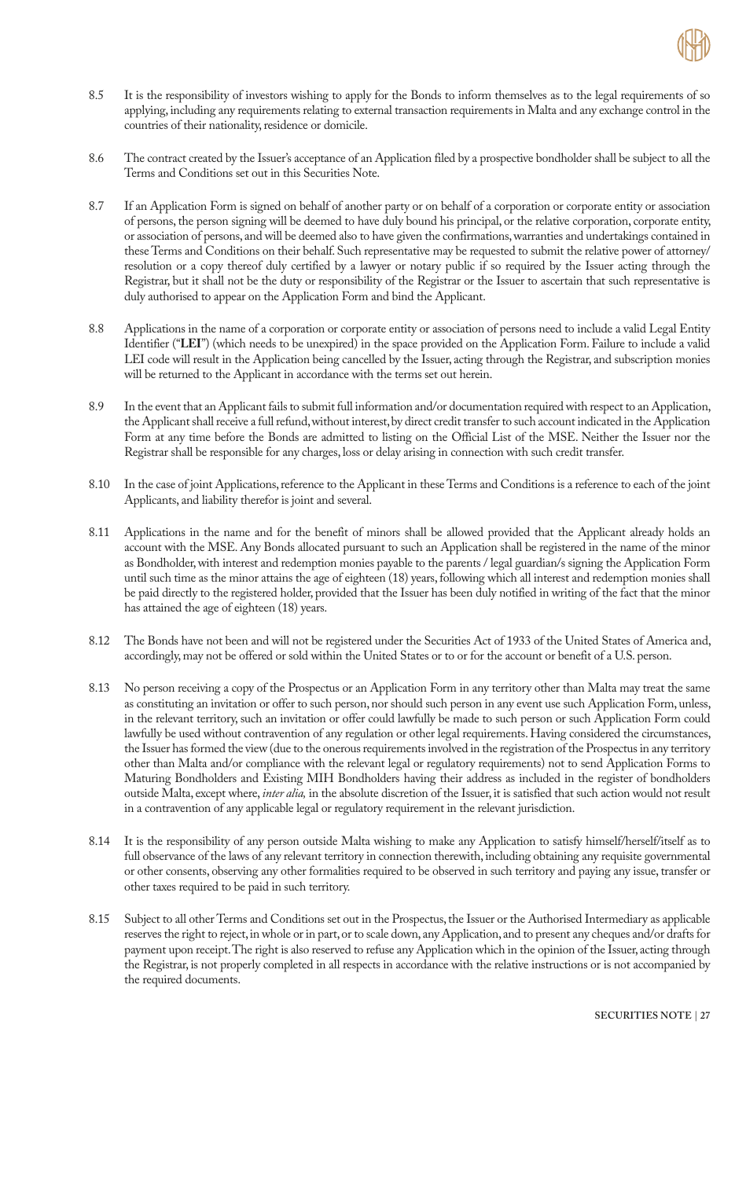8.5 It is the responsibility of investors wishing to apply for the Bonds to inform themselves as to the legal requirements of so applying, including any requirements relating to external transaction requirements in Malta and any exchange control in the countries of their nationality, residence or domicile.

8.6 The contract created by the Issuer's acceptance of an Application filed by a prospective bondholder shall be subject to all the Terms and Conditions set out in this Securities Note.

8.7 If an Application Form is signed on behalf of another party or on behalf of a corporation or corporate entity or association of persons, the person signing will be deemed to have duly bound his principal, or the relative corporation, corporate entity, or association of persons, and will be deemed also to have given the confirmations, warranties and undertakings contained in these Terms and Conditions on their behalf. Such representative may be requested to submit the relative power of attorney/ resolution or a copy thereof duly certified by a lawyer or notary public if so required by the Issuer acting through the Registrar, but it shall not be the duty or responsibility of the Registrar or the Issuer to ascertain that such representative is duly authorised to appear on the Application Form and bind the Applicant.

8.8 Applications in the name of a corporation or corporate entity or association of persons need to include a valid Legal Entity Identifier ("**LEI**") (which needs to be unexpired) in the space provided on the Application Form. Failure to include a valid LEI code will result in the Application being cancelled by the Issuer, acting through the Registrar, and subscription monies will be returned to the Applicant in accordance with the terms set out herein.

8.9 In the event that an Applicant fails to submit full information and/or documentation required with respect to an Application, the Applicant shall receive a full refund, without interest, by direct credit transfer to such account indicated in the Application Form at any time before the Bonds are admitted to listing on the Official List of the MSE. Neither the Issuer nor the Registrar shall be responsible for any charges, loss or delay arising in connection with such credit transfer.

8.10 In the case of joint Applications, reference to the Applicant in these Terms and Conditions is a reference to each of the joint Applicants, and liability therefor is joint and several.

8.11 Applications in the name and for the benefit of minors shall be allowed provided that the Applicant already holds an account with the MSE. Any Bonds allocated pursuant to such an Application shall be registered in the name of the minor as Bondholder, with interest and redemption monies payable to the parents / legal guardian/s signing the Application Form until such time as the minor attains the age of eighteen (18) years, following which all interest and redemption monies shall be paid directly to the registered holder, provided that the Issuer has been duly notified in writing of the fact that the minor has attained the age of eighteen (18) years.

8.12 The Bonds have not been and will not be registered under the Securities Act of 1933 of the United States of America and, accordingly, may not be offered or sold within the United States or to or for the account or benefit of a U.S. person.

8.13 No person receiving a copy of the Prospectus or an Application Form in any territory other than Malta may treat the same as constituting an invitation or offer to such person, nor should such person in any event use such Application Form, unless, in the relevant territory, such an invitation or offer could lawfully be made to such person or such Application Form could lawfully be used without contravention of any regulation or other legal requirements. Having considered the circumstances, the Issuer has formed the view (due to the onerous requirements involved in the registration of the Prospectus in any territory other than Malta and/or compliance with the relevant legal or regulatory requirements) not to send Application Forms to Maturing Bondholders and Existing MIH Bondholders having their address as included in the register of bondholders outside Malta, except where, *inter alia,* in the absolute discretion of the Issuer, it is satisfied that such action would not result in a contravention of any applicable legal or regulatory requirement in the relevant jurisdiction.

8.14 It is the responsibility of any person outside Malta wishing to make any Application to satisfy himself/herself/itself as to full observance of the laws of any relevant territory in connection therewith, including obtaining any requisite governmental or other consents, observing any other formalities required to be observed in such territory and paying any issue, transfer or other taxes required to be paid in such territory.

8.15 Subject to all other Terms and Conditions set out in the Prospectus, the Issuer or the Authorised Intermediary as applicable reserves the right to reject, in whole or in part, or to scale down, any Application, and to present any cheques and/or drafts for payment upon receipt. The right is also reserved to refuse any Application which in the opinion of the Issuer, acting through the Registrar, is not properly completed in all respects in accordance with the relative instructions or is not accompanied by the required documents.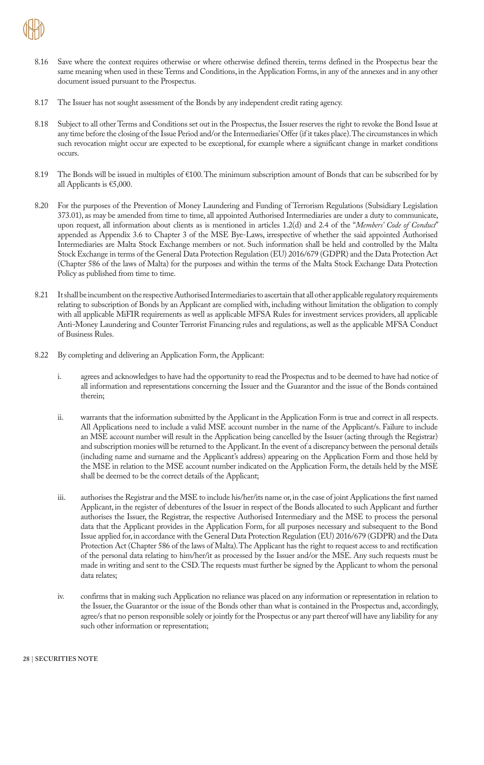8.16 Save where the context requires otherwise or where otherwise defined therein, terms defined in the Prospectus bear the same meaning when used in these Terms and Conditions, in the Application Forms, in any of the annexes and in any other document issued pursuant to the Prospectus.

8.17 The Issuer has not sought assessment of the Bonds by any independent credit rating agency.

8.18 Subject to all other Terms and Conditions set out in the Prospectus, the Issuer reserves the right to revoke the Bond Issue at any time before the closing of the Issue Period and/or the Intermediaries' Offer (if it takes place). The circumstances in which such revocation might occur are expected to be exceptional, for example where a significant change in market conditions occurs.

8.19 The Bonds will be issued in multiples of €100. The minimum subscription amount of Bonds that can be subscribed for by all Applicants is €5,000.

8.20 For the purposes of the Prevention of Money Laundering and Funding of Terrorism Regulations (Subsidiary Legislation 373.01), as may be amended from time to time, all appointed Authorised Intermediaries are under a duty to communicate, upon request, all information about clients as is mentioned in articles 1.2(d) and 2.4 of the "*Members' Code of Conduct*" appended as Appendix 3.6 to Chapter 3 of the MSE Bye-Laws, irrespective of whether the said appointed Authorised Intermediaries are Malta Stock Exchange members or not. Such information shall be held and controlled by the Malta Stock Exchange in terms of the General Data Protection Regulation (EU) 2016/679 (GDPR) and the Data Protection Act (Chapter 586 of the laws of Malta) for the purposes and within the terms of the Malta Stock Exchange Data Protection Policy as published from time to time.

8.21 It shall be incumbent on the respective Authorised Intermediaries to ascertain that all other applicable regulatory requirements relating to subscription of Bonds by an Applicant are complied with, including without limitation the obligation to comply with all applicable MiFIR requirements as well as applicable MFSA Rules for investment services providers, all applicable Anti-Money Laundering and Counter Terrorist Financing rules and regulations, as well as the applicable MFSA Conduct of Business Rules.

8.22 By completing and delivering an Application Form, the Applicant:

i. agrees and acknowledges to have had the opportunity to read the Prospectus and to be deemed to have had notice of all information and representations concerning the Issuer and the Guarantor and the issue of the Bonds contained therein;

ii. warrants that the information submitted by the Applicant in the Application Form is true and correct in all respects. All Applications need to include a valid MSE account number in the name of the Applicant/s. Failure to include an MSE account number will result in the Application being cancelled by the Issuer (acting through the Registrar) and subscription monies will be returned to the Applicant. In the event of a discrepancy between the personal details (including name and surname and the Applicant's address) appearing on the Application Form and those held by the MSE in relation to the MSE account number indicated on the Application Form, the details held by the MSE shall be deemed to be the correct details of the Applicant;

iii. authorises the Registrar and the MSE to include his/her/its name or, in the case of joint Applications the first named Applicant, in the register of debentures of the Issuer in respect of the Bonds allocated to such Applicant and further authorises the Issuer, the Registrar, the respective Authorised Intermediary and the MSE to process the personal data that the Applicant provides in the Application Form, for all purposes necessary and subsequent to the Bond Issue applied for, in accordance with the General Data Protection Regulation (EU) 2016/679 (GDPR) and the Data Protection Act (Chapter 586 of the laws of Malta). The Applicant has the right to request access to and rectification of the personal data relating to him/her/it as processed by the Issuer and/or the MSE. Any such requests must be made in writing and sent to the CSD. The requests must further be signed by the Applicant to whom the personal data relates;

iv. confirms that in making such Application no reliance was placed on any information or representation in relation to the Issuer, the Guarantor or the issue of the Bonds other than what is contained in the Prospectus and, accordingly, agree/s that no person responsible solely or jointly for the Prospectus or any part thereof will have any liability for any such other information or representation;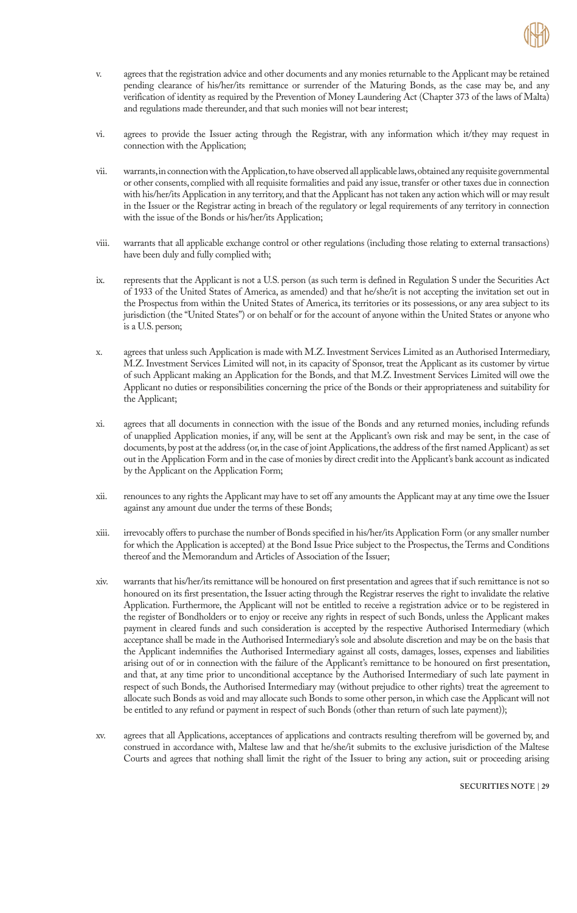v. agrees that the registration advice and other documents and any monies returnable to the Applicant may be retained pending clearance of his/her/its remittance or surrender of the Maturing Bonds, as the case may be, and any verification of identity as required by the Prevention of Money Laundering Act (Chapter 373 of the laws of Malta) and regulations made thereunder, and that such monies will not bear interest;

vi. agrees to provide the Issuer acting through the Registrar, with any information which it/they may request in connection with the Application;

vii. warrants, in connection with the Application, to have observed all applicable laws, obtained any requisite governmental or other consents, complied with all requisite formalities and paid any issue, transfer or other taxes due in connection with his/her/its Application in any territory, and that the Applicant has not taken any action which will or may result in the Issuer or the Registrar acting in breach of the regulatory or legal requirements of any territory in connection with the issue of the Bonds or his/her/its Application;

viii. warrants that all applicable exchange control or other regulations (including those relating to external transactions) have been duly and fully complied with;

ix. represents that the Applicant is not a U.S. person (as such term is defined in Regulation S under the Securities Act of 1933 of the United States of America, as amended) and that he/she/it is not accepting the invitation set out in the Prospectus from within the United States of America, its territories or its possessions, or any area subject to its jurisdiction (the "United States") or on behalf or for the account of anyone within the United States or anyone who is a U.S. person;

x. agrees that unless such Application is made with M.Z. Investment Services Limited as an Authorised Intermediary, M.Z. Investment Services Limited will not, in its capacity of Sponsor, treat the Applicant as its customer by virtue of such Applicant making an Application for the Bonds, and that M.Z. Investment Services Limited will owe the Applicant no duties or responsibilities concerning the price of the Bonds or their appropriateness and suitability for the Applicant;

xi. agrees that all documents in connection with the issue of the Bonds and any returned monies, including refunds of unapplied Application monies, if any, will be sent at the Applicant's own risk and may be sent, in the case of documents, by post at the address (or, in the case of joint Applications, the address of the first named Applicant) as set out in the Application Form and in the case of monies by direct credit into the Applicant's bank account as indicated by the Applicant on the Application Form;

xii. renounces to any rights the Applicant may have to set off any amounts the Applicant may at any time owe the Issuer against any amount due under the terms of these Bonds;

xiii. irrevocably offers to purchase the number of Bonds specified in his/her/its Application Form (or any smaller number for which the Application is accepted) at the Bond Issue Price subject to the Prospectus, the Terms and Conditions thereof and the Memorandum and Articles of Association of the Issuer;

xiv. warrants that his/her/its remittance will be honoured on first presentation and agrees that if such remittance is not so honoured on its first presentation, the Issuer acting through the Registrar reserves the right to invalidate the relative Application. Furthermore, the Applicant will not be entitled to receive a registration advice or to be registered in the register of Bondholders or to enjoy or receive any rights in respect of such Bonds, unless the Applicant makes payment in cleared funds and such consideration is accepted by the respective Authorised Intermediary (which acceptance shall be made in the Authorised Intermediary's sole and absolute discretion and may be on the basis that the Applicant indemnifies the Authorised Intermediary against all costs, damages, losses, expenses and liabilities arising out of or in connection with the failure of the Applicant's remittance to be honoured on first presentation, and that, at any time prior to unconditional acceptance by the Authorised Intermediary of such late payment in respect of such Bonds, the Authorised Intermediary may (without prejudice to other rights) treat the agreement to allocate such Bonds as void and may allocate such Bonds to some other person, in which case the Applicant will not be entitled to any refund or payment in respect of such Bonds (other than return of such late payment));

xv. agrees that all Applications, acceptances of applications and contracts resulting therefrom will be governed by, and construed in accordance with, Maltese law and that he/she/it submits to the exclusive jurisdiction of the Maltese Courts and agrees that nothing shall limit the right of the Issuer to bring any action, suit or proceeding arising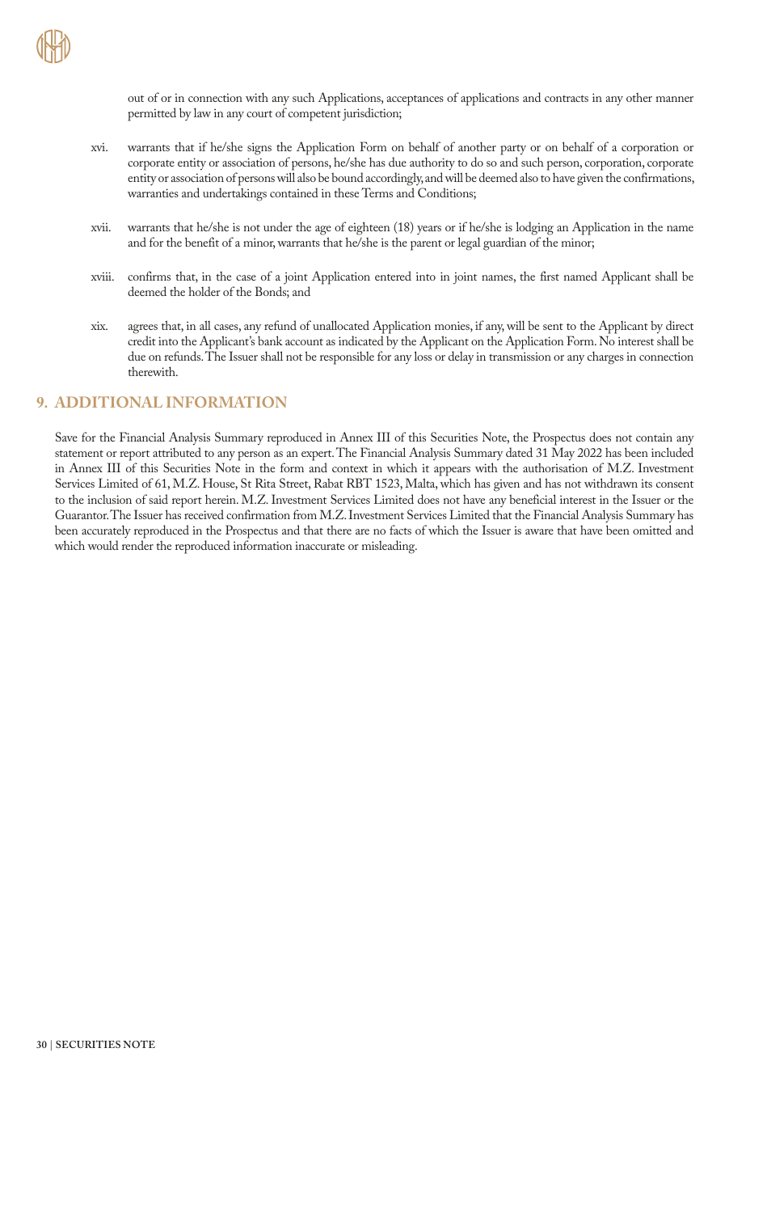out of or in connection with any such Applications, acceptances of applications and contracts in any other manner permitted by law in any court of competent jurisdiction;

xvi. warrants that if he/she signs the Application Form on behalf of another party or on behalf of a corporation or corporate entity or association of persons, he/she has due authority to do so and such person, corporation, corporate entity or association of persons will also be bound accordingly, and will be deemed also to have given the confirmations, warranties and undertakings contained in these Terms and Conditions;

xvii. warrants that he/she is not under the age of eighteen (18) years or if he/she is lodging an Application in the name and for the benefit of a minor, warrants that he/she is the parent or legal guardian of the minor;

xviii. confirms that, in the case of a joint Application entered into in joint names, the first named Applicant shall be deemed the holder of the Bonds; and

xix. agrees that, in all cases, any refund of unallocated Application monies, if any, will be sent to the Applicant by direct credit into the Applicant's bank account as indicated by the Applicant on the Application Form. No interest shall be due on refunds. The Issuer shall not be responsible for any loss or delay in transmission or any charges in connection therewith.

## 9. ADDITIONAL INFORMATION

Save for the Financial Analysis Summary reproduced in Annex III of this Securities Note, the Prospectus does not contain any statement or report attributed to any person as an expert. The Financial Analysis Summary dated 31 May 2022 has been included in Annex III of this Securities Note in the form and context in which it appears with the authorisation of M.Z. Investment Services Limited of 61, M.Z. House, St Rita Street, Rabat RBT 1523, Malta, which has given and has not withdrawn its consent to the inclusion of said report herein. M.Z. Investment Services Limited does not have any beneficial interest in the Issuer or the Guarantor. The Issuer has received confirmation from M.Z. Investment Services Limited that the Financial Analysis Summary has been accurately reproduced in the Prospectus and that there are no facts of which the Issuer is aware that have been omitted and which would render the reproduced information inaccurate or misleading.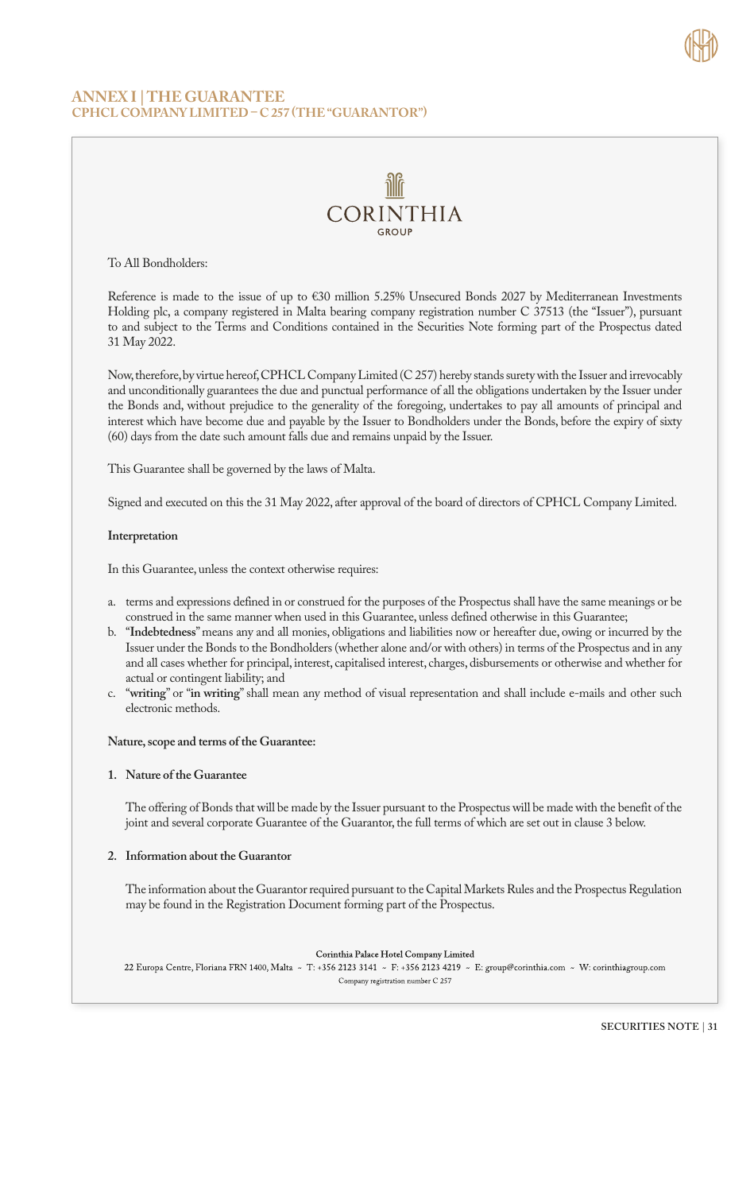## ANNEX I | THE GUARANTEE
### CPHCL COMPANY LIMITED – C 257 (THE "GUARANTOR")

CORINTHIA
GROUP

To All Bondholders:

Reference is made to the issue of up to €30 million 5.25% Unsecured Bonds 2027 by Mediterranean Investments Holding plc, a company registered in Malta bearing company registration number C 37513 (the "Issuer"), pursuant to and subject to the Terms and Conditions contained in the Securities Note forming part of the Prospectus dated 31 May 2022.

Now, therefore, by virtue hereof, CPHCL Company Limited (C 257) hereby stands surety with the Issuer and irrevocably and unconditionally guarantees the due and punctual performance of all the obligations undertaken by the Issuer under the Bonds and, without prejudice to the generality of the foregoing, undertakes to pay all amounts of principal and interest which have become due and payable by the Issuer to Bondholders under the Bonds, before the expiry of sixty (60) days from the date such amount falls due and remains unpaid by the Issuer.

This Guarantee shall be governed by the laws of Malta.

Signed and executed on this the 31 May 2022, after approval of the board of directors of CPHCL Company Limited.

**Interpretation**

In this Guarantee, unless the context otherwise requires:

a. terms and expressions defined in or construed for the purposes of the Prospectus shall have the same meanings or be construed in the same manner when used in this Guarantee, unless defined otherwise in this Guarantee;
b. "**Indebtedness**" means any and all monies, obligations and liabilities now or hereafter due, owing or incurred by the Issuer under the Bonds to the Bondholders (whether alone and/or with others) in terms of the Prospectus and in any and all cases whether for principal, interest, capitalised interest, charges, disbursements or otherwise and whether for actual or contingent liability; and
c. "**writing**" or "**in writing**" shall mean any method of visual representation and shall include e-mails and other such electronic methods.

**Nature, scope and terms of the Guarantee:**

**1. Nature of the Guarantee**

The offering of Bonds that will be made by the Issuer pursuant to the Prospectus will be made with the benefit of the joint and several corporate Guarantee of the Guarantor, the full terms of which are set out in clause 3 below.

**2. Information about the Guarantor**

The information about the Guarantor required pursuant to the Capital Markets Rules and the Prospectus Regulation may be found in the Registration Document forming part of the Prospectus.

**Corinthia Palace Hotel Company Limited**
22 Europa Centre, Floriana FRN 1400, Malta ~ T: +356 2123 3141 ~ F: +356 2123 4219 ~ E: group@corinthia.com ~ W: corinthiagroup.com
Company registration number C 257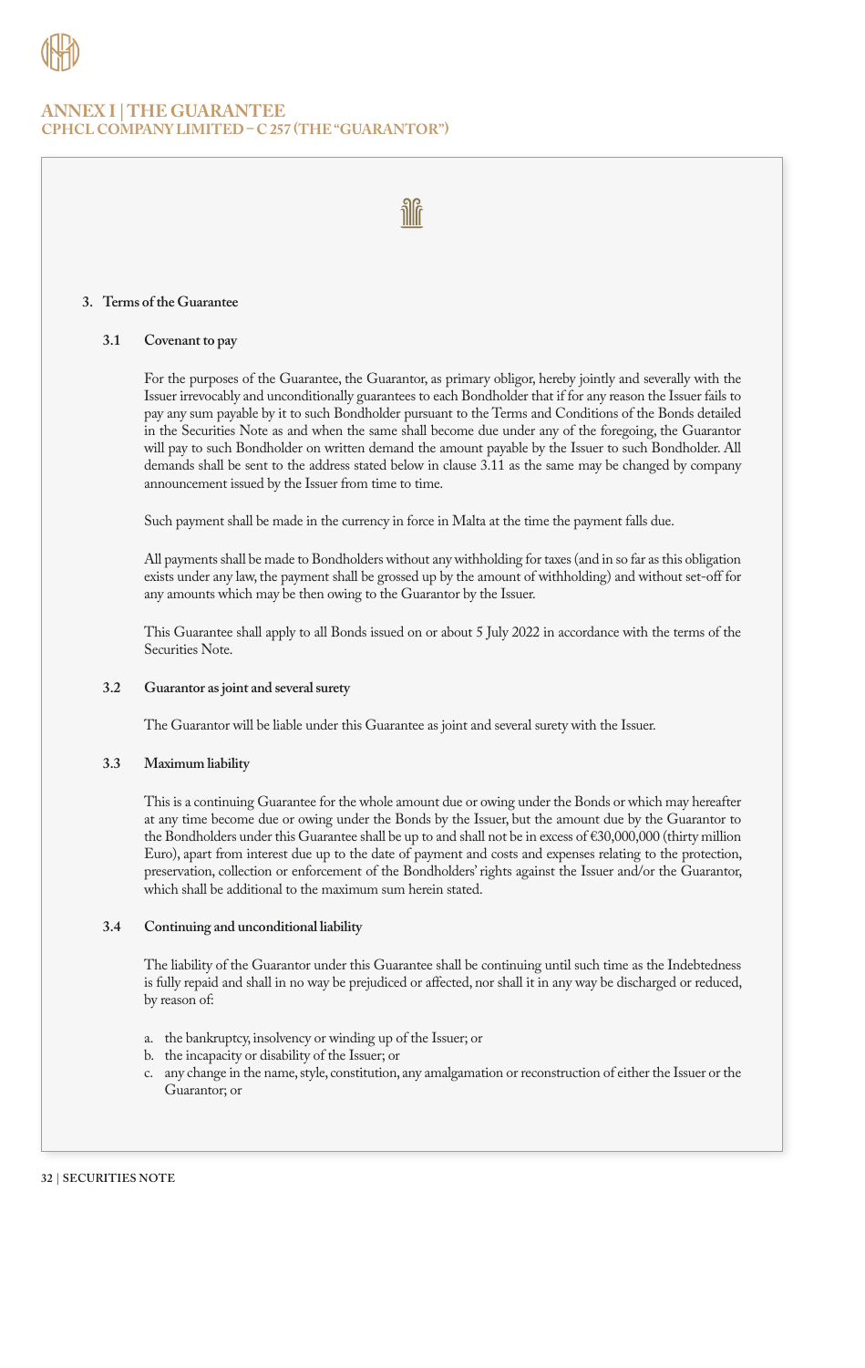# ANNEX I | THE GUARANTEE

## CPHCL COMPANY LIMITED – C 257 (THE "GUARANTOR")

**3. Terms of the Guarantee**

**3.1 Covenant to pay**

For the purposes of the Guarantee, the Guarantor, as primary obligor, hereby jointly and severally with the Issuer irrevocably and unconditionally guarantees to each Bondholder that if for any reason the Issuer fails to pay any sum payable by it to such Bondholder pursuant to the Terms and Conditions of the Bonds detailed in the Securities Note as and when the same shall become due under any of the foregoing, the Guarantor will pay to such Bondholder on written demand the amount payable by the Issuer to such Bondholder. All demands shall be sent to the address stated below in clause 3.11 as the same may be changed by company announcement issued by the Issuer from time to time.

Such payment shall be made in the currency in force in Malta at the time the payment falls due.

All payments shall be made to Bondholders without any withholding for taxes (and in so far as this obligation exists under any law, the payment shall be grossed up by the amount of withholding) and without set-off for any amounts which may be then owing to the Guarantor by the Issuer.

This Guarantee shall apply to all Bonds issued on or about 5 July 2022 in accordance with the terms of the Securities Note.

**3.2 Guarantor as joint and several surety**

The Guarantor will be liable under this Guarantee as joint and several surety with the Issuer.

**3.3 Maximum liability**

This is a continuing Guarantee for the whole amount due or owing under the Bonds or which may hereafter at any time become due or owing under the Bonds by the Issuer, but the amount due by the Guarantor to the Bondholders under this Guarantee shall be up to and shall not be in excess of €30,000,000 (thirty million Euro), apart from interest due up to the date of payment and costs and expenses relating to the protection, preservation, collection or enforcement of the Bondholders' rights against the Issuer and/or the Guarantor, which shall be additional to the maximum sum herein stated.

**3.4 Continuing and unconditional liability**

The liability of the Guarantor under this Guarantee shall be continuing until such time as the Indebtedness is fully repaid and shall in no way be prejudiced or affected, nor shall it in any way be discharged or reduced, by reason of:

a. the bankruptcy, insolvency or winding up of the Issuer; or
b. the incapacity or disability of the Issuer; or
c. any change in the name, style, constitution, any amalgamation or reconstruction of either the Issuer or the Guarantor; or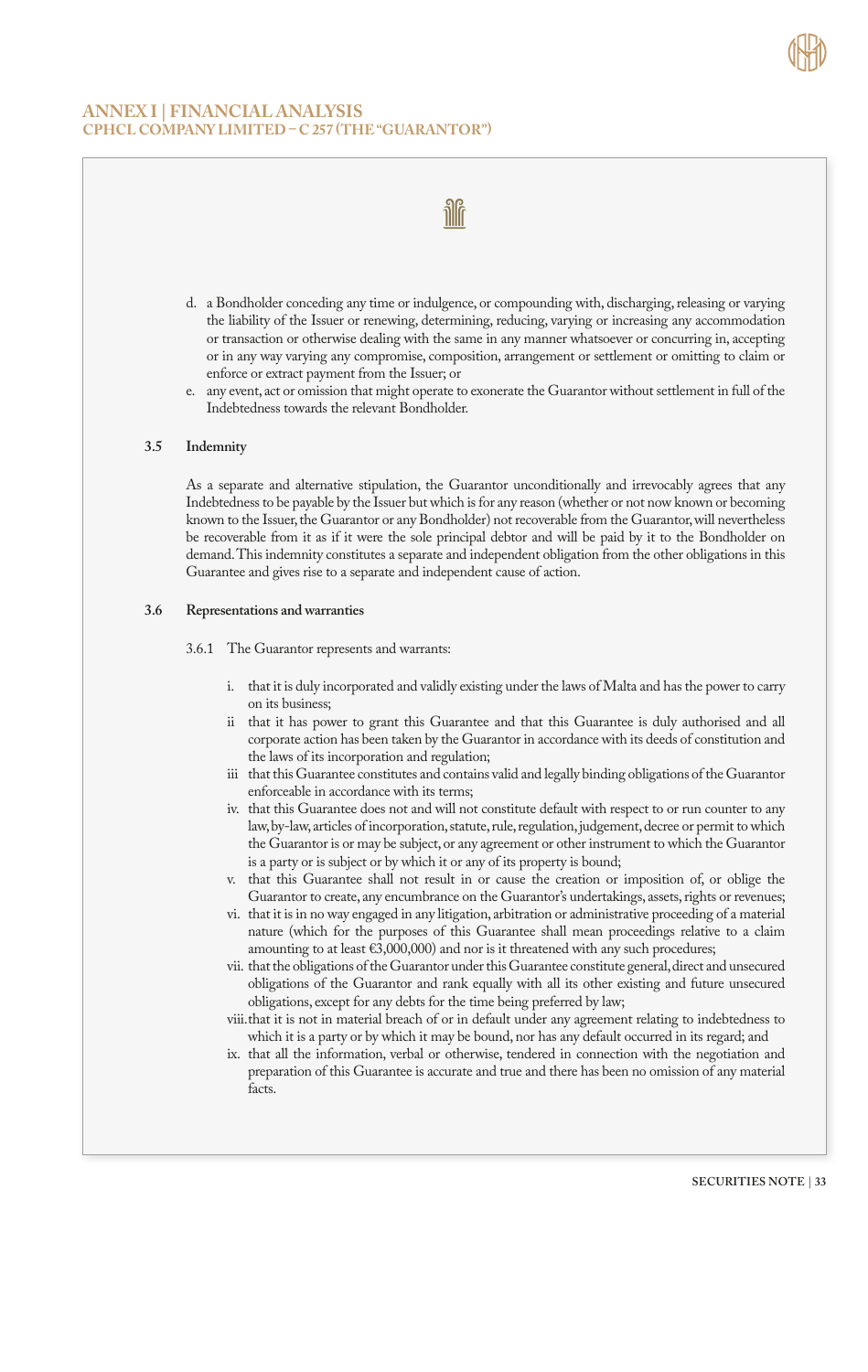## ANNEX I | FINANCIAL ANALYSIS
### CPHCL COMPANY LIMITED – C 257 (THE "GUARANTOR")

d. a Bondholder conceding any time or indulgence, or compounding with, discharging, releasing or varying the liability of the Issuer or renewing, determining, reducing, varying or increasing any accommodation or transaction or otherwise dealing with the same in any manner whatsoever or concurring in, accepting or in any way varying any compromise, composition, arrangement or settlement or omitting to claim or enforce or extract payment from the Issuer; or

e. any event, act or omission that might operate to exonerate the Guarantor without settlement in full of the Indebtedness towards the relevant Bondholder.

**3.5 Indemnity**

As a separate and alternative stipulation, the Guarantor unconditionally and irrevocably agrees that any Indebtedness to be payable by the Issuer but which is for any reason (whether or not now known or becoming known to the Issuer, the Guarantor or any Bondholder) not recoverable from the Guarantor, will nevertheless be recoverable from it as if it were the sole principal debtor and will be paid by it to the Bondholder on demand. This indemnity constitutes a separate and independent obligation from the other obligations in this Guarantee and gives rise to a separate and independent cause of action.

**3.6 Representations and warranties**

3.6.1 The Guarantor represents and warrants:

i. that it is duly incorporated and validly existing under the laws of Malta and has the power to carry on its business;

ii that it has power to grant this Guarantee and that this Guarantee is duly authorised and all corporate action has been taken by the Guarantor in accordance with its deeds of constitution and the laws of its incorporation and regulation;

iii that this Guarantee constitutes and contains valid and legally binding obligations of the Guarantor enforceable in accordance with its terms;

iv. that this Guarantee does not and will not constitute default with respect to or run counter to any law, by-law, articles of incorporation, statute, rule, regulation, judgement, decree or permit to which the Guarantor is or may be subject, or any agreement or other instrument to which the Guarantor is a party or is subject or by which it or any of its property is bound;

v. that this Guarantee shall not result in or cause the creation or imposition of, or oblige the Guarantor to create, any encumbrance on the Guarantor's undertakings, assets, rights or revenues;

vi. that it is in no way engaged in any litigation, arbitration or administrative proceeding of a material nature (which for the purposes of this Guarantee shall mean proceedings relative to a claim amounting to at least €3,000,000) and nor is it threatened with any such procedures;

vii. that the obligations of the Guarantor under this Guarantee constitute general, direct and unsecured obligations of the Guarantor and rank equally with all its other existing and future unsecured obligations, except for any debts for the time being preferred by law;

viii. that it is not in material breach of or in default under any agreement relating to indebtedness to which it is a party or by which it may be bound, nor has any default occurred in its regard; and

ix. that all the information, verbal or otherwise, tendered in connection with the negotiation and preparation of this Guarantee is accurate and true and there has been no omission of any material facts.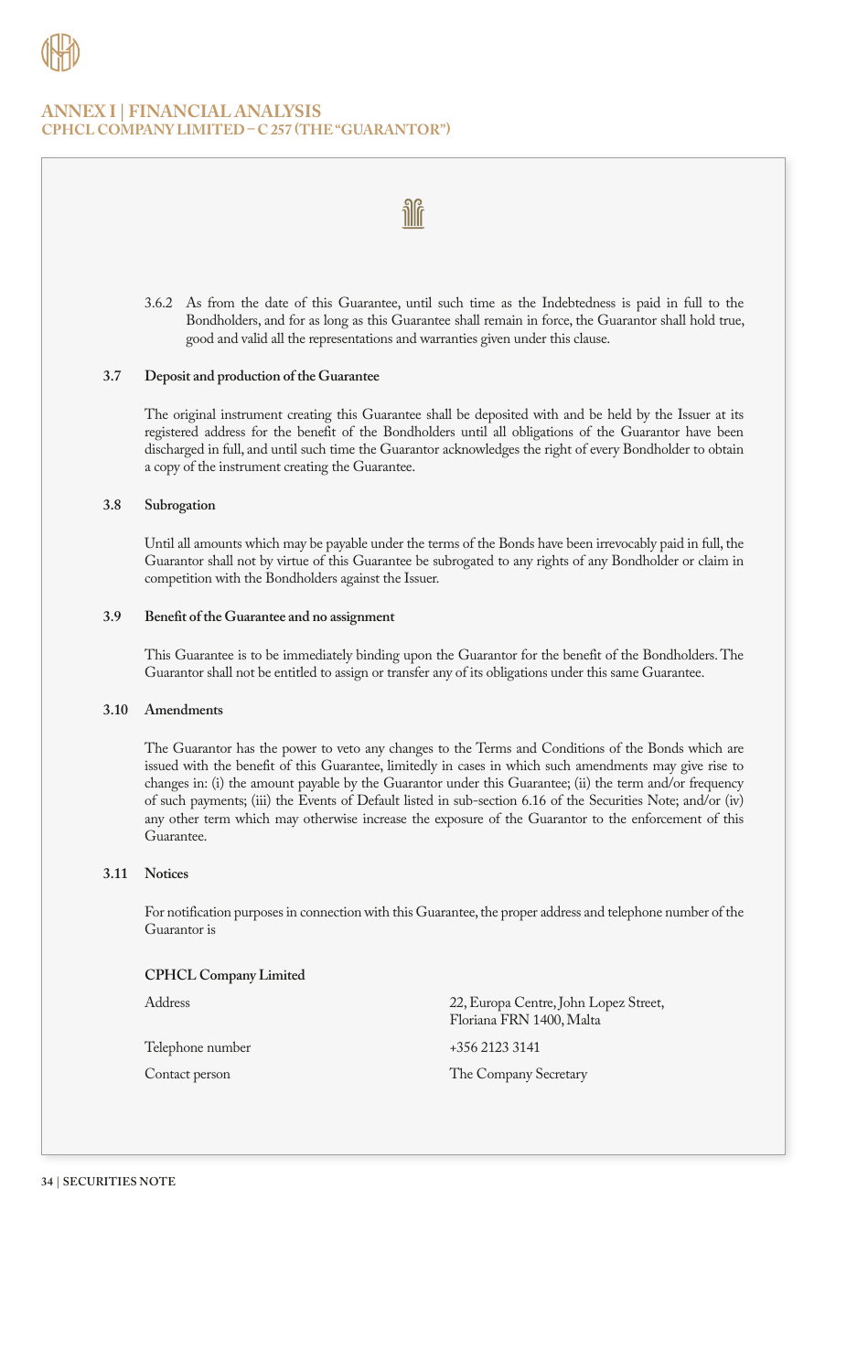## ANNEX I | FINANCIAL ANALYSIS
### CPHCL COMPANY LIMITED – C 257 (THE "GUARANTOR")

3.6.2 As from the date of this Guarantee, until such time as the Indebtedness is paid in full to the Bondholders, and for as long as this Guarantee shall remain in force, the Guarantor shall hold true, good and valid all the representations and warranties given under this clause.

**3.7 Deposit and production of the Guarantee**

The original instrument creating this Guarantee shall be deposited with and be held by the Issuer at its registered address for the benefit of the Bondholders until all obligations of the Guarantor have been discharged in full, and until such time the Guarantor acknowledges the right of every Bondholder to obtain a copy of the instrument creating the Guarantee.

**3.8 Subrogation**

Until all amounts which may be payable under the terms of the Bonds have been irrevocably paid in full, the Guarantor shall not by virtue of this Guarantee be subrogated to any rights of any Bondholder or claim in competition with the Bondholders against the Issuer.

**3.9 Benefit of the Guarantee and no assignment**

This Guarantee is to be immediately binding upon the Guarantor for the benefit of the Bondholders. The Guarantor shall not be entitled to assign or transfer any of its obligations under this same Guarantee.

**3.10 Amendments**

The Guarantor has the power to veto any changes to the Terms and Conditions of the Bonds which are issued with the benefit of this Guarantee, limitedly in cases in which such amendments may give rise to changes in: (i) the amount payable by the Guarantor under this Guarantee; (ii) the term and/or frequency of such payments; (iii) the Events of Default listed in sub-section 6.16 of the Securities Note; and/or (iv) any other term which may otherwise increase the exposure of the Guarantor to the enforcement of this Guarantee.

**3.11 Notices**

For notification purposes in connection with this Guarantee, the proper address and telephone number of the Guarantor is

**CPHCL Company Limited**

| | |
|---|---|
| Address | 22, Europa Centre, John Lopez Street, Floriana FRN 1400, Malta |
| Telephone number | +356 2123 3141 |
| Contact person | The Company Secretary |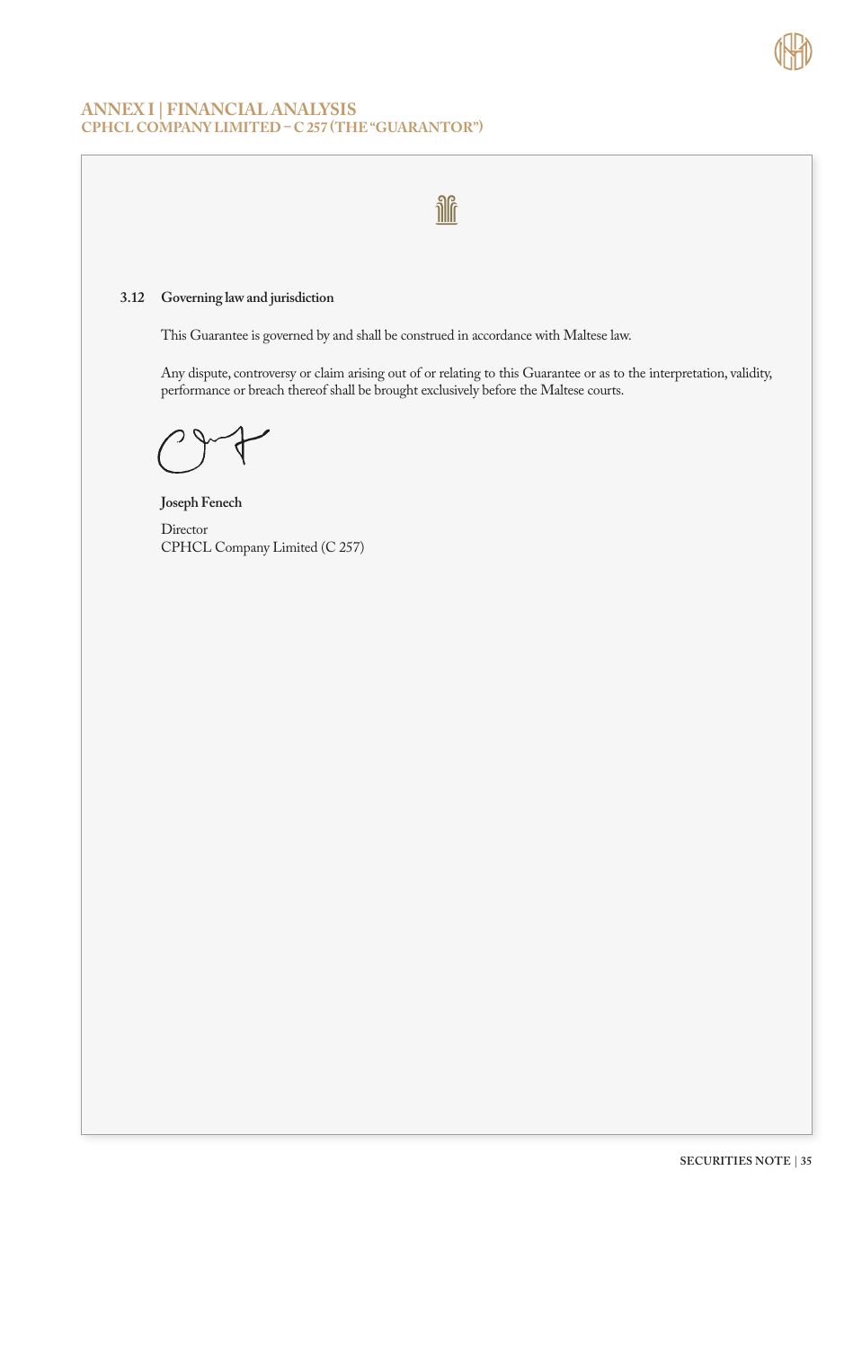### 3.12 Governing law and jurisdiction

This Guarantee is governed by and shall be construed in accordance with Maltese law.

Any dispute, controversy or claim arising out of or relating to this Guarantee or as to the interpretation, validity, performance or breach thereof shall be brought exclusively before the Maltese courts.

**Joseph Fenech**

Director
CPHCL Company Limited (C 257)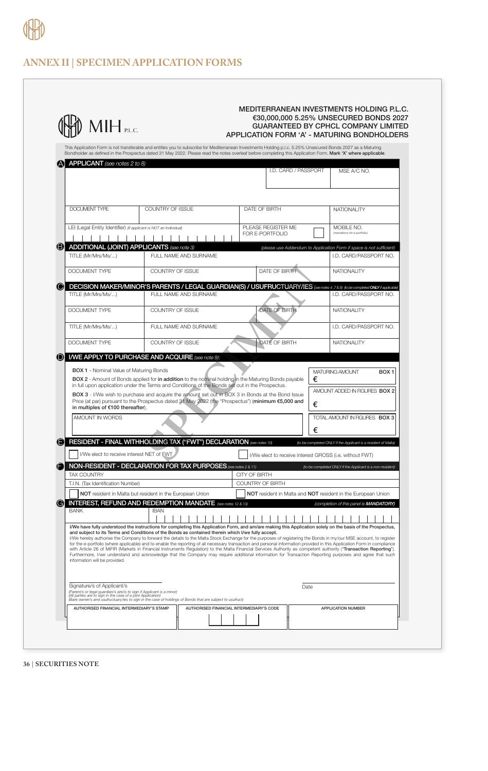# ANNEX II | SPECIMEN APPLICATION FORMS

MIH P.L.C.

**MEDITERRANEAN INVESTMENTS HOLDING P.L.C.**
**€30,000,000 5.25% UNSECURED BONDS 2027**
**GUARANTEED BY CPHCL COMPANY LIMITED**
**APPLICATION FORM 'A' - MATURING BONDHOLDERS**

This Application Form is not transferable and entitles you to subscribe for Mediterranean Investments Holding p.l.c. 5.25% Unsecured Bonds 2027 as a Maturing Bondholder as defined in the Prospectus dated 31 May 2022. Please read the notes overleaf before completing this Application Form. **Mark 'X' where applicable.**

**A APPLICANT** *(see notes 2 to 8)*

| | | I.D. CARD / PASSPORT | MSE A/C NO. |
|---|---|---|---|
| DOCUMENT TYPE | COUNTRY OF ISSUE | DATE OF BIRTH | NATIONALITY |
| LEI (Legal Entity Identifier) *(if applicant is NOT an Individual)* | | PLEASE REGISTER ME FOR E-PORTFOLIO ☐ | MOBILE NO. *(mandatory for e-portfolio)* |

**B ADDITIONAL (JOINT) APPLICANTS** *(see note 3)* *(please use Addendum to Application Form if space is not sufficient)*

| | | | |
|---|---|---|---|
| TITLE (Mr/Mrs/Ms/...) | FULL NAME AND SURNAME | | I.D. CARD/PASSPORT NO. |
| DOCUMENT TYPE | COUNTRY OF ISSUE | DATE OF BIRTH | NATIONALITY |

**C DECISION MAKER/MINOR'S PARENTS / LEGAL GUARDIAN(S) / USUFRUCTUARY/IES** *(see notes 4, 7 & 8) (to be completed ONLY if applicable)*

| | | | |
|---|---|---|---|
| TITLE (Mr/Mrs/Ms/...) | FULL NAME AND SURNAME | | I.D. CARD/PASSPORT NO. |
| DOCUMENT TYPE | COUNTRY OF ISSUE | DATE OF BIRTH | NATIONALITY |
| TITLE (Mr/Mrs/Ms/...) | FULL NAME AND SURNAME | | I.D. CARD/PASSPORT NO. |
| DOCUMENT TYPE | COUNTRY OF ISSUE | DATE OF BIRTH | NATIONALITY |

**D I/WE APPLY TO PURCHASE AND ACQUIRE** *(see note 9)*:

**BOX 1** - Nominal Value of Maturing Bonds

**BOX 2** - Amount of Bonds applied for **in addition** to the nominal holding in the Maturing Bonds payable in full upon application under the Terms and Conditions of the Bonds set out in the Prospectus.

**BOX 3** - I/We wish to purchase and acquire the amount set out in BOX 3 in Bonds at the Bond Issue Price (at par) pursuant to the Prospectus dated 31 May 2022 (the "Prospectus") (**minimum €5,000 and in multiples of €100 thereafter**).

| | |
|---|---|
| MATURING AMOUNT **BOX 1** | € |
| AMOUNT ADDED IN FIGURES **BOX 2** | € |
| TOTAL AMOUNT IN FIGURES **BOX 3** | € |

AMOUNT IN WORDS

**E RESIDENT - FINAL WITHHOLDING TAX ("FWT") DECLARATION** *(see notes 10)* *(to be completed ONLY if the Applicant is a resident of Malta)*

☐ I/We elect to receive interest NET of FWT

☐ I/We elect to receive interest GROSS (i.e. without FWT)

**F NON-RESIDENT - DECLARATION FOR TAX PURPOSES** *(see notes 2 & 11)* *(to be completed ONLY if the Applicant is a non-resident)*

| | |
|---|---|
| TAX COUNTRY | CITY OF BIRTH |
| T.I.N. (Tax Identification Number) | COUNTRY OF BIRTH |
| ☐ **NOT** resident in Malta but resident in the European Union | ☐ **NOT** resident in Malta and **NOT** resident in the European Union |

**G INTEREST, REFUND AND REDEMPTION MANDATE** *(see notes 12 & 13)* *(completion of this panel is MANDATORY)*

| | |
|---|---|
| BANK | IBAN |

**I/We have fully understood the instructions for completing this Application Form, and am/are making this Application solely on the basis of the Prospectus, and subject to its Terms and Conditions of the Bonds as contained therein which I/we fully accept.**

I/We hereby authorise the Company to forward the details to the Malta Stock Exchange for the purposes of registering the Bonds in my/our MSE account, to register for the e-portfolio (where applicable) and to enable the reporting of all necessary transaction and personal information provided in this Application Form in compliance with Article 26 of MiFIR (Markets in Financial Instruments Regulation) to the Malta Financial Services Authority as competent authority ("**Transaction Reporting**"). Furthermore, I/we understand and acknowledge that the Company may require additional information for Transaction Reporting purposes and agree that such information will be provided.

Signature/s of Applicant/s
*(Parent/s or legal guardian/s are/is to sign if Applicant is a minor)*
*(All parties are to sign in the case of a joint Application)*
*(Bare owner/s and usufructuary/ies to sign in the case of holdings of Bonds that are subject to usufruct)*

Date

| AUTHORISED FINANCIAL INTERMEDIARY'S STAMP | AUTHORISED FINANCIAL INTERMEDIARY'S CODE | APPLICATION NUMBER |
|---|---|---|
| | | |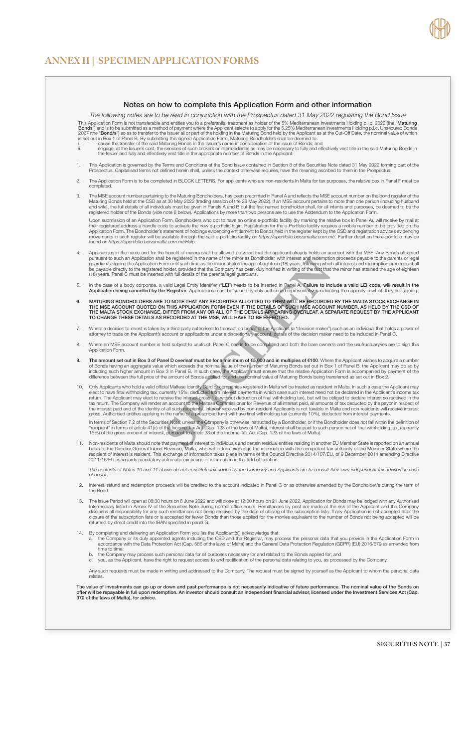# ANNEX II | SPECIMEN APPLICATION FORMS

## Notes on how to complete this Application Form and other information

*The following notes are to be read in conjunction with the Prospectus dated 31 May 2022 regulating the Bond Issue*

This Application Form is not transferable and entitles you to a preferential treatment as holder of the 5% Mediterranean Investments Holding p.l.c. 2022 (the "**Maturing Bonds**") and is to be submitted as a method of payment where the Applicant selects to apply for the 5.25% Mediterranean Investments Holding p.l.c. Unsecured Bonds 2027 (the "**Bond/s**") so as to transfer to the Issuer all or part of the holding in the Maturing Bond held by the Applicant as at the Cut-Off Date, the nominal value of which is set out in Box 1 of Panel B. By submitting this signed Application Form, Maturing Bondholders shall be deemed to:

i. cause the transfer of the said Maturing Bonds in the Issuer's name in consideration of the issue of Bonds; and
ii. engage, at the Issuer's cost, the services of such brokers or intermediaries as may be necessary to fully and effectively vest title in the said Maturing Bonds in the Issuer and fully and effectively vest title in the appropriate number of Bonds in the Applicant.

1. This Application is governed by the Terms and Conditions of the Bond Issue contained in Section 8 of the Securities Note dated 31 May 2022 forming part of the Prospectus. Capitalised terms not defined herein shall, unless the context otherwise requires, have the meaning ascribed to them in the Prospectus.

2. The Application Form is to be completed in BLOCK LETTERS. For applicants who are non-residents In Malta for tax purposes, the relative box in Panel F must be completed.

3. The MSE account number pertaining to the Maturing Bondholders, has been preprinted in Panel A and reflects the MSE account number on the bond register of the Maturing Bonds held at the CSD as at 30 May 2022 (trading session of the 26 May 2022). If an MSE account pertains to more than one person (including husband and wife), the full details of all individuals must be given in Panels A and B but the first named bondholder shall, for all intents and purposes, be deemed to be the registered holder of the Bonds (vide note 6 below). Applications by more than two persons are to use the Addendum to the Application Form.

   Upon submission of an Application Form, Bondholders who opt to have an online e-portfolio facility (by marking the relative box in Panel A), will receive by mail at their registered address a handle code to activate the new e-portfolio login. Registration for the e-Portfolio facility requires a mobile number to be provided on the Application Form. The Bondholder's statement of holdings evidencing entitlement to Bonds held in the register kept by the CSD and registration advices evidencing movements in such register will be available through the said e-portfolio facility on *https://eportfolio.borzamalta.com.mt/*. Further detail on the e-portfolio may be found on *https://eportfolio.borzamalta.com.mt/Help*.

4. Applications in the name and for the benefit of minors shall be allowed provided that the applicant already holds an account with the MSE. Any Bonds allocated pursuant to such an Application shall be registered in the name of the minor as Bondholder, with interest and redemption proceeds payable to the parents or legal guardian/s signing the Application Form until such time as the minor attains the age of eighteen (18) years, following which all interest and redemption proceeds shall be payable directly to the registered holder, provided that the Company has been duly notified in writing of the fact that the minor has attained the age of eighteen (18) years. Panel C must be inserted with full details of the parents/legal guardians.

5. In the case of a body corporate, a valid Legal Entity Identifier ("**LEI**") needs to be inserted in Panel A. **Failure to include a valid LEI code, will result in the Application being cancelled by the Registrar**. Applications must be signed by duly authorised representatives indicating the capacity in which they are signing.

6. **MATURING BONDHOLDERS ARE TO NOTE THAT ANY SECURITIES ALLOTTED TO THEM WILL BE RECORDED BY THE MALTA STOCK EXCHANGE IN THE MSE ACCOUNT QUOTED ON THIS APPLICATION FORM EVEN IF THE DETAILS OF SUCH MSE ACCOUNT NUMBER, AS HELD BY THE CSD OF THE MALTA STOCK EXCHANGE, DIFFER FROM ANY OR ALL OF THE DETAILS APPEARING OVERLEAF. A SEPARATE REQUEST BY THE APPLICANT TO CHANGE THESE DETAILS AS RECORDED AT THE MSE, WILL HAVE TO BE EFFECTED.**

7. Where a decision to invest is taken by a third party authorised to transact on behalf of the Applicant (a "decision maker") such as an individual that holds a power of attorney to trade on the Applicant's account or applications under a discretionary account, details of the decision maker need to be included in Panel C.

8. Where an MSE account number is held subject to usufruct, Panel C needs to be completed and both the bare owner/s and the usufructuary/ies are to sign this Application Form.

9. **The amount set out in Box 3 of Panel D overleaf must be for a minimum of €5,000 and in multiples of €100**. Where the Applicant wishes to acquire a number of Bonds having an aggregate value which exceeds the nominal value of the number of Maturing Bonds set out in Box 1 of Panel B, the Applicant may do so by including such higher amount in Box 3 in Panel B. In such case, the Applicant must ensure that the relative Application Form is accompanied by payment of the difference between the full price of the amount of Bonds applied for and the nominal value of Maturing Bonds being transferred as set out in Box 2.

10. Only Applicants who hold a valid official Maltese Identity Card or companies registered in Malta will be treated as resident in Malta. In such a case the Applicant may elect to have final withholding tax, currently 15%, deducted from interest payments in which case such interest need not be declared in the Applicant's income tax return. The Applicant may elect to receive the interest gross (i.e. without deduction of final withholding tax), but will be obliged to declare interest so received in the tax return. The Company will render an account to the Maltese Commissioner for Revenue of all interest paid, all amounts of tax deducted by the payor in respect of the interest paid and of the identity of all such recipients. Interest received by non-resident Applicants is not taxable in Malta and non-residents will receive interest gross. Authorised entities applying in the name of a prescribed fund will have final withholding tax (currently 10%), deducted from interest payments.

    In terms of Section 7.2 of the Securities Note, unless the Company is otherwise instructed by a Bondholder, or if the Bondholder does not fall within the definition of "recipient" in terms of article 41(c) of the Income Tax Act (Cap. 123 of the laws of Malta), interest shall be paid to such person net of final withholding tax, (currently 15%) of the gross amount of interest, pursuant to article 33 of the Income Tax Act (Cap. 123 of the laws of Malta).

11. Non-residents of Malta should note that payment of interest to individuals and certain residual entities residing in another EU Member State is reported on an annual basis to the Director General Inland Revenue, Malta, who will in turn exchange the information with the competent tax authority of the Member State where the recipient of interest is resident. This exchange of information takes place in terms of the Council Directive 2014/107/EU, of 9 December 2014 amending Directive 2011/16/EU as regards mandatory automatic exchange of information in the field of taxation.

    *The contents of Notes 10 and 11 above do not constitute tax advice by the Company and Applicants are to consult their own independent tax advisors in case of doubt.*

12. Interest, refund and redemption proceeds will be credited to the account indicated in Panel G or as otherwise amended by the Bondholder/s during the term of the Bond.

13. The Issue Period will open at 08:30 hours on 8 June 2022 and will close at 12:00 hours on 21 June 2022. Application for Bonds may be lodged with any Authorised Intermediary listed in Annex IV of the Securities Note during normal office hours. Remittances by post are made at the risk of the Applicant and the Company disclaims all responsibility for any such remittances not being received by the date of closing of the subscription lists. If any Application is not accepted after the closure of the subscription lists or is accepted for fewer Bonds than those applied for, the monies equivalent to the number of Bonds not being accepted will be returned by direct credit into the IBAN specified in panel G.

14. By completing and delivering an Application Form you (as the Applicant(s)) acknowledge that:
    a. the Company or its duly appointed agents including the CSD and the Registrar, may process the personal data that you provide in the Application Form in accordance with the Data Protection Act (Cap. 586 of the laws of Malta) and the General Data Protection Regulation (GDPR) (EU) 2016/679 as amended from time to time;
    b. the Company may process such personal data for all purposes necessary for and related to the Bonds applied for; and
    c. you, as the Applicant, have the right to request access to and rectification of the personal data relating to you, as processed by the Company.

    Any such requests must be made in writing and addressed to the Company. The request must be signed by yourself as the Applicant to whom the personal data relates.

**The value of investments can go up or down and past performance is not necessarily indicative of future performance. The nominal value of the Bonds on offer will be repayable in full upon redemption. An investor should consult an independent financial advisor, licensed under the Investment Services Act (Cap. 370 of the laws of Malta), for advice.**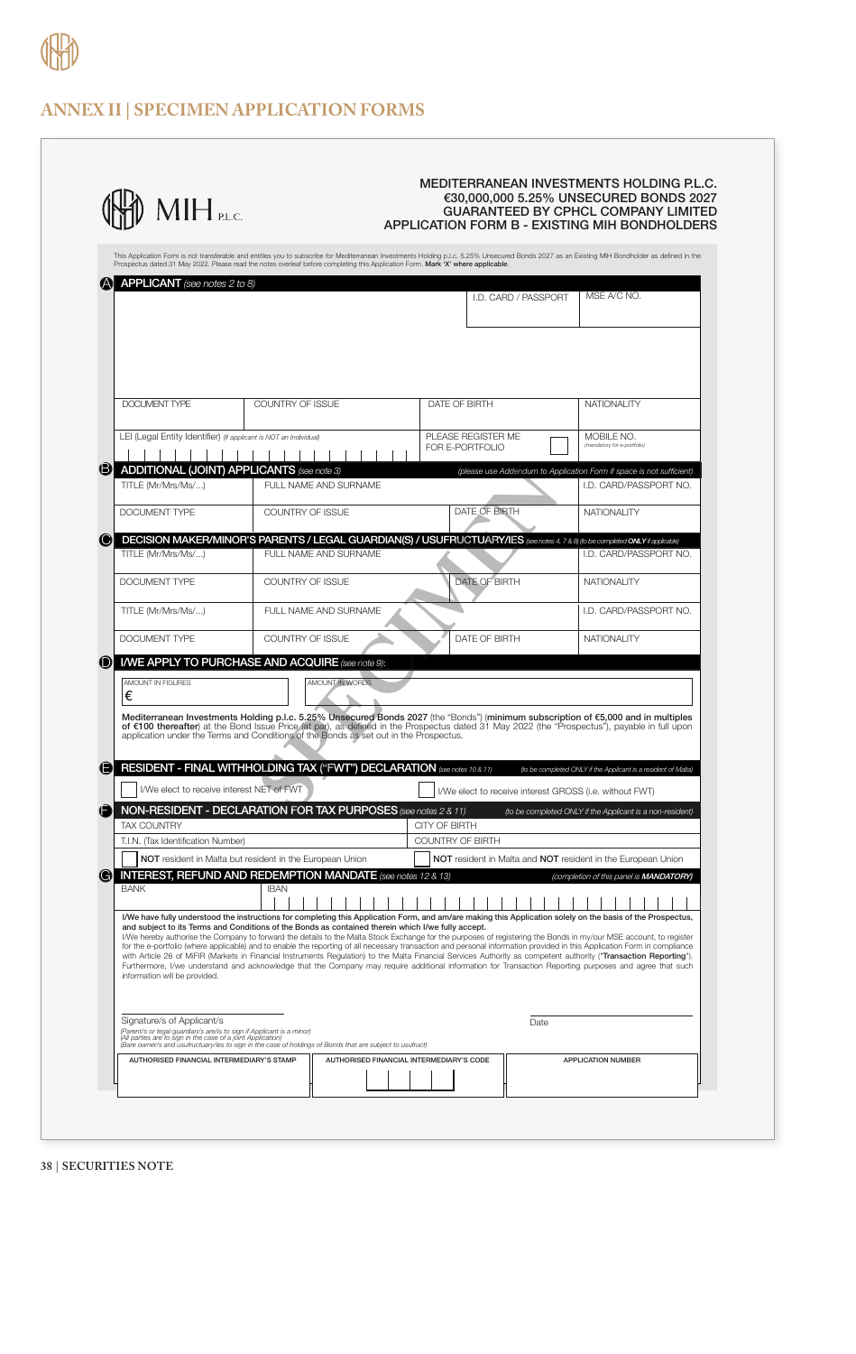## ANNEX II | SPECIMEN APPLICATION FORMS

MIH P.L.C.

**MEDITERRANEAN INVESTMENTS HOLDING P.L.C.**
**€30,000,000 5.25% UNSECURED BONDS 2027**
**GUARANTEED BY CPHCL COMPANY LIMITED**
**APPLICATION FORM B - EXISTING MIH BONDHOLDERS**

This Application Form is not transferable and entitles you to subscribe for Mediterranean Investments Holding p.l.c. 5.25% Unsecured Bonds 2027 as an Existing MIH Bondholder as defined in the Prospectus dated 31 May 2022. Please read the notes overleaf before completing this Application Form. **Mark 'X' where applicable.**

**A APPLICANT** *(see notes 2 to 8)*

| | | I.D. CARD / PASSPORT | MSE A/C NO. |
|---|---|---|---|
| DOCUMENT TYPE | COUNTRY OF ISSUE | DATE OF BIRTH | NATIONALITY |
| LEI (Legal Entity Identifier) *(if applicant is NOT an individual)* | | PLEASE REGISTER ME FOR E-PORTFOLIO ☐ | MOBILE NO. *(mandatory for e-portfolio)* |

**B ADDITIONAL (JOINT) APPLICANTS** *(see note 3)* *(please use Addendum to Application Form if space is not sufficient)*

| TITLE (Mr/Mrs/Ms/...) | FULL NAME AND SURNAME | | I.D. CARD/PASSPORT NO. |
|---|---|---|---|
| DOCUMENT TYPE | COUNTRY OF ISSUE | DATE OF BIRTH | NATIONALITY |

**C DECISION MAKER/MINOR'S PARENTS / LEGAL GUARDIAN(S) / USUFRUCTUARY/IES** *(see notes 4, 7 & 8) (to be completed **ONLY** if applicable)*

| TITLE (Mr/Mrs/Ms/...) | FULL NAME AND SURNAME | | I.D. CARD/PASSPORT NO. |
|---|---|---|---|
| DOCUMENT TYPE | COUNTRY OF ISSUE | DATE OF BIRTH | NATIONALITY |
| TITLE (Mr/Mrs/Ms/...) | FULL NAME AND SURNAME | | I.D. CARD/PASSPORT NO. |
| DOCUMENT TYPE | COUNTRY OF ISSUE | DATE OF BIRTH | NATIONALITY |

**D I/WE APPLY TO PURCHASE AND ACQUIRE** *(see note 9)*:

| AMOUNT IN FIGURES | AMOUNT IN WORDS |
|---|---|
| € | |

**Mediterranean Investments Holding p.l.c. 5.25% Unsecured Bonds 2027** (the "Bonds") (**minimum subscription of €5,000 and in multiples of €100 thereafter**) at the Bond Issue Price (at par), as defined in the Prospectus dated 31 May 2022 (the "Prospectus"), payable in full upon application under the Terms and Conditions of the Bonds as set out in the Prospectus.

**E RESIDENT - FINAL WITHHOLDING TAX ("FWT") DECLARATION** *(see notes 10 & 11)* *(to be completed ONLY if the Applicant is a resident of Malta)*

☐ I/We elect to receive interest NET of FWT

☐ I/We elect to receive interest GROSS (i.e. without FWT)

**F NON-RESIDENT - DECLARATION FOR TAX PURPOSES** *(see notes 2 & 11)* *(to be completed ONLY if the Applicant is a non-resident)*

| TAX COUNTRY | CITY OF BIRTH |
|---|---|
| T.I.N. (Tax Identification Number) | COUNTRY OF BIRTH |

☐ **NOT** resident in Malta but resident in the European Union

☐ **NOT** resident in Malta and **NOT** resident in the European Union

**G INTEREST, REFUND AND REDEMPTION MANDATE** *(see notes 12 & 13)* *(completion of this panel is **MANDATORY**)*

| BANK | IBAN |
|---|---|
| | |

**I/We have fully understood the instructions for completing this Application Form, and am/are making this Application solely on the basis of the Prospectus, and subject to its Terms and Conditions of the Bonds as contained therein which I/We fully accept.**

I/We hereby authorise the Company to forward the details to the Malta Stock Exchange for the purposes of registering the Bonds in my/our MSE account, to register for the e-portfolio (where applicable) and to enable the reporting of all necessary transaction and personal information provided in this Application Form in compliance with Article 26 of MiFIR (Markets in Financial Instruments Regulation) to the Malta Financial Services Authority as competent authority ("**Transaction Reporting**"). Furthermore, I/we understand and acknowledge that the Company may require additional information for Transaction Reporting purposes and agree that such information will be provided.

Signature/s of Applicant/s
*(Parent/s or legal guardian/s are/is to sign if Applicant is a minor)*
*(All parties are to sign in the case of a joint Application)*
*(Bare owner/s and usufructuary/ies to sign in the case of holdings of Bonds that are subject to usufruct)*

Date

| AUTHORISED FINANCIAL INTERMEDIARY'S STAMP | AUTHORISED FINANCIAL INTERMEDIARY'S CODE | APPLICATION NUMBER |
|---|---|---|
| | | |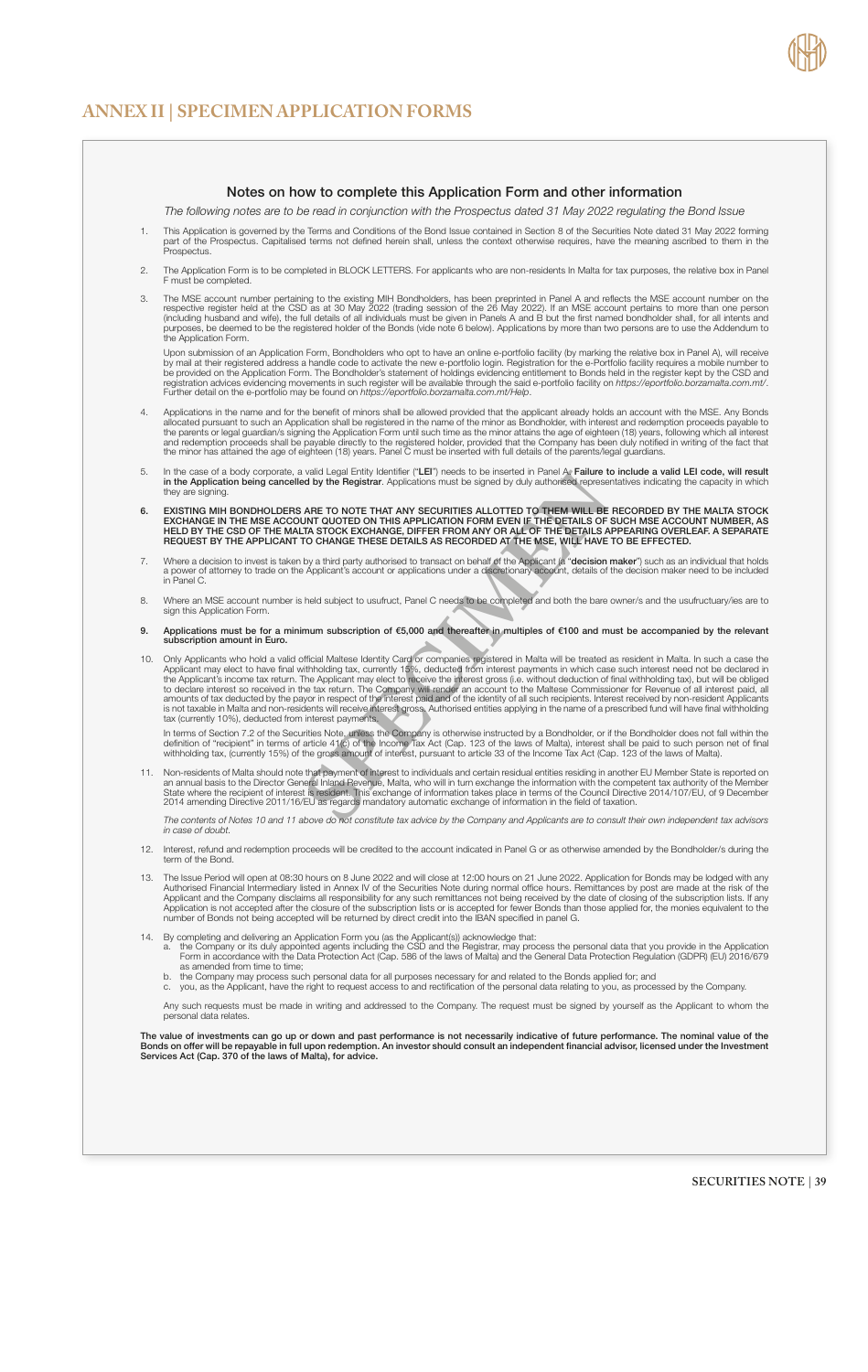# ANNEX II | SPECIMEN APPLICATION FORMS

## Notes on how to complete this Application Form and other information

*The following notes are to be read in conjunction with the Prospectus dated 31 May 2022 regulating the Bond Issue*

1. This Application is governed by the Terms and Conditions of the Bond Issue contained in Section 8 of the Securities Note dated 31 May 2022 forming part of the Prospectus. Capitalised terms not defined herein shall, unless the context otherwise requires, have the meaning ascribed to them in the Prospectus.

2. The Application Form is to be completed in BLOCK LETTERS. For applicants who are non-residents In Malta for tax purposes, the relative box in Panel F must be completed.

3. The MSE account number pertaining to the existing MIH Bondholders, has been preprinted in Panel A and reflects the MSE account number on the respective register held at the CSD as at 30 May 2022 (trading session of the 26 May 2022). If an MSE account pertains to more than one person (including husband and wife), the full details of all individuals must be given in Panels A and B but the first named bondholder shall, for all intents and purposes, be deemed to be the registered holder of the Bonds (vide note 6 below). Applications by more than two persons are to use the Addendum to the Application Form.

   Upon submission of an Application Form, Bondholders who opt to have an online e-portfolio facility (by marking the relative box in Panel A), will receive by mail at their registered address a handle code to activate the new e-portfolio login. Registration for the e-Portfolio facility requires a mobile number to be provided on the Application Form. The Bondholder's statement of holdings evidencing entitlement to Bonds held in the register kept by the CSD and registration advices evidencing movements in such register will be available through the said e-portfolio facility on *https://eportfolio.borzamalta.com.mt/*. Further detail on the e-portfolio may be found on *https://eportfolio.borzamalta.com.mt/Help*.

4. Applications in the name and for the benefit of minors shall be allowed provided that the applicant already holds an account with the MSE. Any Bonds allocated pursuant to such an Application shall be registered in the name of the minor as Bondholder, with interest and redemption proceeds payable to the parents or legal guardian/s signing the Application Form until such time as the minor attains the age of eighteen (18) years, following which all interest and redemption proceeds shall be payable to the registered holder, provided that the Company has been duly notified in writing of the fact that the minor has attained the age of eighteen (18) years. Panel C must be inserted with full details of the parents/legal guardians.

5. In the case of a body corporate, a valid Legal Entity Identifier ("**LEI**") needs to be inserted in Panel A. **Failure to include a valid LEI code, will result in the Application being cancelled by the Registrar**. Applications must be signed by duly authorised representatives indicating the capacity in which they are signing.

6. **EXISTING MIH BONDHOLDERS ARE TO NOTE THAT ANY SECURITIES ALLOTTED TO THEM WILL BE RECORDED BY THE MALTA STOCK EXCHANGE IN THE MSE ACCOUNT QUOTED ON THIS APPLICATION FORM EVEN IF THE DETAILS OF SUCH MSE ACCOUNT NUMBER, AS HELD BY THE CSD OF THE MALTA STOCK EXCHANGE, DIFFER FROM ANY OR ALL OF THE DETAILS APPEARING OVERLEAF. A SEPARATE REQUEST BY THE APPLICANT TO CHANGE THESE DETAILS AS RECORDED AT THE MSE, WILL HAVE TO BE EFFECTED.**

7. Where a decision to invest is taken by a third party authorised to transact on behalf of the Applicant (a "**decision maker**") such as an individual that holds a power of attorney to trade on the Applicant's account or applications under a discretionary account, details of the decision maker need to be included in Panel C.

8. Where an MSE account number is held subject to usufruct, Panel C needs to be completed and both the bare owner/s and the usufructuary/ies are to sign this Application Form.

9. **Applications must be for a minimum subscription of €5,000 and thereafter in multiples of €100 and must be accompanied by the relevant subscription amount in Euro.**

10. Only Applicants who hold a valid official Maltese Identity Card or companies registered in Malta will be treated as resident in Malta. In such a case the Applicant may elect to have final withholding tax, currently 15%, deducted from interest payments in which case such interest need not be declared in the Applicant's income tax return. The Applicant may elect to receive the interest gross (i.e. without deduction of final withholding tax), but will be obliged to declare interest so received in the tax return. The Company will render an account to the Maltese Commissioner for Revenue of all interest paid, all amounts of tax deducted by the payor in respect of the interest paid and of the identity of all such recipients. Interest received by non-resident Applicants is not taxable in Malta and non-residents will receive interest gross. Authorised entities applying in the name of a prescribed fund will have final withholding tax (currently 10%), deducted from interest payments.

    In terms of Section 7.2 of the Securities Note, unless the Company is otherwise instructed by a Bondholder, or if the Bondholder does not fall within the definition of "recipient" in terms of article 41(c) of the Income Tax Act (Cap. 123 of the laws of Malta), interest shall be paid to such person net of final withholding tax, (currently 15%) of the gross amount of interest, pursuant to article 33 of the Income Tax Act (Cap. 123 of the laws of Malta).

11. Non-residents of Malta should note that payment of interest to individuals and certain residual entities residing in another EU Member State is reported on an annual basis to the Director General Inland Revenue, Malta, who will in turn exchange the information with the competent tax authority of the Member State where the recipient of interest is resident. This exchange of information takes place in terms of the Council Directive 2014/107/EU, of 9 December 2014 amending Directive 2011/16/EU as regards mandatory automatic exchange of information in the field of taxation.

    *The contents of Notes 10 and 11 above do not constitute tax advice by the Company and Applicants are to consult their own independent tax advisors in case of doubt.*

12. Interest, refund and redemption proceeds will be credited to the account indicated in Panel G or as otherwise amended by the Bondholder/s during the term of the Bond.

13. The Issue Period will open at 08:30 hours on 8 June 2022 and will close at 12:00 hours on 21 June 2022. Application for Bonds may be lodged with any Authorised Financial Intermediary listed in Annex IV of the Securities Note during normal office hours. Remittances by post are made at the risk of the Applicant and the Company disclaims all responsibility for any such remittances not being received by the date of closing of the subscription lists. If any Application is not accepted after the closure of the subscription lists or is accepted for fewer Bonds than those applied for, the monies equivalent to the number of Bonds not being accepted will be returned by direct credit into the IBAN specified in panel G.

14. By completing and delivering an Application Form you (as the Applicant(s)) acknowledge that:
    a. the Company or its duly appointed agents including the CSD and the Registrar, may process the personal data that you provide in the Application Form in accordance with the Data Protection Act (Cap. 586 of the laws of Malta) and the General Data Protection Regulation (GDPR) (EU) 2016/679 as amended from time to time;
    b. the Company may process such personal data for all purposes necessary for and related to the Bonds applied for; and
    c. you, as the Applicant, have the right to request access to and rectification of the personal data relating to you, as processed by the Company.

    Any such requests must be made in writing and addressed to the Company. The request must be signed by yourself as the Applicant to whom the personal data relates.

**The value of investments can go up or down and past performance is not necessarily indicative of future performance. The nominal value of the Bonds on offer will be repayable in full upon redemption. An investor should consult an independent financial advisor, licensed under the Investment Services Act (Cap. 370 of the laws of Malta), for advice.**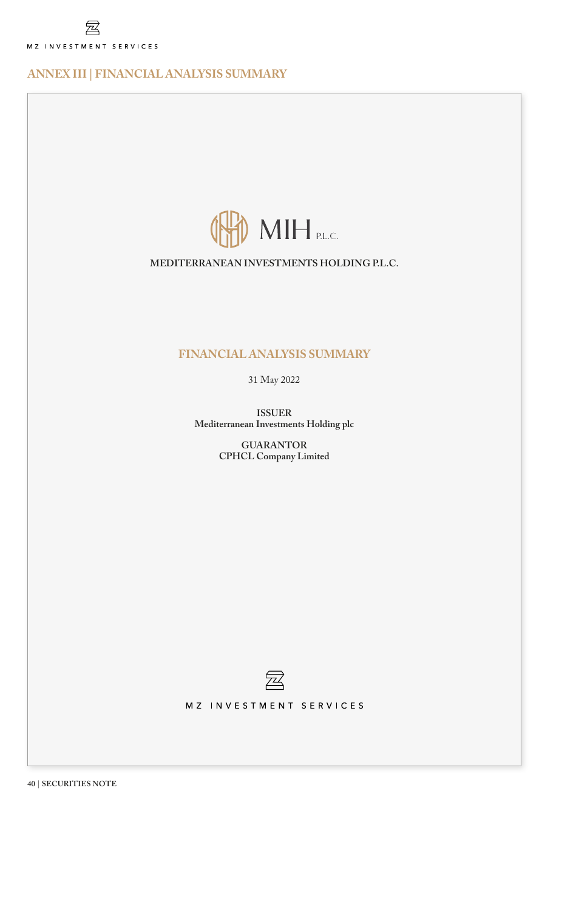## ANNEX III | FINANCIAL ANALYSIS SUMMARY

MIH P.L.C.

**MEDITERRANEAN INVESTMENTS HOLDING P.L.C.**

# FINANCIAL ANALYSIS SUMMARY

31 May 2022

**ISSUER**
**Mediterranean Investments Holding plc**

**GUARANTOR**
**CPHCL Company Limited**

MZ INVESTMENT SERVICES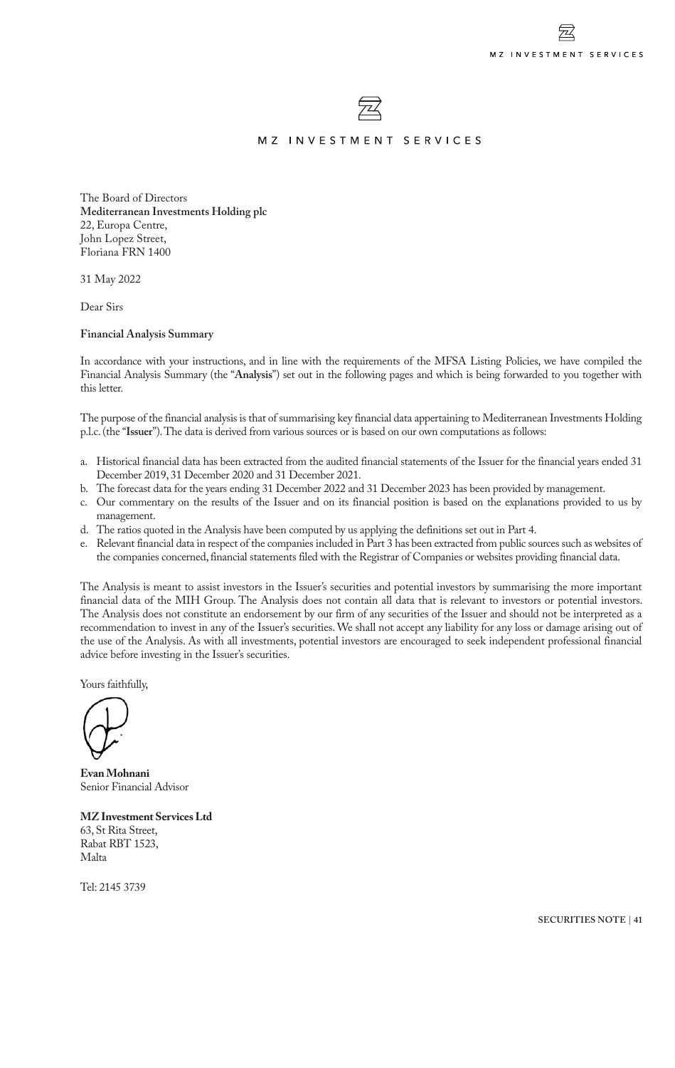MZ INVESTMENT SERVICES

The Board of Directors
**Mediterranean Investments Holding plc**
22, Europa Centre,
John Lopez Street,
Floriana FRN 1400

31 May 2022

Dear Sirs

**Financial Analysis Summary**

In accordance with your instructions, and in line with the requirements of the MFSA Listing Policies, we have compiled the Financial Analysis Summary (the "**Analysis**") set out in the following pages and which is being forwarded to you together with this letter.

The purpose of the financial analysis is that of summarising key financial data appertaining to Mediterranean Investments Holding p.l.c. (the "**Issuer**"). The data is derived from various sources or is based on our own computations as follows:

a. Historical financial data has been extracted from the audited financial statements of the Issuer for the financial years ended 31 December 2019, 31 December 2020 and 31 December 2021.
b. The forecast data for the years ending 31 December 2022 and 31 December 2023 has been provided by management.
c. Our commentary on the results of the Issuer and on its financial position is based on the explanations provided to us by management.
d. The ratios quoted in the Analysis have been computed by us applying the definitions set out in Part 4.
e. Relevant financial data in respect of the companies included in Part 3 has been extracted from public sources such as websites of the companies concerned, financial statements filed with the Registrar of Companies or websites providing financial data.

The Analysis is meant to assist investors in the Issuer's securities and potential investors by summarising the more important financial data of the MIH Group. The Analysis does not contain all data that is relevant to investors or potential investors. The Analysis does not constitute an endorsement by our firm of any securities of the Issuer and should not be interpreted as a recommendation to invest in any of the Issuer's securities. We shall not accept any liability for any loss or damage arising out of the use of the Analysis. As with all investments, potential investors are encouraged to seek independent professional financial advice before investing in the Issuer's securities.

Yours faithfully,

**Evan Mohnani**
Senior Financial Advisor

**MZ Investment Services Ltd**
63, St Rita Street,
Rabat RBT 1523,
Malta

Tel: 2145 3739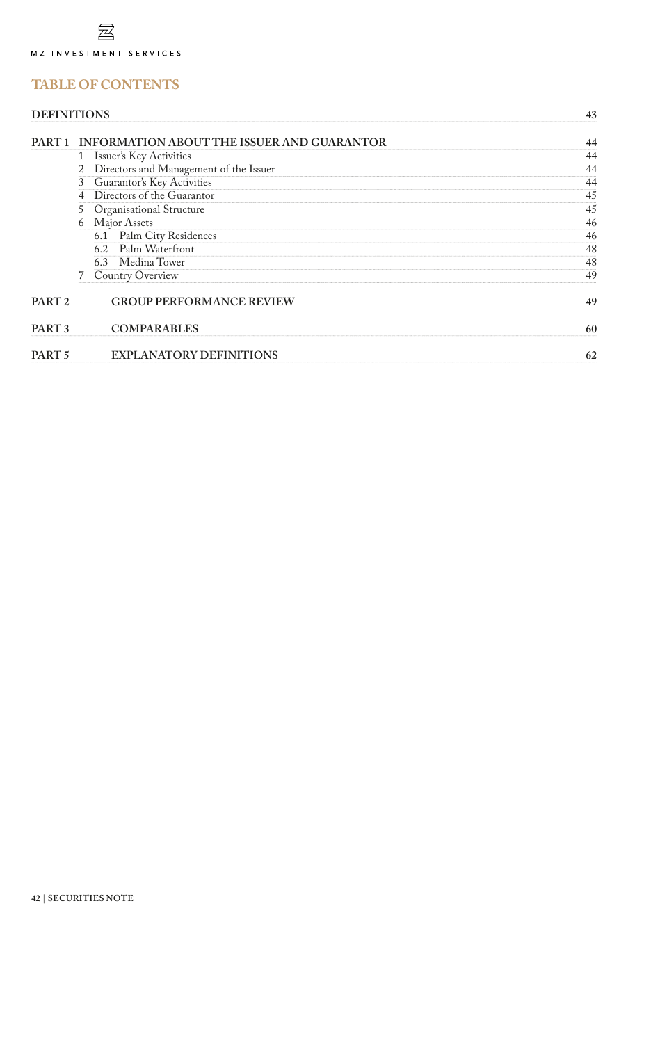# TABLE OF CONTENTS

| | | |
|---|---|---|
| **DEFINITIONS** | | **43** |
| **PART 1** | **INFORMATION ABOUT THE ISSUER AND GUARANTOR** | **44** |
| | 1 Issuer's Key Activities | 44 |
| | 2 Directors and Management of the Issuer | 44 |
| | 3 Guarantor's Key Activities | 44 |
| | 4 Directors of the Guarantor | 45 |
| | 5 Organisational Structure | 45 |
| | 6 Major Assets | 46 |
| | 6.1 Palm City Residences | 46 |
| | 6.2 Palm Waterfront | 48 |
| | 6.3 Medina Tower | 48 |
| | 7 Country Overview | 49 |
| **PART 2** | **GROUP PERFORMANCE REVIEW** | **49** |
| **PART 3** | **COMPARABLES** | **60** |
| **PART 5** | **EXPLANATORY DEFINITIONS** | **62** |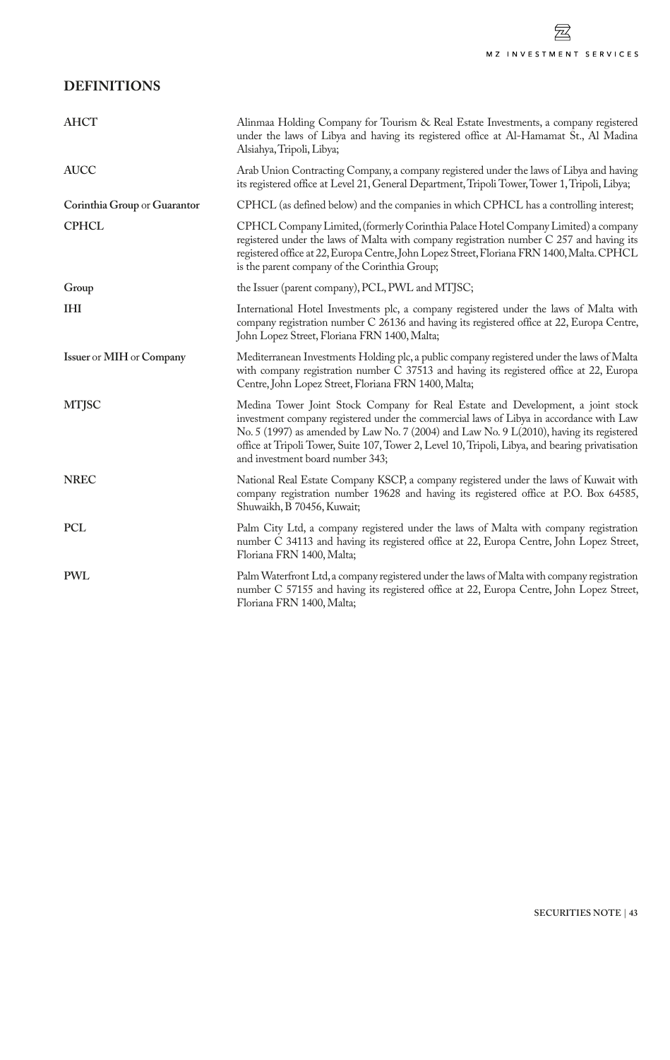## DEFINITIONS

| | |
|---|---|
| **AHCT** | Alinmaa Holding Company for Tourism & Real Estate Investments, a company registered under the laws of Libya and having its registered office at Al-Hamamat St., Al Madina Alsiahya, Tripoli, Libya; |
| **AUCC** | Arab Union Contracting Company, a company registered under the laws of Libya and having its registered office at Level 21, General Department, Tripoli Tower, Tower 1, Tripoli, Libya; |
| **Corinthia Group** or **Guarantor** | CPHCL (as defined below) and the companies in which CPHCL has a controlling interest; |
| **CPHCL** | CPHCL Company Limited, (formerly Corinthia Palace Hotel Company Limited) a company registered under the laws of Malta with company registration number C 257 and having its registered office at 22, Europa Centre, John Lopez Street, Floriana FRN 1400, Malta. CPHCL is the parent company of the Corinthia Group; |
| **Group** | the Issuer (parent company), PCL, PWL and MTJSC; |
| **IHI** | International Hotel Investments plc, a company registered under the laws of Malta with company registration number C 26136 and having its registered office at 22, Europa Centre, John Lopez Street, Floriana FRN 1400, Malta; |
| **Issuer** or **MIH** or **Company** | Mediterranean Investments Holding plc, a public company registered under the laws of Malta with company registration number C 37513 and having its registered office at 22, Europa Centre, John Lopez Street, Floriana FRN 1400, Malta; |
| **MTJSC** | Medina Tower Joint Stock Company for Real Estate and Development, a joint stock investment company registered under the commercial laws of Libya in accordance with Law No. 5 (1997) as amended by Law No. 7 (2004) and Law No. 9 L(2010), having its registered office at Tripoli Tower, Suite 107, Tower 2, Level 10, Tripoli, Libya, and bearing privatisation and investment board number 343; |
| **NREC** | National Real Estate Company KSCP, a company registered under the laws of Kuwait with company registration number 19628 and having its registered office at P.O. Box 64585, Shuwaikh, B 70456, Kuwait; |
| **PCL** | Palm City Ltd, a company registered under the laws of Malta with company registration number C 34113 and having its registered office at 22, Europa Centre, John Lopez Street, Floriana FRN 1400, Malta; |
| **PWL** | Palm Waterfront Ltd, a company registered under the laws of Malta with company registration number C 57155 and having its registered office at 22, Europa Centre, John Lopez Street, Floriana FRN 1400, Malta; |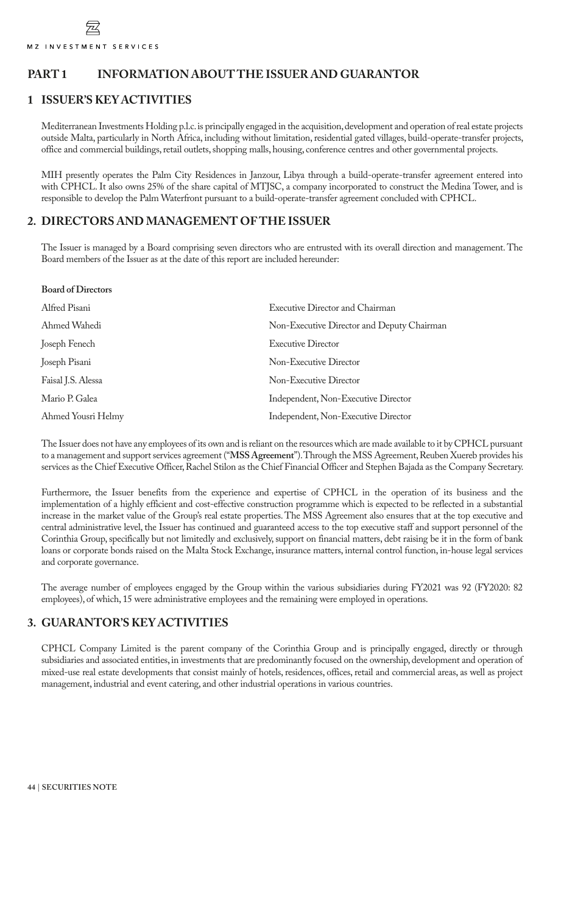# PART 1 INFORMATION ABOUT THE ISSUER AND GUARANTOR

## 1 ISSUER'S KEY ACTIVITIES

Mediterranean Investments Holding p.l.c. is principally engaged in the acquisition, development and operation of real estate projects outside Malta, particularly in North Africa, including without limitation, residential gated villages, build-operate-transfer projects, office and commercial buildings, retail outlets, shopping malls, housing, conference centres and other governmental projects.

MIH presently operates the Palm City Residences in Janzour, Libya through a build-operate-transfer agreement entered into with CPHCL. It also owns 25% of the share capital of MTJSC, a company incorporated to construct the Medina Tower, and is responsible to develop the Palm Waterfront pursuant to a build-operate-transfer agreement concluded with CPHCL.

## 2. DIRECTORS AND MANAGEMENT OF THE ISSUER

The Issuer is managed by a Board comprising seven directors who are entrusted with its overall direction and management. The Board members of the Issuer as at the date of this report are included hereunder:

**Board of Directors**

| | |
|---|---|
| Alfred Pisani | Executive Director and Chairman |
| Ahmed Wahedi | Non-Executive Director and Deputy Chairman |
| Joseph Fenech | Executive Director |
| Joseph Pisani | Non-Executive Director |
| Faisal J.S. Alessa | Non-Executive Director |
| Mario P. Galea | Independent, Non-Executive Director |
| Ahmed Yousri Helmy | Independent, Non-Executive Director |

The Issuer does not have any employees of its own and is reliant on the resources which are made available to it by CPHCL pursuant to a management and support services agreement ("**MSS Agreement**"). Through the MSS Agreement, Reuben Xuereb provides his services as the Chief Executive Officer, Rachel Stilon as the Chief Financial Officer and Stephen Bajada as the Company Secretary.

Furthermore, the Issuer benefits from the experience and expertise of CPHCL in the operation of its business and the implementation of a highly efficient and cost-effective construction programme which is expected to be reflected in a substantial increase in the market value of the Group's real estate properties. The MSS Agreement also ensures that at the top executive and central administrative level, the Issuer has continued and guaranteed access to the top executive staff and support personnel of the Corinthia Group, specifically but not limitedly and exclusively, support on financial matters, debt raising be it in the form of bank loans or corporate bonds raised on the Malta Stock Exchange, insurance matters, internal control function, in-house legal services and corporate governance.

The average number of employees engaged by the Group within the various subsidiaries during FY2021 was 92 (FY2020: 82 employees), of which, 15 were administrative employees and the remaining were employed in operations.

## 3. GUARANTOR'S KEY ACTIVITIES

CPHCL Company Limited is the parent company of the Corinthia Group and is principally engaged, directly or through subsidiaries and associated entities, in investments that are predominantly focused on the ownership, development and operation of mixed-use real estate developments that consist mainly of hotels, residences, offices, retail and commercial areas, as well as project management, industrial and event catering, and other industrial operations in various countries.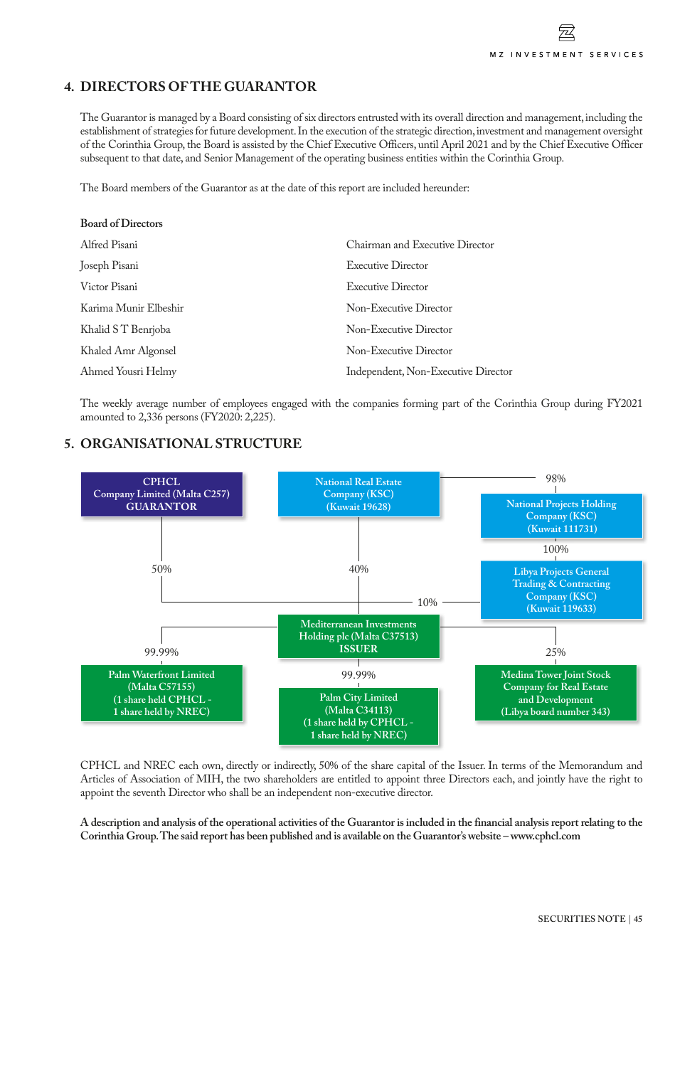## 4. DIRECTORS OF THE GUARANTOR

The Guarantor is managed by a Board consisting of six directors entrusted with its overall direction and management, including the establishment of strategies for future development. In the execution of the strategic direction, investment and management oversight of the Corinthia Group, the Board is assisted by the Chief Executive Officers, until April 2021 and by the Chief Executive Officer subsequent to that date, and Senior Management of the operating business entities within the Corinthia Group.

The Board members of the Guarantor as at the date of this report are included hereunder:

| Board of Directors | |
|---|---|
| Alfred Pisani | Chairman and Executive Director |
| Joseph Pisani | Executive Director |
| Victor Pisani | Executive Director |
| Karima Munir Elbeshir | Non-Executive Director |
| Khalid S T Benrjoba | Non-Executive Director |
| Khaled Amr Algonsel | Non-Executive Director |
| Ahmed Yousri Helmy | Independent, Non-Executive Director |

The weekly average number of employees engaged with the companies forming part of the Corinthia Group during FY2021 amounted to 2,336 persons (FY2020: 2,225).

## 5. ORGANISATIONAL STRUCTURE

CPHCL Company Limited (Malta C257) GUARANTOR

National Real Estate Company (KSC) (Kuwait 19628)

98%

National Projects Holding Company (KSC) (Kuwait 111731)

100%

Libya Projects General Trading & Contracting Company (KSC) (Kuwait 119633)

50%

40%

10%

Mediterranean Investments Holding plc (Malta C37513) ISSUER

99.99%

99.99%

25%

Palm Waterfront Limited (Malta C57155) (1 share held CPHCL - 1 share held by NREC)

Palm City Limited (Malta C34113) (1 share held by CPHCL - 1 share held by NREC)

Medina Tower Joint Stock Company for Real Estate and Development (Libya board number 343)

CPHCL and NREC each own, directly or indirectly, 50% of the share capital of the Issuer. In terms of the Memorandum and Articles of Association of MIH, the two shareholders are entitled to appoint three Directors each, and jointly have the right to appoint the seventh Director who shall be an independent non-executive director.

**A description and analysis of the operational activities of the Guarantor is included in the financial analysis report relating to the Corinthia Group. The said report has been published and is available on the Guarantor's website – www.cphcl.com**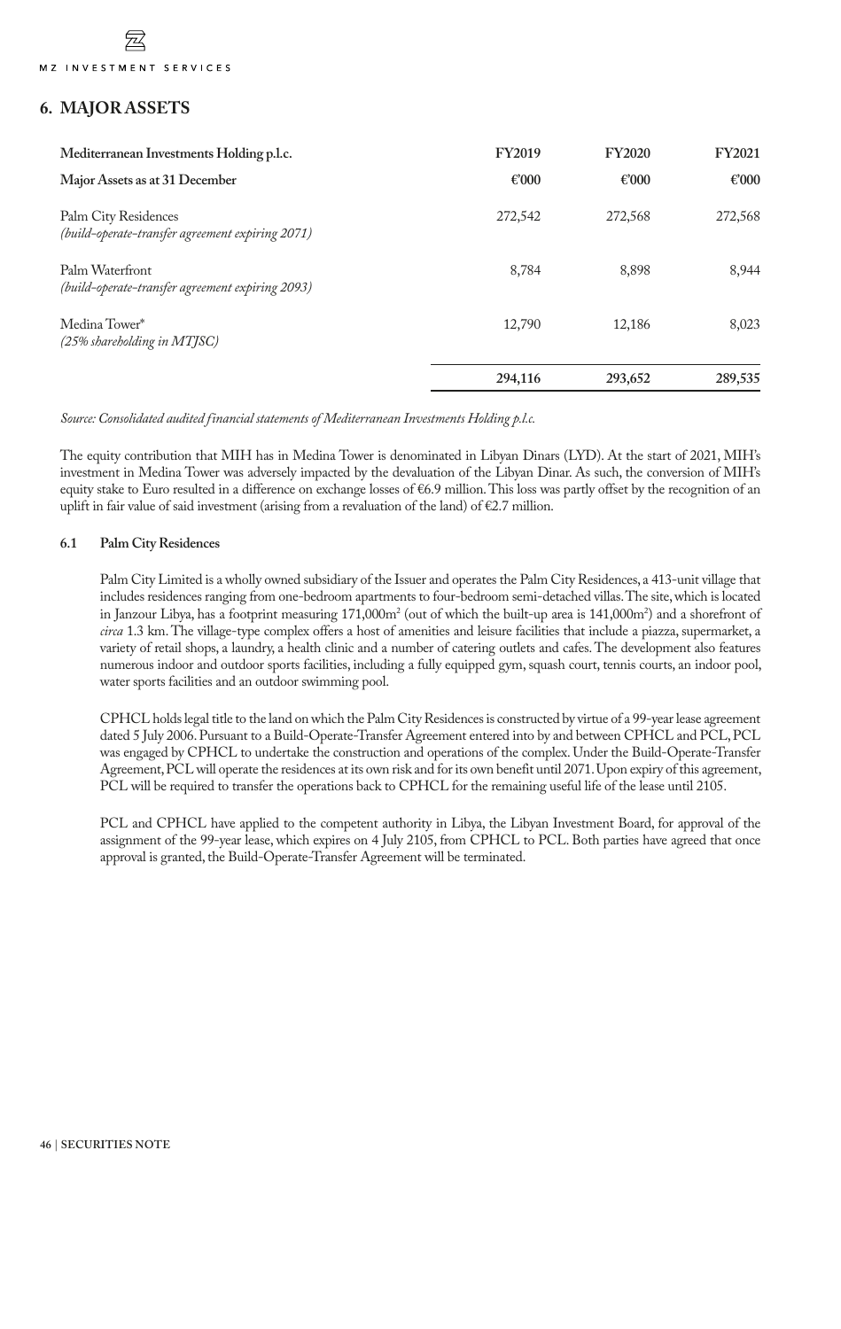## 6. MAJOR ASSETS

| Mediterranean Investments Holding p.l.c. | FY2019 | FY2020 | FY2021 |
|---|---|---|---|
| **Major Assets as at 31 December** | **€'000** | **€'000** | **€'000** |
| Palm City Residences *(build-operate-transfer agreement expiring 2071)* | 272,542 | 272,568 | 272,568 |
| Palm Waterfront *(build-operate-transfer agreement expiring 2093)* | 8,784 | 8,898 | 8,944 |
| Medina Tower* *(25% shareholding in MTJSC)* | 12,790 | 12,186 | 8,023 |
| | **294,116** | **293,652** | **289,535** |

*Source: Consolidated audited financial statements of Mediterranean Investments Holding p.l.c.*

The equity contribution that MIH has in Medina Tower is denominated in Libyan Dinars (LYD). At the start of 2021, MIH's investment in Medina Tower was adversely impacted by the devaluation of the Libyan Dinar. As such, the conversion of MIH's equity stake to Euro resulted in a difference on exchange losses of €6.9 million. This loss was partly offset by the recognition of an uplift in fair value of said investment (arising from a revaluation of the land) of €2.7 million.

### 6.1 Palm City Residences

Palm City Limited is a wholly owned subsidiary of the Issuer and operates the Palm City Residences, a 413-unit village that includes residences ranging from one-bedroom apartments to four-bedroom semi-detached villas. The site, which is located in Janzour Libya, has a footprint measuring 171,000m[2] (out of which the built-up area is 141,000m[2]) and a shorefront of *circa* 1.3 km. The village-type complex offers a host of amenities and leisure facilities that include a piazza, supermarket, a variety of retail shops, a laundry, a health clinic and a number of catering outlets and cafes. The development also features numerous indoor and outdoor sports facilities, including a fully equipped gym, squash court, tennis courts, an indoor pool, water sports facilities and an outdoor swimming pool.

CPHCL holds legal title to the land on which the Palm City Residences is constructed by virtue of a 99-year lease agreement dated 5 July 2006. Pursuant to a Build-Operate-Transfer Agreement entered into by and between CPHCL and PCL, PCL was engaged by CPHCL to undertake the construction and operations of the complex. Under the Build-Operate-Transfer Agreement, PCL will operate the residences at its own risk and for its own benefit until 2071. Upon expiry of this agreement, PCL will be required to transfer the operations back to CPHCL for the remaining useful life of the lease until 2105.

PCL and CPHCL have applied to the competent authority in Libya, the Libyan Investment Board, for approval of the assignment of the 99-year lease, which expires on 4 July 2105, from CPHCL to PCL. Both parties have agreed that once approval is granted, the Build-Operate-Transfer Agreement will be terminated.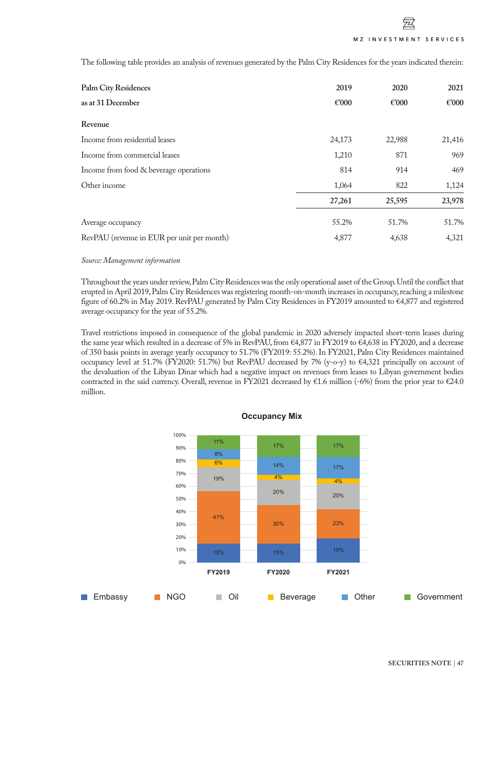The following table provides an analysis of revenues generated by the Palm City Residences for the years indicated therein:

| Palm City Residences as at 31 December | 2019 €'000 | 2020 €'000 | 2021 €'000 |
|---|---|---|---|
| **Revenue** | | | |
| Income from residential leases | 24,173 | 22,988 | 21,416 |
| Income from commercial leases | 1,210 | 871 | 969 |
| Income from food & beverage operations | 814 | 914 | 469 |
| Other income | 1,064 | 822 | 1,124 |
| | **27,261** | **25,595** | **23,978** |
| Average occupancy | 55.2% | 51.7% | 51.7% |
| RevPAU (revenue in EUR per unit per month) | 4,877 | 4,638 | 4,321 |

*Source: Management information*

Throughout the years under review, Palm City Residences was the only operational asset of the Group. Until the conflict that erupted in April 2019, Palm City Residences was registering month-on-month increases in occupancy, reaching a milestone figure of 60.2% in May 2019. RevPAU generated by Palm City Residences in FY2019 amounted to €4,877 and registered average occupancy for the year of 55.2%.

Travel restrictions imposed in consequence of the global pandemic in 2020 adversely impacted short-term leases during the same year which resulted in a decrease of 5% in RevPAU, from €4,877 in FY2019 to €4,638 in FY2020, and a decrease of 350 basis points in average yearly occupancy to 51.7% (FY2019: 55.2%). In FY2021, Palm City Residences maintained occupancy level at 51.7% (FY2020: 51.7%) but RevPAU decreased by 7% (y-o-y) to €4,321 principally on account of the devaluation of the Libyan Dinar which had a negative impact on revenues from leases to Libyan government bodies contracted in the said currency. Overall, revenue in FY2021 decreased by €1.6 million (-6%) from the prior year to €24.0 million.

**Occupancy Mix**

100%
90%
80%
70%
60%
50%
40%
30%
20%
10%
0%

FY2019: 15%, 41%, 19%, 6%, 8%, 11%

FY2020: 15%, 30%, 20%, 4%, 14%, 17%

FY2021: 15%, 23%, 20%, 4%, 17%, 17%

Embassy · NGO · Oil · Beverage · Other · Government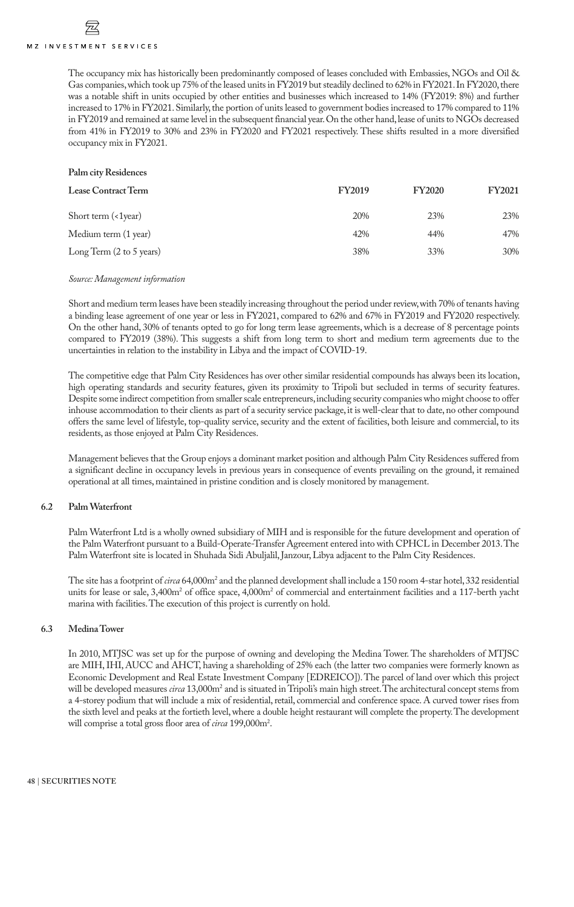The occupancy mix has historically been predominantly composed of leases concluded with Embassies, NGOs and Oil & Gas companies, which took up 75% of the leased units in FY2019 but steadily declined to 62% in FY2021. In FY2020, there was a notable shift in units occupied by other entities and businesses which increased to 14% (FY2019: 8%) and further increased to 17% in FY2021. Similarly, the portion of units leased to government bodies increased to 17% compared to 11% in FY2019 and remained at same level in the subsequent financial year. On the other hand, lease of units to NGOs decreased from 41% in FY2019 to 30% and 23% in FY2020 and FY2021 respectively. These shifts resulted in a more diversified occupancy mix in FY2021.

**Palm city Residences**

| Lease Contract Term | FY2019 | FY2020 | FY2021 |
|---|---|---|---|
| Short term (<1year) | 20% | 23% | 23% |
| Medium term (1 year) | 42% | 44% | 47% |
| Long Term (2 to 5 years) | 38% | 33% | 30% |

*Source: Management information*

Short and medium term leases have been steadily increasing throughout the period under review, with 70% of tenants having a binding lease agreement of one year or less in FY2021, compared to 62% and 67% in FY2019 and FY2020 respectively. On the other hand, 30% of tenants opted to go for long term lease agreements, which is a decrease of 8 percentage points compared to FY2019 (38%). This suggests a shift from long term to short and medium term agreements due to the uncertainties in relation to the instability in Libya and the impact of COVID-19.

The competitive edge that Palm City Residences has over other similar residential compounds has always been its location, high operating standards and security features, given its proximity to Tripoli but secluded in terms of security features. Despite some indirect competition from smaller scale entrepreneurs, including security companies who might choose to offer inhouse accommodation to their clients as part of a security service package, it is well-clear that to date, no other compound offers the same level of lifestyle, top-quality service, security and the extent of facilities, both leisure and commercial, to its residents, as those enjoyed at Palm City Residences.

Management believes that the Group enjoys a dominant market position and although Palm City Residences suffered from a significant decline in occupancy levels in previous years in consequence of events prevailing on the ground, it remained operational at all times, maintained in pristine condition and is closely monitored by management.

### 6.2 Palm Waterfront

Palm Waterfront Ltd is a wholly owned subsidiary of MIH and is responsible for the future development and operation of the Palm Waterfront pursuant to a Build-Operate-Transfer Agreement entered into with CPHCL in December 2013. The Palm Waterfront site is located in Shuhada Sidi Abuljalil, Janzour, Libya adjacent to the Palm City Residences.

The site has a footprint of *circa* 64,000m² and the planned development shall include a 150 room 4-star hotel, 332 residential units for lease or sale, 3,400m² of office space, 4,000m² of commercial and entertainment facilities and a 117-berth yacht marina with facilities. The execution of this project is currently on hold.

### 6.3 Medina Tower

In 2010, MTJSC was set up for the purpose of owning and developing the Medina Tower. The shareholders of MTJSC are MIH, IHI, AUCC and AHCT, having a shareholding of 25% each (the latter two companies were formerly known as Economic Development and Real Estate Investment Company [EDREICO]). The parcel of land over which this project will be developed measures *circa* 13,000m² and is situated in Tripoli's main high street. The architectural concept stems from a 4-storey podium that will include a mix of residential, retail, commercial and conference space. A curved tower rises from the sixth level and peaks at the fortieth level, where a double height restaurant will complete the property. The development will comprise a total gross floor area of *circa* 199,000m².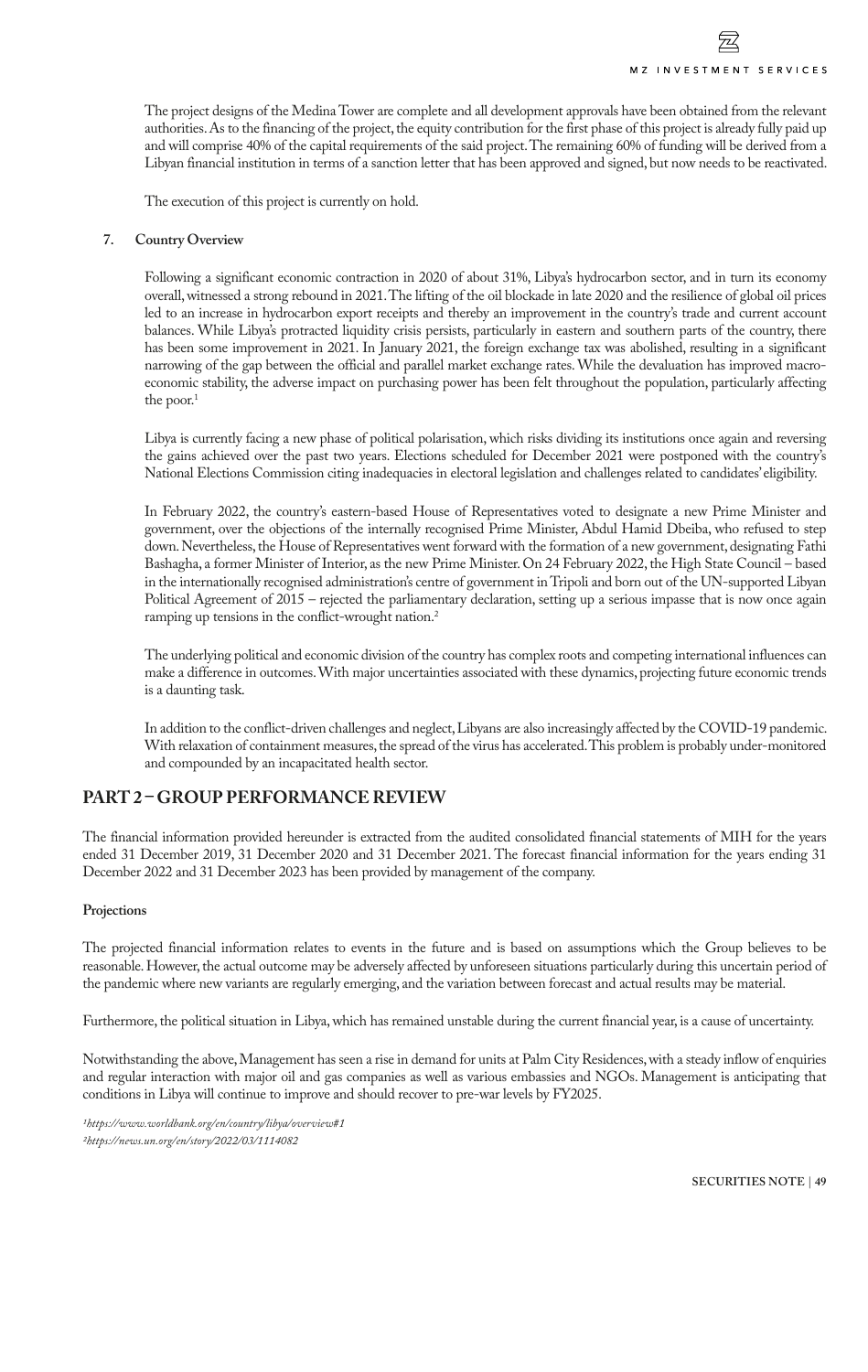The project designs of the Medina Tower are complete and all development approvals have been obtained from the relevant authorities. As to the financing of the project, the equity contribution for the first phase of this project is already fully paid up and will comprise 40% of the capital requirements of the said project. The remaining 60% of funding will be derived from a Libyan financial institution in terms of a sanction letter that has been approved and signed, but now needs to be reactivated.

The execution of this project is currently on hold.

### 7. Country Overview

Following a significant economic contraction in 2020 of about 31%, Libya's hydrocarbon sector, and in turn its economy overall, witnessed a strong rebound in 2021. The lifting of the oil blockade in late 2020 and the resilience of global oil prices led to an increase in hydrocarbon export receipts and thereby an improvement in the country's trade and current account balances. While Libya's protracted liquidity crisis persists, particularly in eastern and southern parts of the country, there has been some improvement in 2021. In January 2021, the foreign exchange tax was abolished, resulting in a significant narrowing of the gap between the official and parallel market exchange rates. While the devaluation has improved macro-economic stability, the adverse impact on purchasing power has been felt throughout the population, particularly affecting the poor.[1]

Libya is currently facing a new phase of political polarisation, which risks dividing its institutions once again and reversing the gains achieved over the past two years. Elections scheduled for December 2021 were postponed with the country's National Elections Commission citing inadequacies in electoral legislation and challenges related to candidates' eligibility.

In February 2022, the country's eastern-based House of Representatives voted to designate a new Prime Minister and government, over the objections of the internally recognised Prime Minister, Abdul Hamid Dbeiba, who refused to step down. Nevertheless, the House of Representatives went forward with the formation of a new government, designating Fathi Bashagha, a former Minister of Interior, as the new Prime Minister. On 24 February 2022, the High State Council – based in the internationally recognised administration's centre of government in Tripoli and born out of the UN-supported Libyan Political Agreement of 2015 – rejected the parliamentary declaration, setting up a serious impasse that is now once again ramping up tensions in the conflict-wrought nation.[2]

The underlying political and economic division of the country has complex roots and competing international influences can make a difference in outcomes. With major uncertainties associated with these dynamics, projecting future economic trends is a daunting task.

In addition to the conflict-driven challenges and neglect, Libyans are also increasingly affected by the COVID-19 pandemic. With relaxation of containment measures, the spread of the virus has accelerated. This problem is probably under-monitored and compounded by an incapacitated health sector.

## PART 2 – GROUP PERFORMANCE REVIEW

The financial information provided hereunder is extracted from the audited consolidated financial statements of MIH for the years ended 31 December 2019, 31 December 2020 and 31 December 2021. The forecast financial information for the years ending 31 December 2022 and 31 December 2023 has been provided by management of the company.

**Projections**

The projected financial information relates to events in the future and is based on assumptions which the Group believes to be reasonable. However, the actual outcome may be adversely affected by unforeseen situations particularly during this uncertain period of the pandemic where new variants are regularly emerging, and the variation between forecast and actual results may be material.

Furthermore, the political situation in Libya, which has remained unstable during the current financial year, is a cause of uncertainty.

Notwithstanding the above, Management has seen a rise in demand for units at Palm City Residences, with a steady inflow of enquiries and regular interaction with major oil and gas companies as well as various embassies and NGOs. Management is anticipating that conditions in Libya will continue to improve and should recover to pre-war levels by FY2025.

*[1]https://www.worldbank.org/en/country/libya/overview#1*
*[2]https://news.un.org/en/story/2022/03/1114082*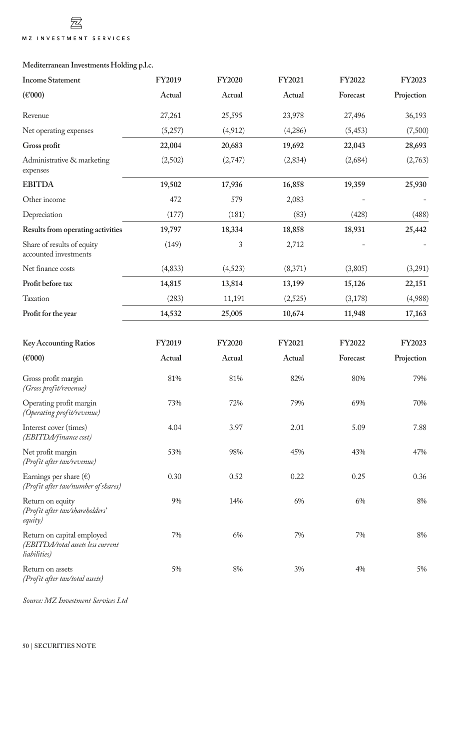**Mediterranean Investments Holding p.l.c.**

| Income Statement | FY2019 | FY2020 | FY2021 | FY2022 | FY2023 |
|---|---|---|---|---|---|
| **(€'000)** | **Actual** | **Actual** | **Actual** | **Forecast** | **Projection** |
| Revenue | 27,261 | 25,595 | 23,978 | 27,496 | 36,193 |
| Net operating expenses | (5,257) | (4,912) | (4,286) | (5,453) | (7,500) |
| **Gross profit** | **22,004** | **20,683** | **19,692** | **22,043** | **28,693** |
| Administrative & marketing expenses | (2,502) | (2,747) | (2,834) | (2,684) | (2,763) |
| **EBITDA** | **19,502** | **17,936** | **16,858** | **19,359** | **25,930** |
| Other income | 472 | 579 | 2,083 | - | - |
| Depreciation | (177) | (181) | (83) | (428) | (488) |
| **Results from operating activities** | **19,797** | **18,334** | **18,858** | **18,931** | **25,442** |
| Share of results of equity accounted investments | (149) | 3 | 2,712 | - | - |
| Net finance costs | (4,833) | (4,523) | (8,371) | (3,805) | (3,291) |
| **Profit before tax** | **14,815** | **13,814** | **13,199** | **15,126** | **22,151** |
| Taxation | (283) | 11,191 | (2,525) | (3,178) | (4,988) |
| **Profit for the year** | **14,532** | **25,005** | **10,674** | **11,948** | **17,163** |

| Key Accounting Ratios | FY2019 | FY2020 | FY2021 | FY2022 | FY2023 |
|---|---|---|---|---|---|
| **(€'000)** | **Actual** | **Actual** | **Actual** | **Forecast** | **Projection** |
| Gross profit margin *(Gross profit/revenue)* | 81% | 81% | 82% | 80% | 79% |
| Operating profit margin *(Operating profit/revenue)* | 73% | 72% | 79% | 69% | 70% |
| Interest cover (times) *(EBITDA/finance cost)* | 4.04 | 3.97 | 2.01 | 5.09 | 7.88 |
| Net profit margin *(Profit after tax/revenue)* | 53% | 98% | 45% | 43% | 47% |
| Earnings per share (€) *(Profit after tax/number of shares)* | 0.30 | 0.52 | 0.22 | 0.25 | 0.36 |
| Return on equity *(Profit after tax/shareholders' equity)* | 9% | 14% | 6% | 6% | 8% |
| Return on capital employed *(EBITDA/total assets less current liabilities)* | 7% | 6% | 7% | 7% | 8% |
| Return on assets *(Profit after tax/total assets)* | 5% | 8% | 3% | 4% | 5% |

*Source: MZ Investment Services Ltd*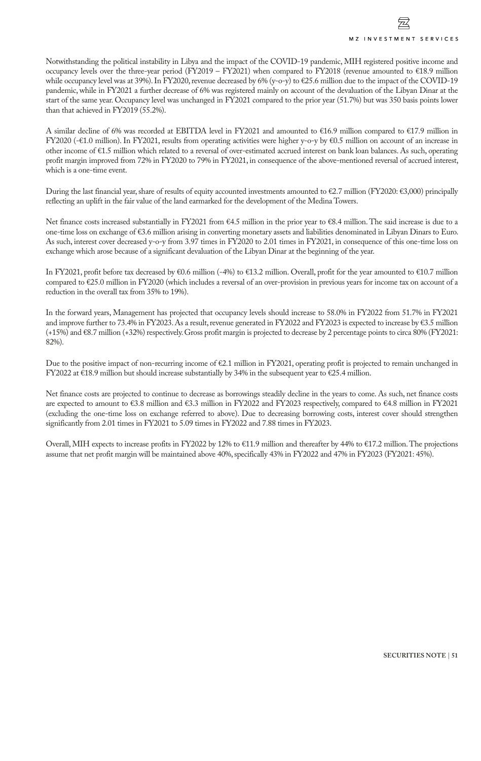Notwithstanding the political instability in Libya and the impact of the COVID-19 pandemic, MIH registered positive income and occupancy levels over the three-year period (FY2019 – FY2021) when compared to FY2018 (revenue amounted to €18.9 million while occupancy level was at 39%). In FY2020, revenue decreased by 6% (y-o-y) to €25.6 million due to the impact of the COVID-19 pandemic, while in FY2021 a further decrease of 6% was registered mainly on account of the devaluation of the Libyan Dinar at the start of the same year. Occupancy level was unchanged in FY2021 compared to the prior year (51.7%) but was 350 basis points lower than that achieved in FY2019 (55.2%).

A similar decline of 6% was recorded at EBITDA level in FY2021 and amounted to €16.9 million compared to €17.9 million in FY2020 (-€1.0 million). In FY2021, results from operating activities were higher y-o-y by €0.5 million on account of an increase in other income of €1.5 million which related to a reversal of over-estimated accrued interest on bank loan balances. As such, operating profit margin improved from 72% in FY2020 to 79% in FY2021, in consequence of the above-mentioned reversal of accrued interest, which is a one-time event.

During the last financial year, share of results of equity accounted investments amounted to €2.7 million (FY2020: €3,000) principally reflecting an uplift in the fair value of the land earmarked for the development of the Medina Towers.

Net finance costs increased substantially in FY2021 from €4.5 million in the prior year to €8.4 million. The said increase is due to a one-time loss on exchange of €3.6 million arising in converting monetary assets and liabilities denominated in Libyan Dinars to Euro. As such, interest cover decreased y-o-y from 3.97 times in FY2020 to 2.01 times in FY2021, in consequence of this one-time loss on exchange which arose because of a significant devaluation of the Libyan Dinar at the beginning of the year.

In FY2021, profit before tax decreased by €0.6 million (-4%) to €13.2 million. Overall, profit for the year amounted to €10.7 million compared to €25.0 million in FY2020 (which includes a reversal of an over-provision in previous years for income tax on account of a reduction in the overall tax from 35% to 19%).

In the forward years, Management has projected that occupancy levels should increase to 58.0% in FY2022 from 51.7% in FY2021 and improve further to 73.4% in FY2023. As a result, revenue generated in FY2022 and FY2023 is expected to increase by €3.5 million (+15%) and €8.7 million (+32%) respectively. Gross profit margin is projected to decrease by 2 percentage points to circa 80% (FY2021: 82%).

Due to the positive impact of non-recurring income of €2.1 million in FY2021, operating profit is projected to remain unchanged in FY2022 at €18.9 million but should increase substantially by 34% in the subsequent year to €25.4 million.

Net finance costs are projected to continue to decrease as borrowings steadily decline in the years to come. As such, net finance costs are expected to amount to €3.8 million and €3.3 million in FY2022 and FY2023 respectively, compared to €4.8 million in FY2021 (excluding the one-time loss on exchange referred to above). Due to decreasing borrowing costs, interest cover should strengthen significantly from 2.01 times in FY2021 to 5.09 times in FY2022 and 7.88 times in FY2023.

Overall, MIH expects to increase profits in FY2022 by 12% to €11.9 million and thereafter by 44% to €17.2 million. The projections assume that net profit margin will be maintained above 40%, specifically 43% in FY2022 and 47% in FY2023 (FY2021: 45%).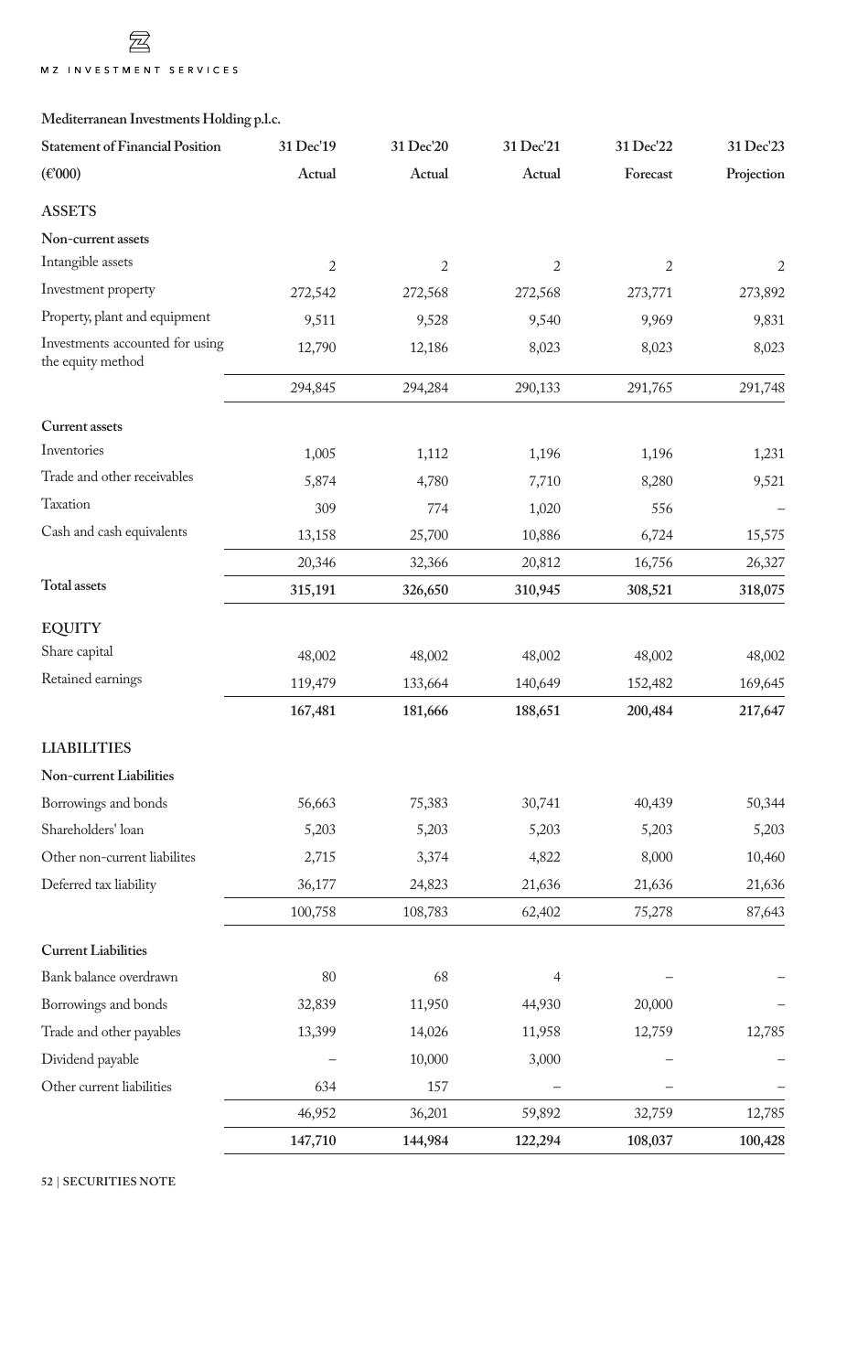**Mediterranean Investments Holding p.l.c.**

| Statement of Financial Position | 31 Dec'19 | 31 Dec'20 | 31 Dec'21 | 31 Dec'22 | 31 Dec'23 |
|---|---|---|---|---|---|
| (€'000) | Actual | Actual | Actual | Forecast | Projection |
| **ASSETS** | | | | | |
| **Non-current assets** | | | | | |
| Intangible assets | 2 | 2 | 2 | 2 | 2 |
| Investment property | 272,542 | 272,568 | 272,568 | 273,771 | 273,892 |
| Property, plant and equipment | 9,511 | 9,528 | 9,540 | 9,969 | 9,831 |
| Investments accounted for using the equity method | 12,790 | 12,186 | 8,023 | 8,023 | 8,023 |
| | 294,845 | 294,284 | 290,133 | 291,765 | 291,748 |
| **Current assets** | | | | | |
| Inventories | 1,005 | 1,112 | 1,196 | 1,196 | 1,231 |
| Trade and other receivables | 5,874 | 4,780 | 7,710 | 8,280 | 9,521 |
| Taxation | 309 | 774 | 1,020 | 556 | – |
| Cash and cash equivalents | 13,158 | 25,700 | 10,886 | 6,724 | 15,575 |
| | 20,346 | 32,366 | 20,812 | 16,756 | 26,327 |
| **Total assets** | **315,191** | **326,650** | **310,945** | **308,521** | **318,075** |
| **EQUITY** | | | | | |
| Share capital | 48,002 | 48,002 | 48,002 | 48,002 | 48,002 |
| Retained earnings | 119,479 | 133,664 | 140,649 | 152,482 | 169,645 |
| | **167,481** | **181,666** | **188,651** | **200,484** | **217,647** |
| **LIABILITIES** | | | | | |
| **Non-current Liabilities** | | | | | |
| Borrowings and bonds | 56,663 | 75,383 | 30,741 | 40,439 | 50,344 |
| Shareholders' loan | 5,203 | 5,203 | 5,203 | 5,203 | 5,203 |
| Other non-current liabilites | 2,715 | 3,374 | 4,822 | 8,000 | 10,460 |
| Deferred tax liability | 36,177 | 24,823 | 21,636 | 21,636 | 21,636 |
| | 100,758 | 108,783 | 62,402 | 75,278 | 87,643 |
| **Current Liabilities** | | | | | |
| Bank balance overdrawn | 80 | 68 | 4 | – | – |
| Borrowings and bonds | 32,839 | 11,950 | 44,930 | 20,000 | – |
| Trade and other payables | 13,399 | 14,026 | 11,958 | 12,759 | 12,785 |
| Dividend payable | – | 10,000 | 3,000 | – | – |
| Other current liabilities | 634 | 157 | – | – | – |
| | 46,952 | 36,201 | 59,892 | 32,759 | 12,785 |
| | **147,710** | **144,984** | **122,294** | **108,037** | **100,428** |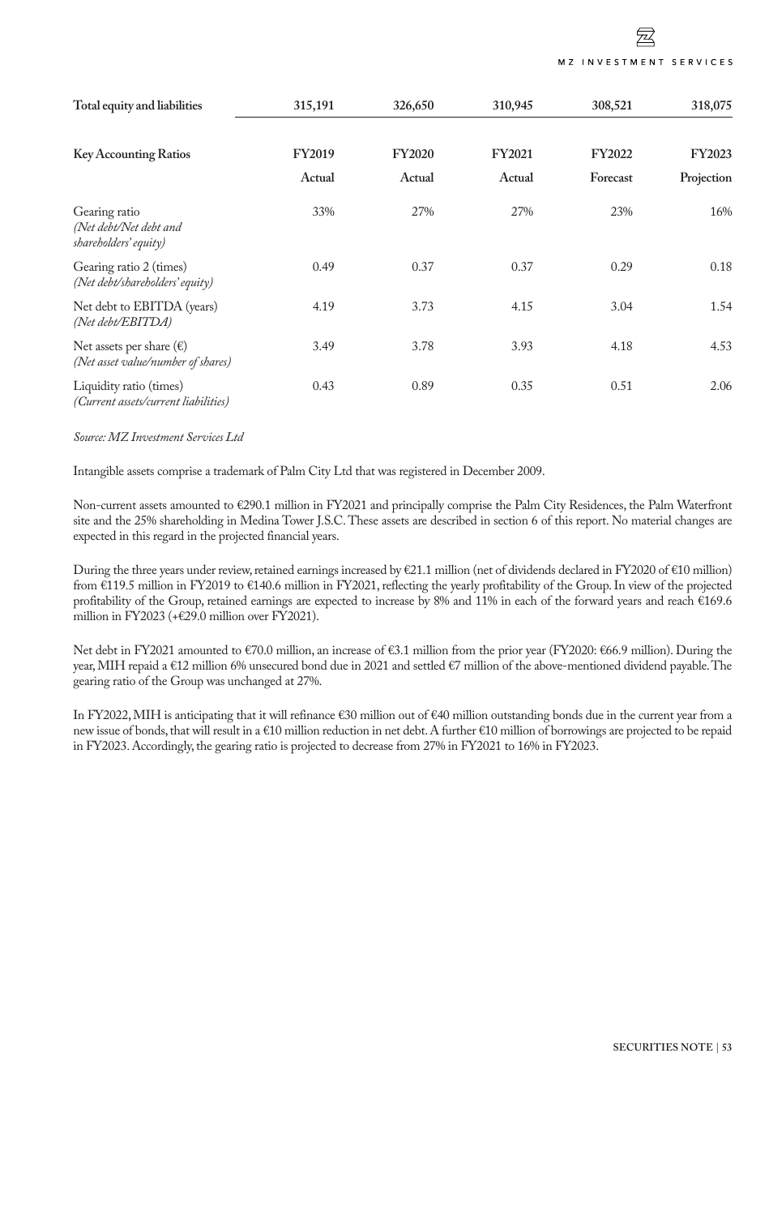| Total equity and liabilities | 315,191 | 326,650 | 310,945 | 308,521 | 318,075 |
|---|---|---|---|---|---|
| **Key Accounting Ratios** | **FY2019** | **FY2020** | **FY2021** | **FY2022** | **FY2023** |
| | **Actual** | **Actual** | **Actual** | **Forecast** | **Projection** |
| Gearing ratio *(Net debt/Net debt and shareholders' equity)* | 33% | 27% | 27% | 23% | 16% |
| Gearing ratio 2 (times) *(Net debt/shareholders' equity)* | 0.49 | 0.37 | 0.37 | 0.29 | 0.18 |
| Net debt to EBITDA (years) *(Net debt/EBITDA)* | 4.19 | 3.73 | 4.15 | 3.04 | 1.54 |
| Net assets per share (€) *(Net asset value/number of shares)* | 3.49 | 3.78 | 3.93 | 4.18 | 4.53 |
| Liquidity ratio (times) *(Current assets/current liabilities)* | 0.43 | 0.89 | 0.35 | 0.51 | 2.06 |

*Source: MZ Investment Services Ltd*

Intangible assets comprise a trademark of Palm City Ltd that was registered in December 2009.

Non-current assets amounted to €290.1 million in FY2021 and principally comprise the Palm City Residences, the Palm Waterfront site and the 25% shareholding in Medina Tower J.S.C. These assets are described in section 6 of this report. No material changes are expected in this regard in the projected financial years.

During the three years under review, retained earnings increased by €21.1 million (net of dividends declared in FY2020 of €10 million) from €119.5 million in FY2019 to €140.6 million in FY2021, reflecting the yearly profitability of the Group. In view of the projected profitability of the Group, retained earnings are expected to increase by 8% and 11% in each of the forward years and reach €169.6 million in FY2023 (+€29.0 million over FY2021).

Net debt in FY2021 amounted to €70.0 million, an increase of €3.1 million from the prior year (FY2020: €66.9 million). During the year, MIH repaid a €12 million 6% unsecured bond due in 2021 and settled €7 million of the above-mentioned dividend payable. The gearing ratio of the Group was unchanged at 27%.

In FY2022, MIH is anticipating that it will refinance €30 million out of €40 million outstanding bonds due in the current year from a new issue of bonds, that will result in a €10 million reduction in net debt. A further €10 million of borrowings are projected to be repaid in FY2023. Accordingly, the gearing ratio is projected to decrease from 27% in FY2021 to 16% in FY2023.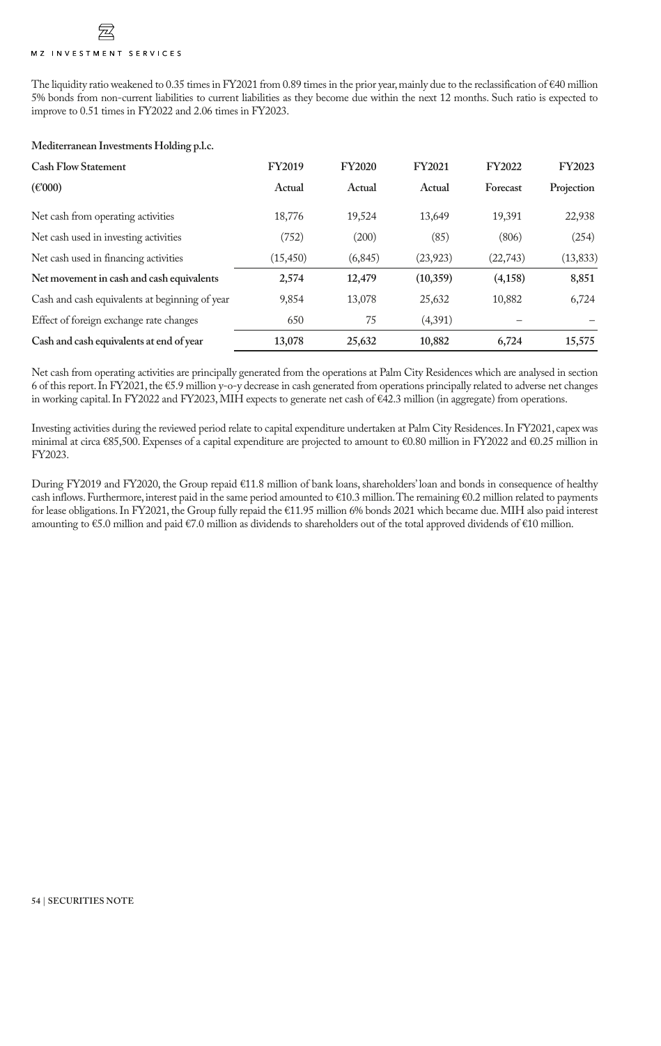The liquidity ratio weakened to 0.35 times in FY2021 from 0.89 times in the prior year, mainly due to the reclassification of €40 million 5% bonds from non-current liabilities to current liabilities as they become due within the next 12 months. Such ratio is expected to improve to 0.51 times in FY2022 and 2.06 times in FY2023.

**Mediterranean Investments Holding p.l.c.**

| **Cash Flow Statement** | **FY2019** | **FY2020** | **FY2021** | **FY2022** | **FY2023** |
|---|---|---|---|---|---|
| **(€'000)** | Actual | Actual | Actual | Forecast | Projection |
| Net cash from operating activities | 18,776 | 19,524 | 13,649 | 19,391 | 22,938 |
| Net cash used in investing activities | (752) | (200) | (85) | (806) | (254) |
| Net cash used in financing activities | (15,450) | (6,845) | (23,923) | (22,743) | (13,833) |
| **Net movement in cash and cash equivalents** | **2,574** | **12,479** | **(10,359)** | **(4,158)** | **8,851** |
| Cash and cash equivalents at beginning of year | 9,854 | 13,078 | 25,632 | 10,882 | 6,724 |
| Effect of foreign exchange rate changes | 650 | 75 | (4,391) | – | – |
| **Cash and cash equivalents at end of year** | **13,078** | **25,632** | **10,882** | **6,724** | **15,575** |

Net cash from operating activities are principally generated from the operations at Palm City Residences which are analysed in section 6 of this report. In FY2021, the €5.9 million y-o-y decrease in cash generated from operations principally related to adverse net changes in working capital. In FY2022 and FY2023, MIH expects to generate net cash of €42.3 million (in aggregate) from operations.

Investing activities during the reviewed period relate to capital expenditure undertaken at Palm City Residences. In FY2021, capex was minimal at circa €85,500. Expenses of a capital expenditure are projected to amount to €0.80 million in FY2022 and €0.25 million in FY2023.

During FY2019 and FY2020, the Group repaid €11.8 million of bank loans, shareholders' loan and bonds in consequence of healthy cash inflows. Furthermore, interest paid in the same period amounted to €10.3 million. The remaining €0.2 million related to payments for lease obligations. In FY2021, the Group fully repaid the €11.95 million 6% bonds 2021 which became due. MIH also paid interest amounting to €5.0 million and paid €7.0 million as dividends to shareholders out of the total approved dividends of €10 million.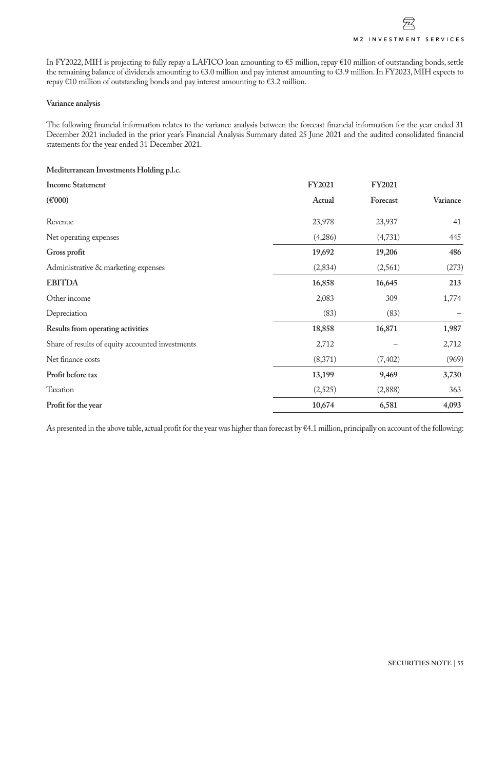In FY2022, MIH is projecting to fully repay a LAFICO loan amounting to €5 million, repay €10 million of outstanding bonds, settle the remaining balance of dividends amounting to €3.0 million and pay interest amounting to €3.9 million. In FY2023, MIH expects to repay €10 million of outstanding bonds and pay interest amounting to €3.2 million.

**Variance analysis**

The following financial information relates to the variance analysis between the forecast financial information for the year ended 31 December 2021 included in the prior year's Financial Analysis Summary dated 25 June 2021 and the audited consolidated financial statements for the year ended 31 December 2021.

**Mediterranean Investments Holding p.l.c.**

| **Income Statement** | **FY2021** | **FY2021** | |
|---|---|---|---|
| **(€'000)** | **Actual** | **Forecast** | **Variance** |
| Revenue | 23,978 | 23,937 | 41 |
| Net operating expenses | (4,286) | (4,731) | 445 |
| **Gross profit** | **19,692** | **19,206** | **486** |
| Administrative & marketing expenses | (2,834) | (2,561) | (273) |
| **EBITDA** | **16,858** | **16,645** | **213** |
| Other income | 2,083 | 309 | 1,774 |
| Depreciation | (83) | (83) | – |
| **Results from operating activities** | **18,858** | **16,871** | **1,987** |
| Share of results of equity accounted investments | 2,712 | – | 2,712 |
| Net finance costs | (8,371) | (7,402) | (969) |
| **Profit before tax** | **13,199** | **9,469** | **3,730** |
| Taxation | (2,525) | (2,888) | 363 |
| **Profit for the year** | **10,674** | **6,581** | **4,093** |

As presented in the above table, actual profit for the year was higher than forecast by €4.1 million, principally on account of the following: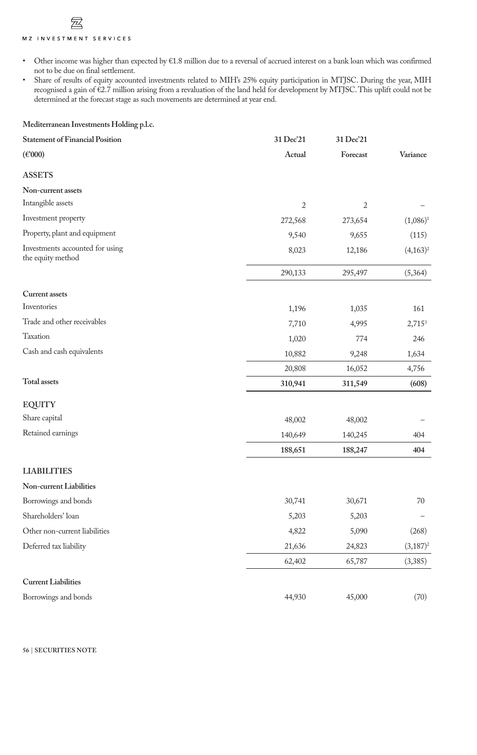- Other income was higher than expected by €1.8 million due to a reversal of accrued interest on a bank loan which was confirmed not to be due on final settlement.
- Share of results of equity accounted investments related to MIH's 25% equity participation in MTJSC. During the year, MIH recognised a gain of €2.7 million arising from a revaluation of the land held for development by MTJSC. This uplift could not be determined at the forecast stage as such movements are determined at year end.

**Mediterranean Investments Holding p.l.c.**

| Statement of Financial Position | 31 Dec'21 | 31 Dec'21 | |
|---|---|---|---|
| (€'000) | Actual | Forecast | Variance |
| **ASSETS** | | | |
| **Non-current assets** | | | |
| Intangible assets | 2 | 2 | – |
| Investment property | 272,568 | 273,654 | (1,086)[1] |
| Property, plant and equipment | 9,540 | 9,655 | (115) |
| Investments accounted for using the equity method | 8,023 | 12,186 | (4,163)[2] |
| | 290,133 | 295,497 | (5,364) |
| **Current assets** | | | |
| Inventories | 1,196 | 1,035 | 161 |
| Trade and other receivables | 7,710 | 4,995 | 2,715[3] |
| Taxation | 1,020 | 774 | 246 |
| Cash and cash equivalents | 10,882 | 9,248 | 1,634 |
| | 20,808 | 16,052 | 4,756 |
| **Total assets** | **310,941** | **311,549** | **(608)** |
| **EQUITY** | | | |
| Share capital | 48,002 | 48,002 | – |
| Retained earnings | 140,649 | 140,245 | 404 |
| | **188,651** | **188,247** | **404** |
| **LIABILITIES** | | | |
| **Non-current Liabilities** | | | |
| Borrowings and bonds | 30,741 | 30,671 | 70 |
| Shareholders' loan | 5,203 | 5,203 | – |
| Other non-current liabilities | 4,822 | 5,090 | (268) |
| Deferred tax liability | 21,636 | 24,823 | (3,187)[2] |
| | 62,402 | 65,787 | (3,385) |
| **Current Liabilities** | | | |
| Borrowings and bonds | 44,930 | 45,000 | (70) |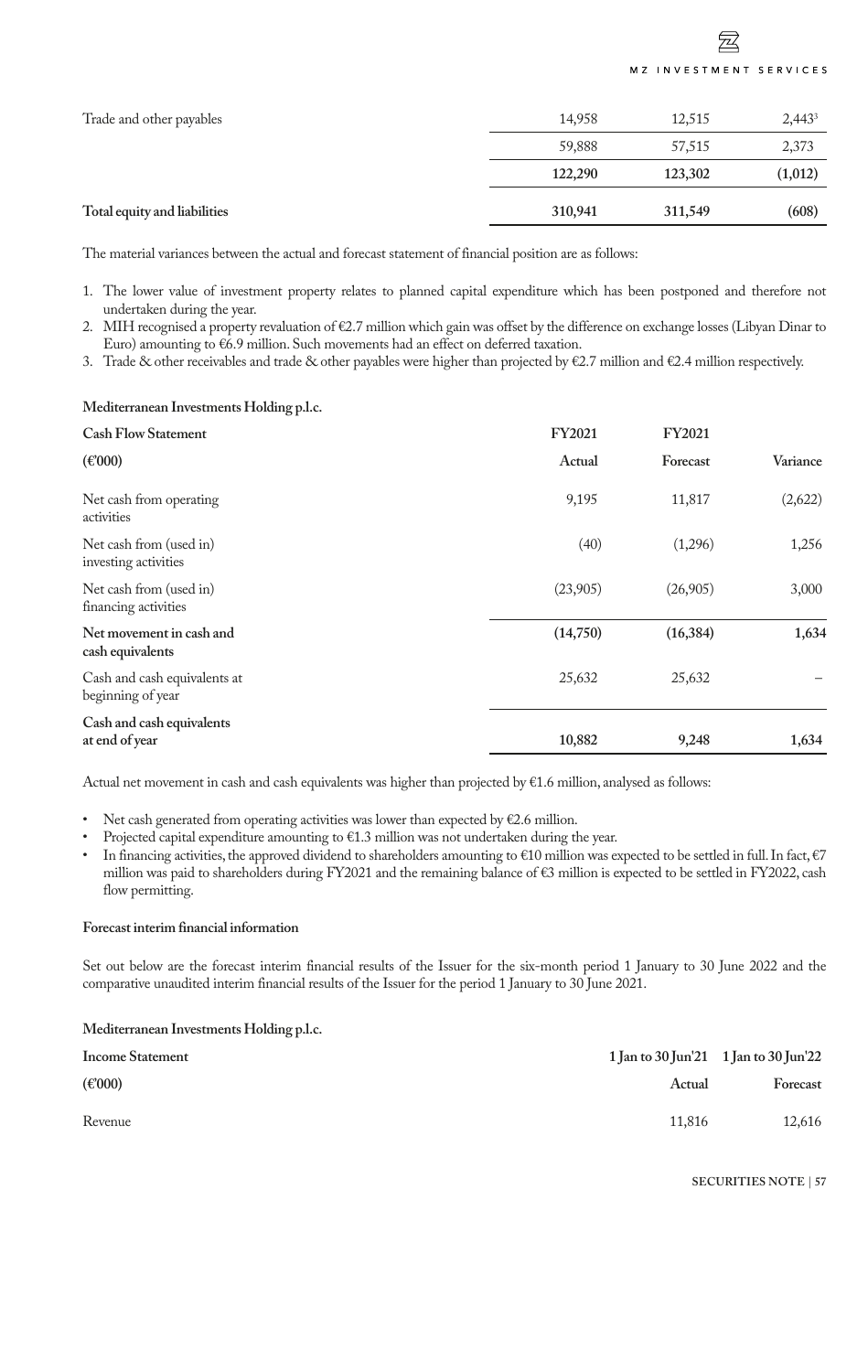| | | | |
|---|---|---|---|
| Trade and other payables | 14,958 | 12,515 | 2,443[3] |
| | 59,888 | 57,515 | 2,373 |
| | **122,290** | **123,302** | **(1,012)** |
| **Total equity and liabilities** | **310,941** | **311,549** | **(608)** |

The material variances between the actual and forecast statement of financial position are as follows:

1. The lower value of investment property relates to planned capital expenditure which has been postponed and therefore not undertaken during the year.
2. MIH recognised a property revaluation of €2.7 million which gain was offset by the difference on exchange losses (Libyan Dinar to Euro) amounting to €6.9 million. Such movements had an effect on deferred taxation.
3. Trade & other receivables and trade & other payables were higher than projected by €2.7 million and €2.4 million respectively.

**Mediterranean Investments Holding p.l.c.**

| **Cash Flow Statement** | **FY2021** | **FY2021** | |
|---|---|---|---|
| **(€'000)** | **Actual** | **Forecast** | **Variance** |
| Net cash from operating activities | 9,195 | 11,817 | (2,622) |
| Net cash from (used in) investing activities | (40) | (1,296) | 1,256 |
| Net cash from (used in) financing activities | (23,905) | (26,905) | 3,000 |
| **Net movement in cash and cash equivalents** | **(14,750)** | **(16,384)** | **1,634** |
| Cash and cash equivalents at beginning of year | 25,632 | 25,632 | – |
| **Cash and cash equivalents at end of year** | **10,882** | **9,248** | **1,634** |

Actual net movement in cash and cash equivalents was higher than projected by €1.6 million, analysed as follows:

- Net cash generated from operating activities was lower than expected by €2.6 million.
- Projected capital expenditure amounting to €1.3 million was not undertaken during the year.
- In financing activities, the approved dividend to shareholders amounting to €10 million was expected to be settled in full. In fact, €7 million was paid to shareholders during FY2021 and the remaining balance of €3 million is expected to be settled in FY2022, cash flow permitting.

**Forecast interim financial information**

Set out below are the forecast interim financial results of the Issuer for the six-month period 1 January to 30 June 2022 and the comparative unaudited interim financial results of the Issuer for the period 1 January to 30 June 2021.

**Mediterranean Investments Holding p.l.c.**

| **Income Statement** | **1 Jan to 30 Jun'21** | **1 Jan to 30 Jun'22** |
|---|---|---|
| **(€'000)** | **Actual** | **Forecast** |
| Revenue | 11,816 | 12,616 |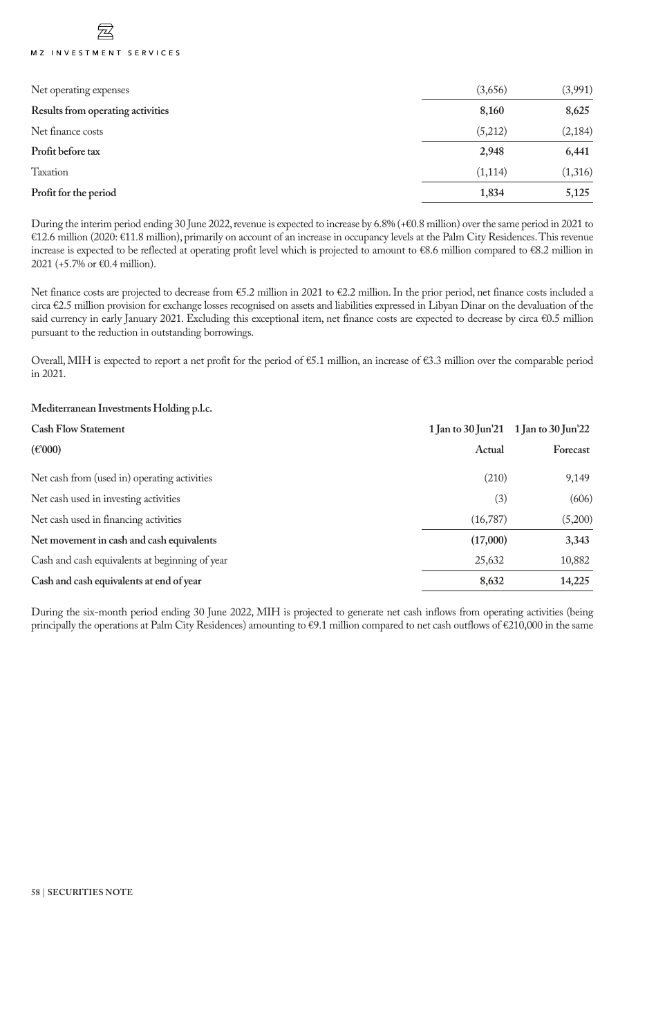| | | |
|---|---|---|
| Net operating expenses | (3,656) | (3,991) |
| **Results from operating activities** | **8,160** | **8,625** |
| Net finance costs | (5,212) | (2,184) |
| **Profit before tax** | **2,948** | **6,441** |
| Taxation | (1,114) | (1,316) |
| **Profit for the period** | **1,834** | **5,125** |

During the interim period ending 30 June 2022, revenue is expected to increase by 6.8% (+€0.8 million) over the same period in 2021 to €12.6 million (2020: €11.8 million), primarily on account of an increase in occupancy levels at the Palm City Residences. This revenue increase is expected to be reflected at operating profit level which is projected to amount to €8.6 million compared to €8.2 million in 2021 (+5.7% or €0.4 million).

Net finance costs are projected to decrease from €5.2 million in 2021 to €2.2 million. In the prior period, net finance costs included a circa €2.5 million provision for exchange losses recognised on assets and liabilities expressed in Libyan Dinar on the devaluation of the said currency in early January 2021. Excluding this exceptional item, net finance costs are expected to decrease by circa €0.5 million pursuant to the reduction in outstanding borrowings.

Overall, MIH is expected to report a net profit for the period of €5.1 million, an increase of €3.3 million over the comparable period in 2021.

**Mediterranean Investments Holding p.l.c.**

| **Cash Flow Statement** | **1 Jan to 30 Jun'21** | **1 Jan to 30 Jun'22** |
|---|---|---|
| **(€'000)** | **Actual** | **Forecast** |
| Net cash from (used in) operating activities | (210) | 9,149 |
| Net cash used in investing activities | (3) | (606) |
| Net cash used in financing activities | (16,787) | (5,200) |
| **Net movement in cash and cash equivalents** | **(17,000)** | **3,343** |
| Cash and cash equivalents at beginning of year | 25,632 | 10,882 |
| **Cash and cash equivalents at end of year** | **8,632** | **14,225** |

During the six-month period ending 30 June 2022, MIH is projected to generate net cash inflows from operating activities (being principally the operations at Palm City Residences) amounting to €9.1 million compared to net cash outflows of €210,000 in the same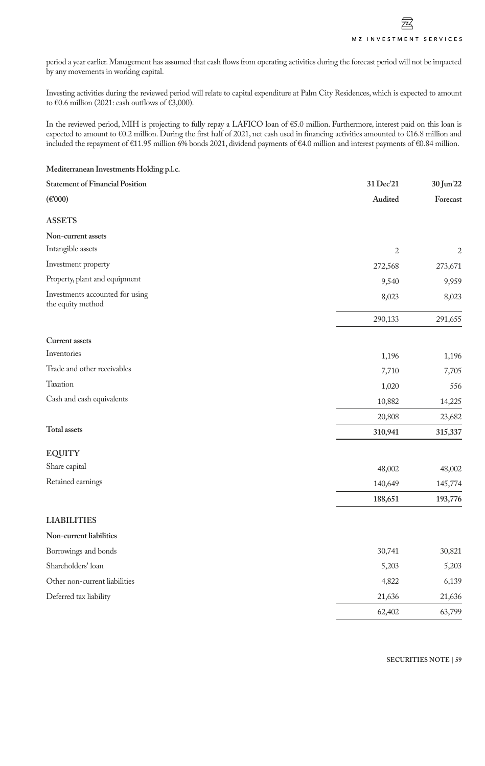period a year earlier. Management has assumed that cash flows from operating activities during the forecast period will not be impacted by any movements in working capital.

Investing activities during the reviewed period will relate to capital expenditure at Palm City Residences, which is expected to amount to €0.6 million (2021: cash outflows of €3,000).

In the reviewed period, MIH is projecting to fully repay a LAFICO loan of €5.0 million. Furthermore, interest paid on this loan is expected to amount to €0.2 million. During the first half of 2021, net cash used in financing activities amounted to €16.8 million and included the repayment of €11.95 million 6% bonds 2021, dividend payments of €4.0 million and interest payments of €0.84 million.

**Mediterranean Investments Holding p.l.c.**

| **Statement of Financial Position** | **31 Dec'21** | **30 Jun'22** |
|---|---|---|
| **(€'000)** | **Audited** | **Forecast** |
| **ASSETS** | | |
| **Non-current assets** | | |
| Intangible assets | 2 | 2 |
| Investment property | 272,568 | 273,671 |
| Property, plant and equipment | 9,540 | 9,959 |
| Investments accounted for using the equity method | 8,023 | 8,023 |
| | 290,133 | 291,655 |
| **Current assets** | | |
| Inventories | 1,196 | 1,196 |
| Trade and other receivables | 7,710 | 7,705 |
| Taxation | 1,020 | 556 |
| Cash and cash equivalents | 10,882 | 14,225 |
| | 20,808 | 23,682 |
| **Total assets** | **310,941** | **315,337** |
| **EQUITY** | | |
| Share capital | 48,002 | 48,002 |
| Retained earnings | 140,649 | 145,774 |
| | **188,651** | **193,776** |
| **LIABILITIES** | | |
| **Non-current liabilities** | | |
| Borrowings and bonds | 30,741 | 30,821 |
| Shareholders' loan | 5,203 | 5,203 |
| Other non-current liabilities | 4,822 | 6,139 |
| Deferred tax liability | 21,636 | 21,636 |
| | 62,402 | 63,799 |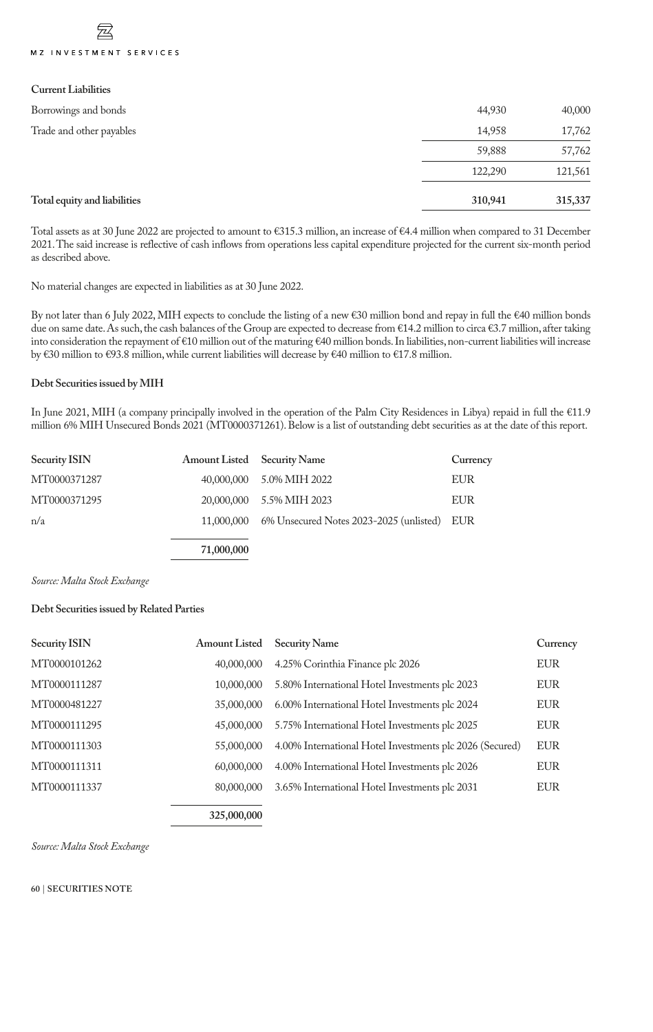| | | |
|---|---|---|
| **Current Liabilities** | | |
| Borrowings and bonds | 44,930 | 40,000 |
| Trade and other payables | 14,958 | 17,762 |
| | 59,888 | 57,762 |
| | 122,290 | 121,561 |
| **Total equity and liabilities** | **310,941** | **315,337** |

Total assets as at 30 June 2022 are projected to amount to €315.3 million, an increase of €4.4 million when compared to 31 December 2021. The said increase is reflective of cash inflows from operations less capital expenditure projected for the current six-month period as described above.

No material changes are expected in liabilities as at 30 June 2022.

By not later than 6 July 2022, MIH expects to conclude the listing of a new €30 million bond and repay in full the €40 million bonds due on same date. As such, the cash balances of the Group are expected to decrease from €14.2 million to circa €3.7 million, after taking into consideration the repayment of €10 million out of the maturing €40 million bonds. In liabilities, non-current liabilities will increase by €30 million to €93.8 million, while current liabilities will decrease by €40 million to €17.8 million.

**Debt Securities issued by MIH**

In June 2021, MIH (a company principally involved in the operation of the Palm City Residences in Libya) repaid in full the €11.9 million 6% MIH Unsecured Bonds 2021 (MT0000371261). Below is a list of outstanding debt securities as at the date of this report.

| Security ISIN | Amount Listed | Security Name | Currency |
|---|---|---|---|
| MT0000371287 | 40,000,000 | 5.0% MIH 2022 | EUR |
| MT0000371295 | 20,000,000 | 5.5% MIH 2023 | EUR |
| n/a | 11,000,000 | 6% Unsecured Notes 2023-2025 (unlisted) | EUR |
| | **71,000,000** | | |

*Source: Malta Stock Exchange*

**Debt Securities issued by Related Parties**

| Security ISIN | Amount Listed | Security Name | Currency |
|---|---|---|---|
| MT0000101262 | 40,000,000 | 4.25% Corinthia Finance plc 2026 | EUR |
| MT0000111287 | 10,000,000 | 5.80% International Hotel Investments plc 2023 | EUR |
| MT0000481227 | 35,000,000 | 6.00% International Hotel Investments plc 2024 | EUR |
| MT0000111295 | 45,000,000 | 5.75% International Hotel Investments plc 2025 | EUR |
| MT0000111303 | 55,000,000 | 4.00% International Hotel Investments plc 2026 (Secured) | EUR |
| MT0000111311 | 60,000,000 | 4.00% International Hotel Investments plc 2026 | EUR |
| MT0000111337 | 80,000,000 | 3.65% International Hotel Investments plc 2031 | EUR |
| | **325,000,000** | | |

*Source: Malta Stock Exchange*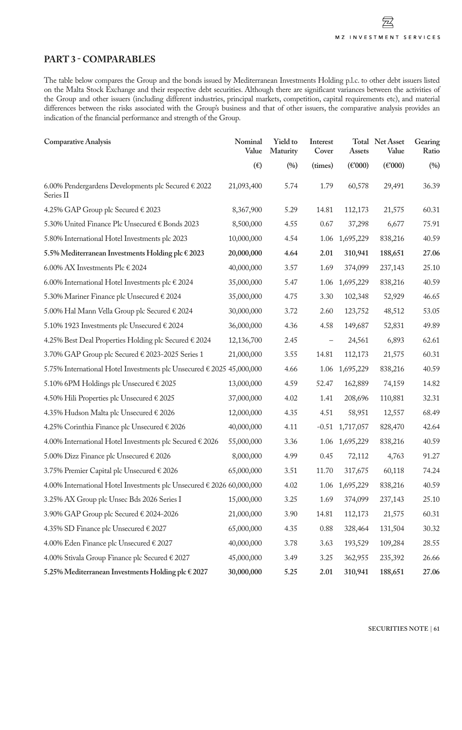## PART 3 - COMPARABLES

The table below compares the Group and the bonds issued by Mediterranean Investments Holding p.l.c. to other debt issuers listed on the Malta Stock Exchange and their respective debt securities. Although there are significant variances between the activities of the Group and other issuers (including different industries, principal markets, competition, capital requirements etc), and material differences between the risks associated with the Group's business and that of other issuers, the comparative analysis provides an indication of the financial performance and strength of the Group.

| Comparative Analysis | Nominal Value | Yield to Maturity | Interest Cover | Total Assets | Net Asset Value | Gearing Ratio |
|---|---|---|---|---|---|---|
| | (€) | (%) | (times) | (€'000) | (€'000) | (%) |
| 6.00% Pendergardens Developments plc Secured € 2022 Series II | 21,093,400 | 5.74 | 1.79 | 60,578 | 29,491 | 36.39 |
| 4.25% GAP Group plc Secured € 2023 | 8,367,900 | 5.29 | 14.81 | 112,173 | 21,575 | 60.31 |
| 5.30% United Finance Plc Unsecured € Bonds 2023 | 8,500,000 | 4.55 | 0.67 | 37,298 | 6,677 | 75.91 |
| 5.80% International Hotel Investments plc 2023 | 10,000,000 | 4.54 | 1.06 | 1,695,229 | 838,216 | 40.59 |
| **5.5% Mediterranean Investments Holding plc € 2023** | **20,000,000** | **4.64** | **2.01** | **310,941** | **188,651** | **27.06** |
| 6.00% AX Investments Plc € 2024 | 40,000,000 | 3.57 | 1.69 | 374,099 | 237,143 | 25.10 |
| 6.00% International Hotel Investments plc € 2024 | 35,000,000 | 5.47 | 1.06 | 1,695,229 | 838,216 | 40.59 |
| 5.30% Mariner Finance plc Unsecured € 2024 | 35,000,000 | 4.75 | 3.30 | 102,348 | 52,929 | 46.65 |
| 5.00% Hal Mann Vella Group plc Secured € 2024 | 30,000,000 | 3.72 | 2.60 | 123,752 | 48,512 | 53.05 |
| 5.10% 1923 Investments plc Unsecured € 2024 | 36,000,000 | 4.36 | 4.58 | 149,687 | 52,831 | 49.89 |
| 4.25% Best Deal Properties Holding plc Secured € 2024 | 12,136,700 | 2.45 | – | 24,561 | 6,893 | 62.61 |
| 3.70% GAP Group plc Secured € 2023-2025 Series 1 | 21,000,000 | 3.55 | 14.81 | 112,173 | 21,575 | 60.31 |
| 5.75% International Hotel Investments plc Unsecured € 2025 | 45,000,000 | 4.66 | 1.06 | 1,695,229 | 838,216 | 40.59 |
| 5.10% 6PM Holdings plc Unsecured € 2025 | 13,000,000 | 4.59 | 52.47 | 162,889 | 74,159 | 14.82 |
| 4.50% Hili Properties plc Unsecured € 2025 | 37,000,000 | 4.02 | 1.41 | 208,696 | 110,881 | 32.31 |
| 4.35% Hudson Malta plc Unsecured € 2026 | 12,000,000 | 4.35 | 4.51 | 58,951 | 12,557 | 68.49 |
| 4.25% Corinthia Finance plc Unsecured € 2026 | 40,000,000 | 4.11 | -0.51 | 1,717,057 | 828,470 | 42.64 |
| 4.00% International Hotel Investments plc Secured € 2026 | 55,000,000 | 3.36 | 1.06 | 1,695,229 | 838,216 | 40.59 |
| 5.00% Dizz Finance plc Unsecured € 2026 | 8,000,000 | 4.99 | 0.45 | 72,112 | 4,763 | 91.27 |
| 3.75% Premier Capital plc Unsecured € 2026 | 65,000,000 | 3.51 | 11.70 | 317,675 | 60,118 | 74.24 |
| 4.00% International Hotel Investments plc Unsecured € 2026 | 60,000,000 | 4.02 | 1.06 | 1,695,229 | 838,216 | 40.59 |
| 3.25% AX Group plc Unsec Bds 2026 Series I | 15,000,000 | 3.25 | 1.69 | 374,099 | 237,143 | 25.10 |
| 3.90% GAP Group plc Secured € 2024-2026 | 21,000,000 | 3.90 | 14.81 | 112,173 | 21,575 | 60.31 |
| 4.35% SD Finance plc Unsecured € 2027 | 65,000,000 | 4.35 | 0.88 | 328,464 | 131,504 | 30.32 |
| 4.00% Eden Finance plc Unsecured € 2027 | 40,000,000 | 3.78 | 3.63 | 193,529 | 109,284 | 28.55 |
| 4.00% Stivala Group Finance plc Secured € 2027 | 45,000,000 | 3.49 | 3.25 | 362,955 | 235,392 | 26.66 |
| **5.25% Mediterranean Investments Holding plc € 2027** | **30,000,000** | **5.25** | **2.01** | **310,941** | **188,651** | **27.06** |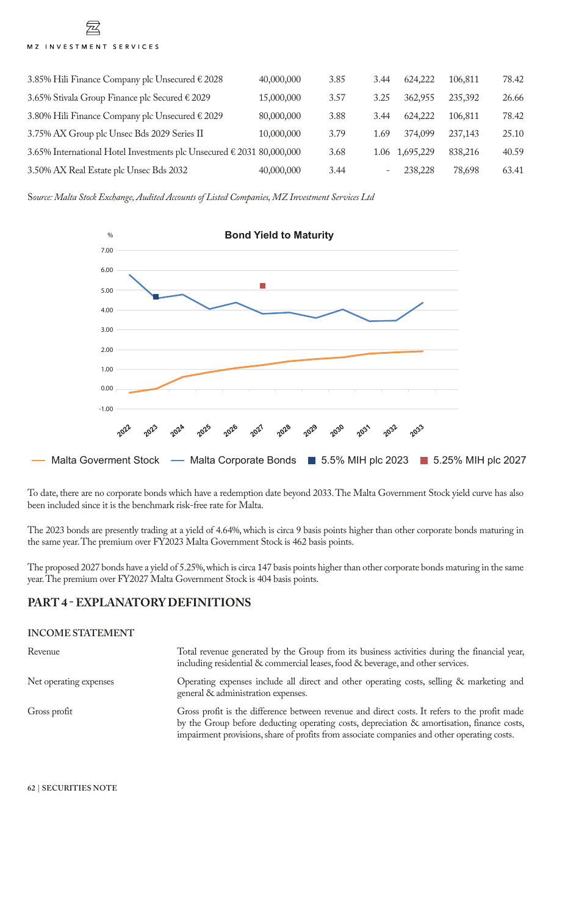| | | | | | | |
|---|---|---|---|---|---|---|
| 3.85% Hili Finance Company plc Unsecured € 2028 | 40,000,000 | 3.85 | 3.44 | 624,222 | 106,811 | 78.42 |
| 3.65% Stivala Group Finance plc Secured € 2029 | 15,000,000 | 3.57 | 3.25 | 362,955 | 235,392 | 26.66 |
| 3.80% Hili Finance Company plc Unsecured € 2029 | 80,000,000 | 3.88 | 3.44 | 624,222 | 106,811 | 78.42 |
| 3.75% AX Group plc Unsec Bds 2029 Series II | 10,000,000 | 3.79 | 1.69 | 374,099 | 237,143 | 25.10 |
| 3.65% International Hotel Investments plc Unsecured € 2031 | 80,000,000 | 3.68 | 1.06 | 1,695,229 | 838,216 | 40.59 |
| 3.50% AX Real Estate plc Unsec Bds 2032 | 40,000,000 | 3.44 | - | 238,228 | 78,698 | 63.41 |

*Source: Malta Stock Exchange, Audited Accounts of Listed Companies, MZ Investment Services Ltd*

Bond Yield to Maturity

%

7.00
6.00
5.00
4.00
3.00
2.00
1.00
0.00
-1.00

2022 2023 2024 2025 2026 2027 2028 2029 2030 2031 2032 2033

Malta Goverment Stock — Malta Corporate Bonds — 5.5% MIH plc 2023 — 5.25% MIH plc 2027

To date, there are no corporate bonds which have a redemption date beyond 2033. The Malta Government Stock yield curve has also been included since it is the benchmark risk-free rate for Malta.

The 2023 bonds are presently trading at a yield of 4.64%, which is circa 9 basis points higher than other corporate bonds maturing in the same year. The premium over FY2023 Malta Government Stock is 462 basis points.

The proposed 2027 bonds have a yield of 5.25%, which is circa 147 basis points higher than other corporate bonds maturing in the same year. The premium over FY2027 Malta Government Stock is 404 basis points.

## PART 4 - EXPLANATORY DEFINITIONS

### INCOME STATEMENT

| | |
|---|---|
| Revenue | Total revenue generated by the Group from its business activities during the financial year, including residential & commercial leases, food & beverage, and other services. |
| Net operating expenses | Operating expenses include all direct and other operating costs, selling & marketing and general & administration expenses. |
| Gross profit | Gross profit is the difference between revenue and direct costs. It refers to the profit made by the Group before deducting operating costs, depreciation & amortisation, finance costs, impairment provisions, share of profits from associate companies and other operating costs. |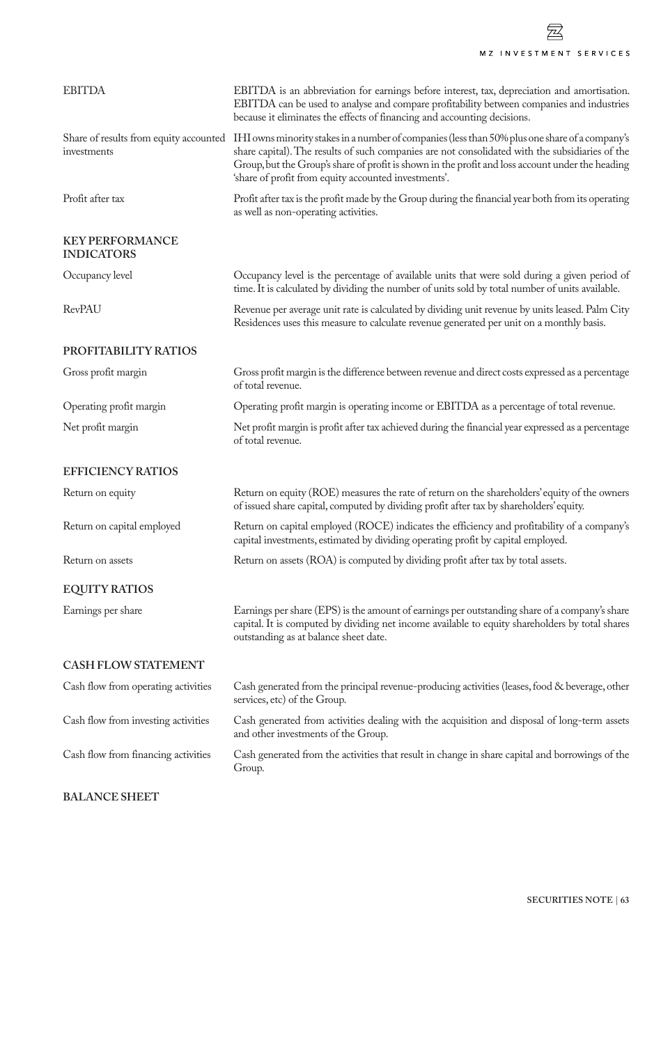| | |
|---|---|
| EBITDA | EBITDA is an abbreviation for earnings before interest, tax, depreciation and amortisation. EBITDA can be used to analyse and compare profitability between companies and industries because it eliminates the effects of financing and accounting decisions. |
| Share of results from equity accounted investments | IHI owns minority stakes in a number of companies (less than 50% plus one share of a company's share capital). The results of such companies are not consolidated with the subsidiaries of the Group, but the Group's share of profit is shown in the profit and loss account under the heading 'share of profit from equity accounted investments'. |
| Profit after tax | Profit after tax is the profit made by the Group during the financial year both from its operating as well as non-operating activities. |

**KEY PERFORMANCE INDICATORS**

| | |
|---|---|
| Occupancy level | Occupancy level is the percentage of available units that were sold during a given period of time. It is calculated by dividing the number of units sold by total number of units available. |
| RevPAU | Revenue per average unit rate is calculated by dividing unit revenue by units leased. Palm City Residences uses this measure to calculate revenue generated per unit on a monthly basis. |

**PROFITABILITY RATIOS**

| | |
|---|---|
| Gross profit margin | Gross profit margin is the difference between revenue and direct costs expressed as a percentage of total revenue. |
| Operating profit margin | Operating profit margin is operating income or EBITDA as a percentage of total revenue. |
| Net profit margin | Net profit margin is profit after tax achieved during the financial year expressed as a percentage of total revenue. |

**EFFICIENCY RATIOS**

| | |
|---|---|
| Return on equity | Return on equity (ROE) measures the rate of return on the shareholders' equity of the owners of issued share capital, computed by dividing profit after tax by shareholders' equity. |
| Return on capital employed | Return on capital employed (ROCE) indicates the efficiency and profitability of a company's capital investments, estimated by dividing operating profit by capital employed. |
| Return on assets | Return on assets (ROA) is computed by dividing profit after tax by total assets. |

**EQUITY RATIOS**

| | |
|---|---|
| Earnings per share | Earnings per share (EPS) is the amount of earnings per outstanding share of a company's share capital. It is computed by dividing net income available to equity shareholders by total shares outstanding as at balance sheet date. |

**CASH FLOW STATEMENT**

| | |
|---|---|
| Cash flow from operating activities | Cash generated from the principal revenue-producing activities (leases, food & beverage, other services, etc) of the Group. |
| Cash flow from investing activities | Cash generated from activities dealing with the acquisition and disposal of long-term assets and other investments of the Group. |
| Cash flow from financing activities | Cash generated from the activities that result in change in share capital and borrowings of the Group. |

**BALANCE SHEET**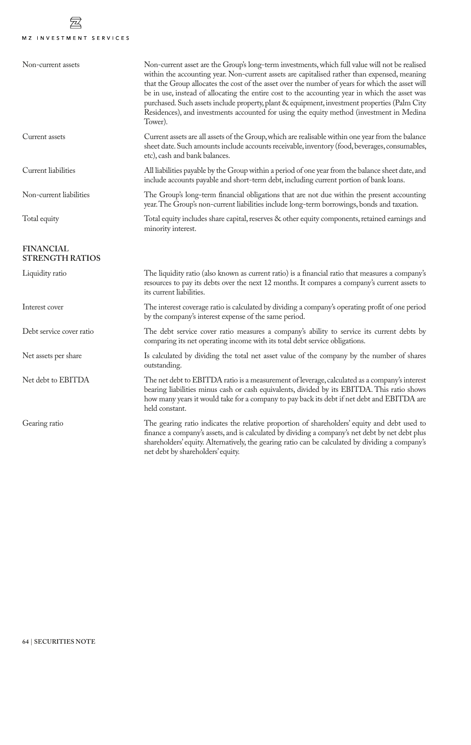| | |
|---|---|
| Non-current assets | Non-current asset are the Group's long-term investments, which full value will not be realised within the accounting year. Non-current assets are capitalised rather than expensed, meaning that the Group allocates the cost of the asset over the number of years for which the asset will be in use, instead of allocating the entire cost to the accounting year in which the asset was purchased. Such assets include property, plant & equipment, investment properties (Palm City Residences), and investments accounted for using the equity method (investment in Medina Tower). |
| Current assets | Current assets are all assets of the Group, which are realisable within one year from the balance sheet date. Such amounts include accounts receivable, inventory (food, beverages, consumables, etc), cash and bank balances. |
| Current liabilities | All liabilities payable by the Group within a period of one year from the balance sheet date, and include accounts payable and short-term debt, including current portion of bank loans. |
| Non-current liabilities | The Group's long-term financial obligations that are not due within the present accounting year. The Group's non-current liabilities include long-term borrowings, bonds and taxation. |
| Total equity | Total equity includes share capital, reserves & other equity components, retained earnings and minority interest. |

## FINANCIAL STRENGTH RATIOS

| | |
|---|---|
| Liquidity ratio | The liquidity ratio (also known as current ratio) is a financial ratio that measures a company's resources to pay its debts over the next 12 months. It compares a company's current assets to its current liabilities. |
| Interest cover | The interest coverage ratio is calculated by dividing a company's operating profit of one period by the company's interest expense of the same period. |
| Debt service cover ratio | The debt service cover ratio measures a company's ability to service its current debts by comparing its net operating income with its total debt service obligations. |
| Net assets per share | Is calculated by dividing the total net asset value of the company by the number of shares outstanding. |
| Net debt to EBITDA | The net debt to EBITDA ratio is a measurement of leverage, calculated as a company's interest bearing liabilities minus cash or cash equivalents, divided by its EBITDA. This ratio shows how many years it would take for a company to pay back its debt if net debt and EBITDA are held constant. |
| Gearing ratio | The gearing ratio indicates the relative proportion of shareholders' equity and debt used to finance a company's assets, and is calculated by dividing a company's net debt by net debt plus shareholders' equity. Alternatively, the gearing ratio can be calculated by dividing a company's net debt by shareholders' equity. |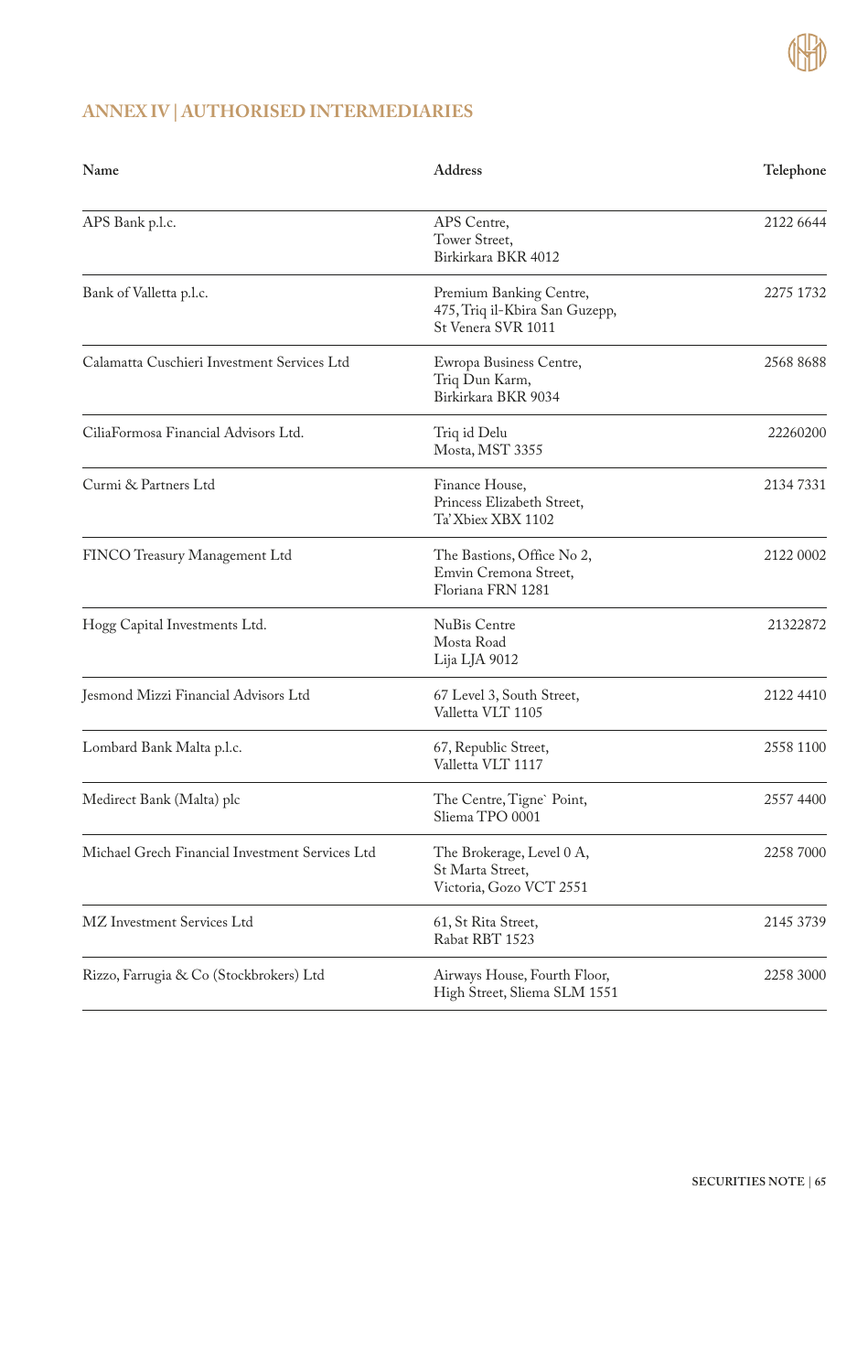## ANNEX IV | AUTHORISED INTERMEDIARIES

| Name | Address | Telephone |
|---|---|---|
| APS Bank p.l.c. | APS Centre, Tower Street, Birkirkara BKR 4012 | 2122 6644 |
| Bank of Valletta p.l.c. | Premium Banking Centre, 475, Triq il-Kbira San Guzepp, St Venera SVR 1011 | 2275 1732 |
| Calamatta Cuschieri Investment Services Ltd | Ewropa Business Centre, Triq Dun Karm, Birkirkara BKR 9034 | 2568 8688 |
| CiliaFormosa Financial Advisors Ltd. | Triq id Delu Mosta, MST 3355 | 22260200 |
| Curmi & Partners Ltd | Finance House, Princess Elizabeth Street, Ta' Xbiex XBX 1102 | 2134 7331 |
| FINCO Treasury Management Ltd | The Bastions, Office No 2, Emvin Cremona Street, Floriana FRN 1281 | 2122 0002 |
| Hogg Capital Investments Ltd. | NuBis Centre Mosta Road Lija LJA 9012 | 21322872 |
| Jesmond Mizzi Financial Advisors Ltd | 67 Level 3, South Street, Valletta VLT 1105 | 2122 4410 |
| Lombard Bank Malta p.l.c. | 67, Republic Street, Valletta VLT 1117 | 2558 1100 |
| Medirect Bank (Malta) plc | The Centre, Tigne` Point, Sliema TPO 0001 | 2557 4400 |
| Michael Grech Financial Investment Services Ltd | The Brokerage, Level 0 A, St Marta Street, Victoria, Gozo VCT 2551 | 2258 7000 |
| MZ Investment Services Ltd | 61, St Rita Street, Rabat RBT 1523 | 2145 3739 |
| Rizzo, Farrugia & Co (Stockbrokers) Ltd | Airways House, Fourth Floor, High Street, Sliema SLM 1551 | 2258 3000 |